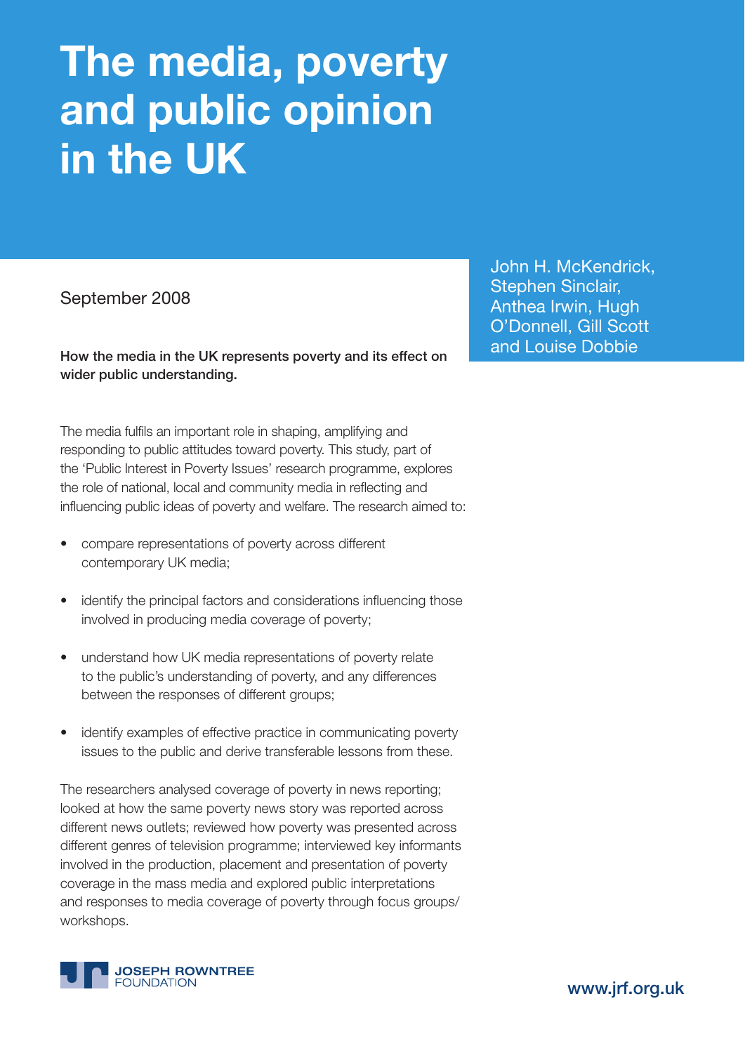# The media, poverty and public opinion in the UK

September 2008

John H. McKendrick, Stephen Sinclair, Anthea Irwin, Hugh O'Donnell, Gill Scott and Louise Dobbie

**How the media in the UK represents poverty and its effect on wider public understanding.**

The media fulfils an important role in shaping, amplifying and responding to public attitudes toward poverty. This study, part of the 'Public Interest in Poverty Issues' research programme, explores the role of national, local and community media in reflecting and influencing public ideas of poverty and welfare. The research aimed to:

- compare representations of poverty across different contemporary UK media;
- identify the principal factors and considerations influencing those involved in producing media coverage of poverty;
- understand how UK media representations of poverty relate to the public's understanding of poverty, and any differences between the responses of different groups;
- identify examples of effective practice in communicating poverty issues to the public and derive transferable lessons from these.

The researchers analysed coverage of poverty in news reporting; looked at how the same poverty news story was reported across different news outlets; reviewed how poverty was presented across different genres of television programme; interviewed key informants involved in the production, placement and presentation of poverty coverage in the mass media and explored public interpretations and responses to media coverage of poverty through focus groups/workshops.

JOSEPH ROWNTREE FOUNDATION

www.jrf.org.uk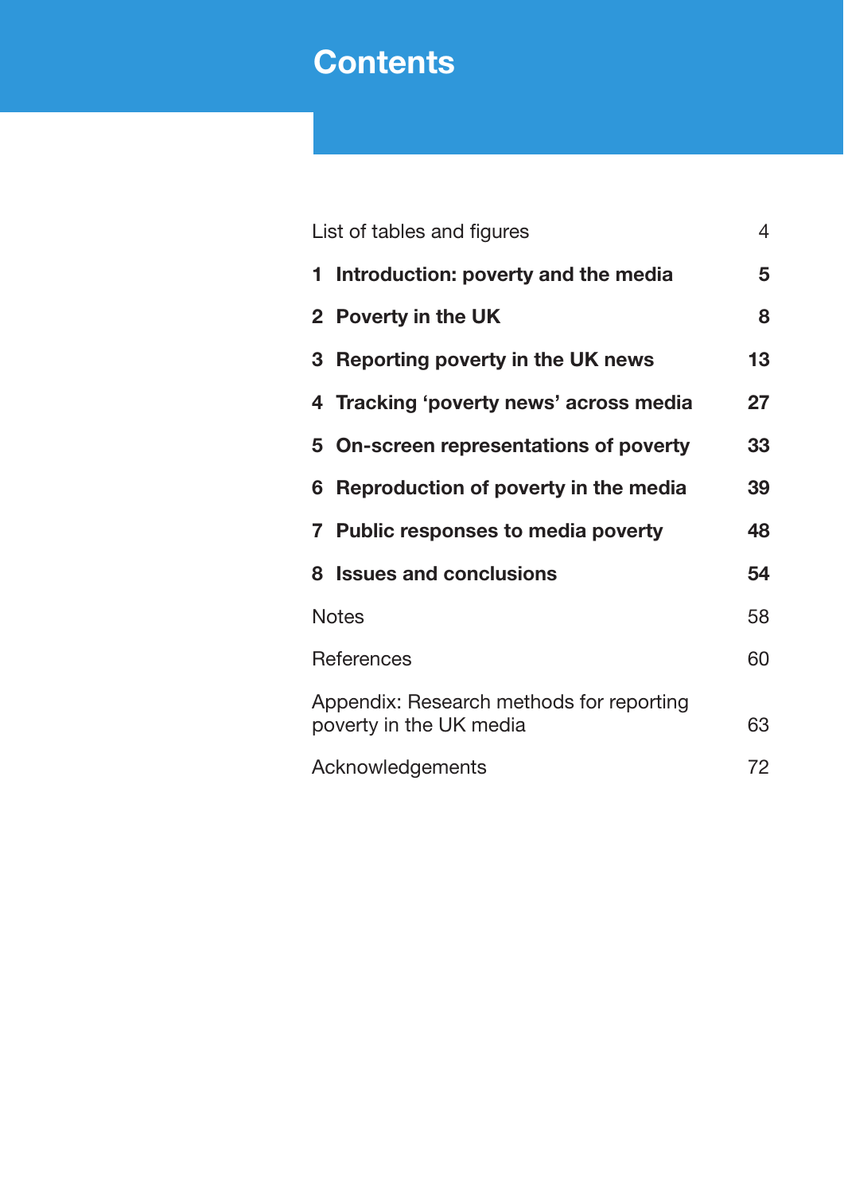# Contents

| | |
|---|---|
| List of tables and figures | 4 |
| **1 Introduction: poverty and the media** | **5** |
| **2 Poverty in the UK** | **8** |
| **3 Reporting poverty in the UK news** | **13** |
| **4 Tracking 'poverty news' across media** | **27** |
| **5 On-screen representations of poverty** | **33** |
| **6 Reproduction of poverty in the media** | **39** |
| **7 Public responses to media poverty** | **48** |
| **8 Issues and conclusions** | **54** |
| Notes | 58 |
| References | 60 |
| Appendix: Research methods for reporting poverty in the UK media | 63 |
| Acknowledgements | 72 |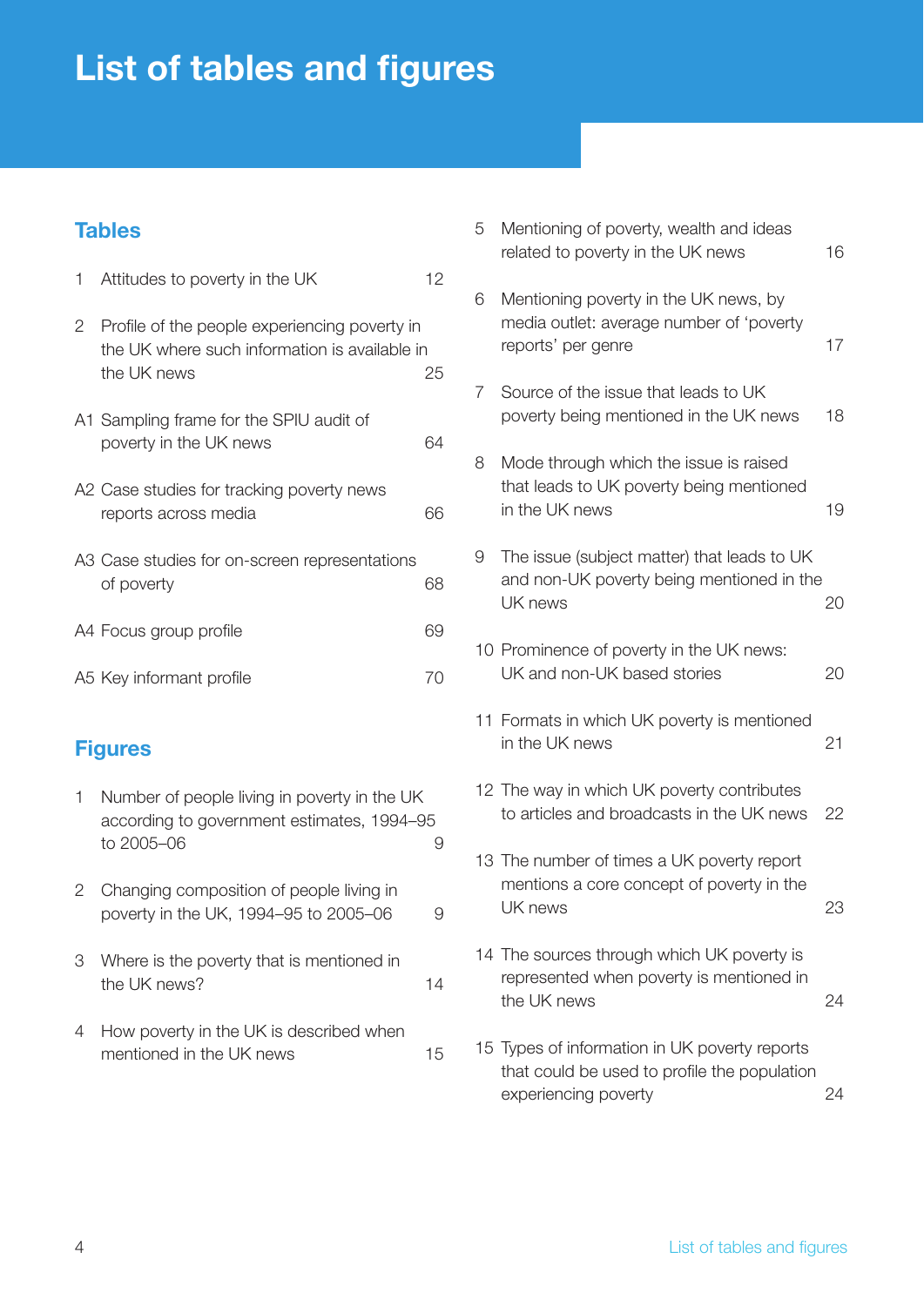# List of tables and figures

## Tables

1 Attitudes to poverty in the UK 12

2 Profile of the people experiencing poverty in the UK where such information is available in the UK news 25

A1 Sampling frame for the SPIU audit of poverty in the UK news 64

A2 Case studies for tracking poverty news reports across media 66

A3 Case studies for on-screen representations of poverty 68

A4 Focus group profile 69

A5 Key informant profile 70

## Figures

1 Number of people living in poverty in the UK according to government estimates, 1994–95 to 2005–06 9

2 Changing composition of people living in poverty in the UK, 1994–95 to 2005–06 9

3 Where is the poverty that is mentioned in the UK news? 14

4 How poverty in the UK is described when mentioned in the UK news 15

5 Mentioning of poverty, wealth and ideas related to poverty in the UK news 16

6 Mentioning poverty in the UK news, by media outlet: average number of 'poverty reports' per genre 17

7 Source of the issue that leads to UK poverty being mentioned in the UK news 18

8 Mode through which the issue is raised that leads to UK poverty being mentioned in the UK news 19

9 The issue (subject matter) that leads to UK and non-UK poverty being mentioned in the UK news 20

10 Prominence of poverty in the UK news: UK and non-UK based stories 20

11 Formats in which UK poverty is mentioned in the UK news 21

12 The way in which UK poverty contributes to articles and broadcasts in the UK news 22

13 The number of times a UK poverty report mentions a core concept of poverty in the UK news 23

14 The sources through which UK poverty is represented when poverty is mentioned in the UK news 24

15 Types of information in UK poverty reports that could be used to profile the population experiencing poverty 24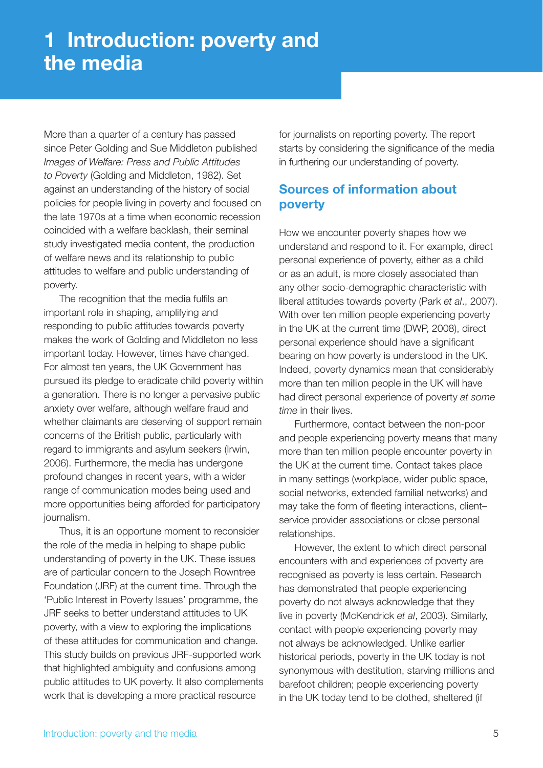# 1 Introduction: poverty and the media

More than a quarter of a century has passed since Peter Golding and Sue Middleton published *Images of Welfare: Press and Public Attitudes to Poverty* (Golding and Middleton, 1982). Set against an understanding of the history of social policies for people living in poverty and focused on the late 1970s at a time when economic recession coincided with a welfare backlash, their seminal study investigated media content, the production of welfare news and its relationship to public attitudes to welfare and public understanding of poverty.

The recognition that the media fulfils an important role in shaping, amplifying and responding to public attitudes towards poverty makes the work of Golding and Middleton no less important today. However, times have changed. For almost ten years, the UK Government has pursued its pledge to eradicate child poverty within a generation. There is no longer a pervasive public anxiety over welfare, although welfare fraud and whether claimants are deserving of support remain concerns of the British public, particularly with regard to immigrants and asylum seekers (Irwin, 2006). Furthermore, the media has undergone profound changes in recent years, with a wider range of communication modes being used and more opportunities being afforded for participatory journalism.

Thus, it is an opportune moment to reconsider the role of the media in helping to shape public understanding of poverty in the UK. These issues are of particular concern to the Joseph Rowntree Foundation (JRF) at the current time. Through the 'Public Interest in Poverty Issues' programme, the JRF seeks to better understand attitudes to UK poverty, with a view to exploring the implications of these attitudes for communication and change. This study builds on previous JRF-supported work that highlighted ambiguity and confusions among public attitudes to UK poverty. It also complements work that is developing a more practical resource for journalists on reporting poverty. The report starts by considering the significance of the media in furthering our understanding of poverty.

## Sources of information about poverty

How we encounter poverty shapes how we understand and respond to it. For example, direct personal experience of poverty, either as a child or as an adult, is more closely associated than any other socio-demographic characteristic with liberal attitudes towards poverty (Park *et al*., 2007). With over ten million people experiencing poverty in the UK at the current time (DWP, 2008), direct personal experience should have a significant bearing on how poverty is understood in the UK. Indeed, poverty dynamics mean that considerably more than ten million people in the UK will have had direct personal experience of poverty *at some time* in their lives.

Furthermore, contact between the non-poor and people experiencing poverty means that many more than ten million people encounter poverty in the UK at the current time. Contact takes place in many settings (workplace, wider public space, social networks, extended familial networks) and may take the form of fleeting interactions, client–service provider associations or close personal relationships.

However, the extent to which direct personal encounters with and experiences of poverty are recognised as poverty is less certain. Research has demonstrated that people experiencing poverty do not always acknowledge that they live in poverty (McKendrick *et al*, 2003). Similarly, contact with people experiencing poverty may not always be acknowledged. Unlike earlier historical periods, poverty in the UK today is not synonymous with destitution, starving millions and barefoot children; people experiencing poverty in the UK today tend to be clothed, sheltered (if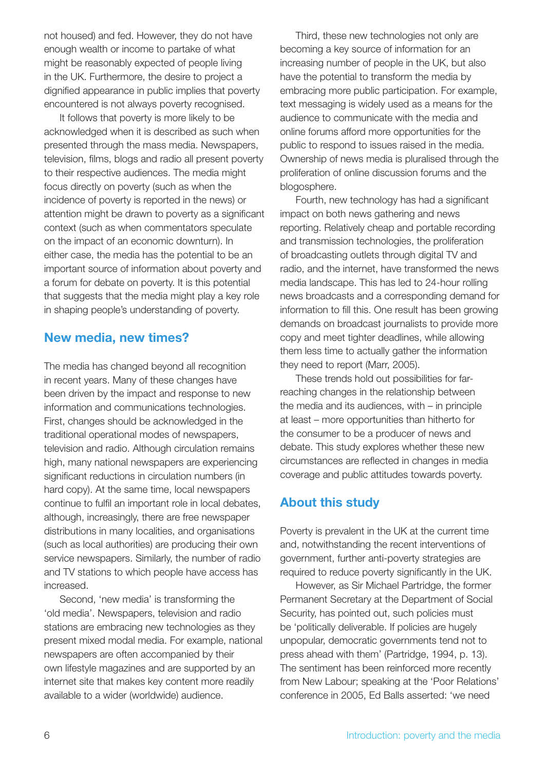not housed) and fed. However, they do not have enough wealth or income to partake of what might be reasonably expected of people living in the UK. Furthermore, the desire to project a dignified appearance in public implies that poverty encountered is not always poverty recognised.

It follows that poverty is more likely to be acknowledged when it is described as such when presented through the mass media. Newspapers, television, films, blogs and radio all present poverty to their respective audiences. The media might focus directly on poverty (such as when the incidence of poverty is reported in the news) or attention might be drawn to poverty as a significant context (such as when commentators speculate on the impact of an economic downturn). In either case, the media has the potential to be an important source of information about poverty and a forum for debate on poverty. It is this potential that suggests that the media might play a key role in shaping people's understanding of poverty.

## New media, new times?

The media has changed beyond all recognition in recent years. Many of these changes have been driven by the impact and response to new information and communications technologies. First, changes should be acknowledged in the traditional operational modes of newspapers, television and radio. Although circulation remains high, many national newspapers are experiencing significant reductions in circulation numbers (in hard copy). At the same time, local newspapers continue to fulfil an important role in local debates, although, increasingly, there are free newspaper distributions in many localities, and organisations (such as local authorities) are producing their own service newspapers. Similarly, the number of radio and TV stations to which people have access has increased.

Second, 'new media' is transforming the 'old media'. Newspapers, television and radio stations are embracing new technologies as they present mixed modal media. For example, national newspapers are often accompanied by their own lifestyle magazines and are supported by an internet site that makes key content more readily available to a wider (worldwide) audience.

Third, these new technologies not only are becoming a key source of information for an increasing number of people in the UK, but also have the potential to transform the media by embracing more public participation. For example, text messaging is widely used as a means for the audience to communicate with the media and online forums afford more opportunities for the public to respond to issues raised in the media. Ownership of news media is pluralised through the proliferation of online discussion forums and the blogosphere.

Fourth, new technology has had a significant impact on both news gathering and news reporting. Relatively cheap and portable recording and transmission technologies, the proliferation of broadcasting outlets through digital TV and radio, and the internet, have transformed the news media landscape. This has led to 24-hour rolling news broadcasts and a corresponding demand for information to fill this. One result has been growing demands on broadcast journalists to provide more copy and meet tighter deadlines, while allowing them less time to actually gather the information they need to report (Marr, 2005).

These trends hold out possibilities for far-reaching changes in the relationship between the media and its audiences, with – in principle at least – more opportunities than hitherto for the consumer to be a producer of news and debate. This study explores whether these new circumstances are reflected in changes in media coverage and public attitudes towards poverty.

## About this study

Poverty is prevalent in the UK at the current time and, notwithstanding the recent interventions of government, further anti-poverty strategies are required to reduce poverty significantly in the UK.

However, as Sir Michael Partridge, the former Permanent Secretary at the Department of Social Security, has pointed out, such policies must be 'politically deliverable. If policies are hugely unpopular, democratic governments tend not to press ahead with them' (Partridge, 1994, p. 13). The sentiment has been reinforced more recently from New Labour; speaking at the 'Poor Relations' conference in 2005, Ed Balls asserted: 'we need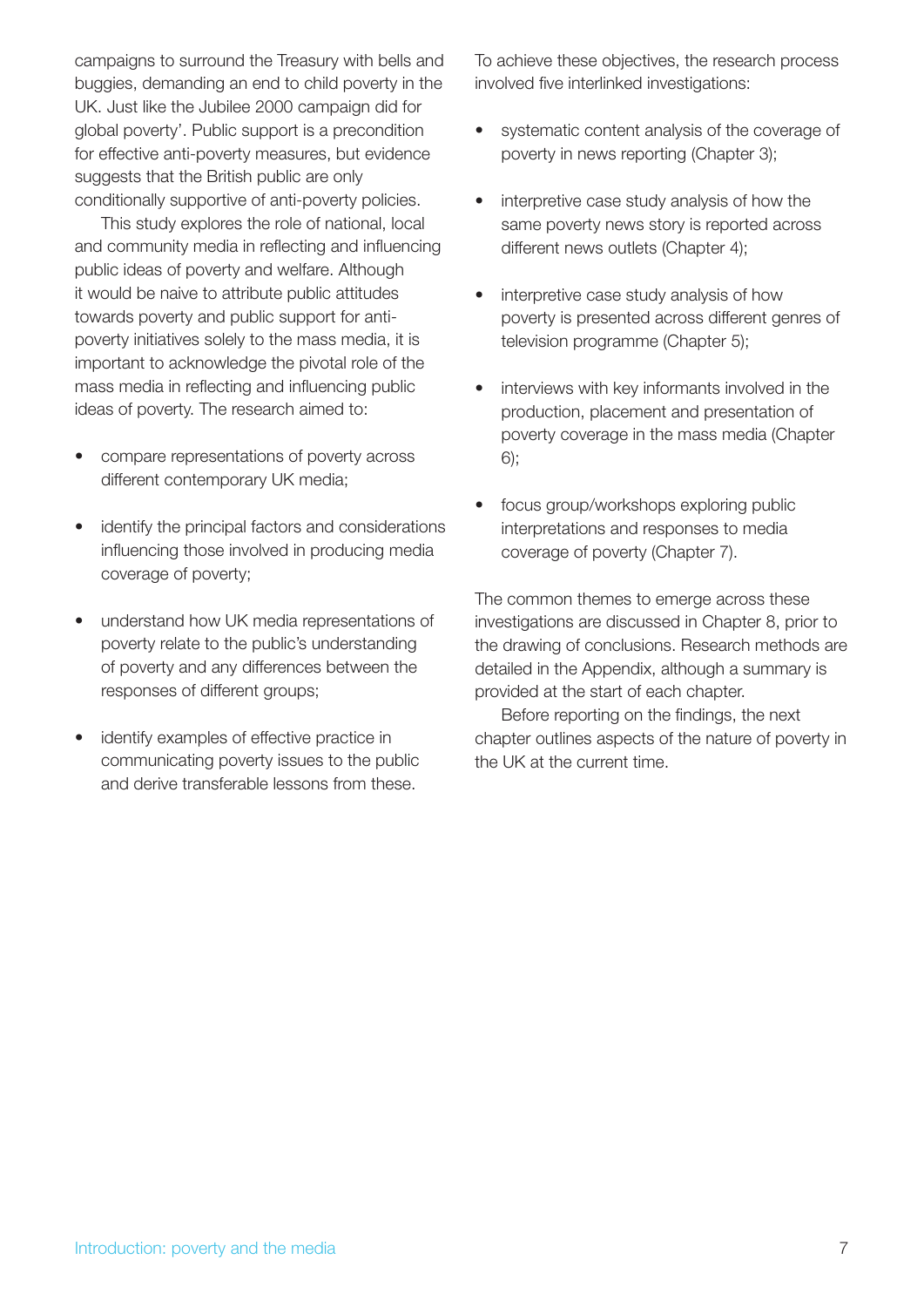campaigns to surround the Treasury with bells and buggies, demanding an end to child poverty in the UK. Just like the Jubilee 2000 campaign did for global poverty'. Public support is a precondition for effective anti-poverty measures, but evidence suggests that the British public are only conditionally supportive of anti-poverty policies.

This study explores the role of national, local and community media in reflecting and influencing public ideas of poverty and welfare. Although it would be naive to attribute public attitudes towards poverty and public support for anti-poverty initiatives solely to the mass media, it is important to acknowledge the pivotal role of the mass media in reflecting and influencing public ideas of poverty. The research aimed to:

- compare representations of poverty across different contemporary UK media;
- identify the principal factors and considerations influencing those involved in producing media coverage of poverty;
- understand how UK media representations of poverty relate to the public's understanding of poverty and any differences between the responses of different groups;
- identify examples of effective practice in communicating poverty issues to the public and derive transferable lessons from these.

To achieve these objectives, the research process involved five interlinked investigations:

- systematic content analysis of the coverage of poverty in news reporting (Chapter 3);
- interpretive case study analysis of how the same poverty news story is reported across different news outlets (Chapter 4);
- interpretive case study analysis of how poverty is presented across different genres of television programme (Chapter 5);
- interviews with key informants involved in the production, placement and presentation of poverty coverage in the mass media (Chapter 6);
- focus group/workshops exploring public interpretations and responses to media coverage of poverty (Chapter 7).

The common themes to emerge across these investigations are discussed in Chapter 8, prior to the drawing of conclusions. Research methods are detailed in the Appendix, although a summary is provided at the start of each chapter.

Before reporting on the findings, the next chapter outlines aspects of the nature of poverty in the UK at the current time.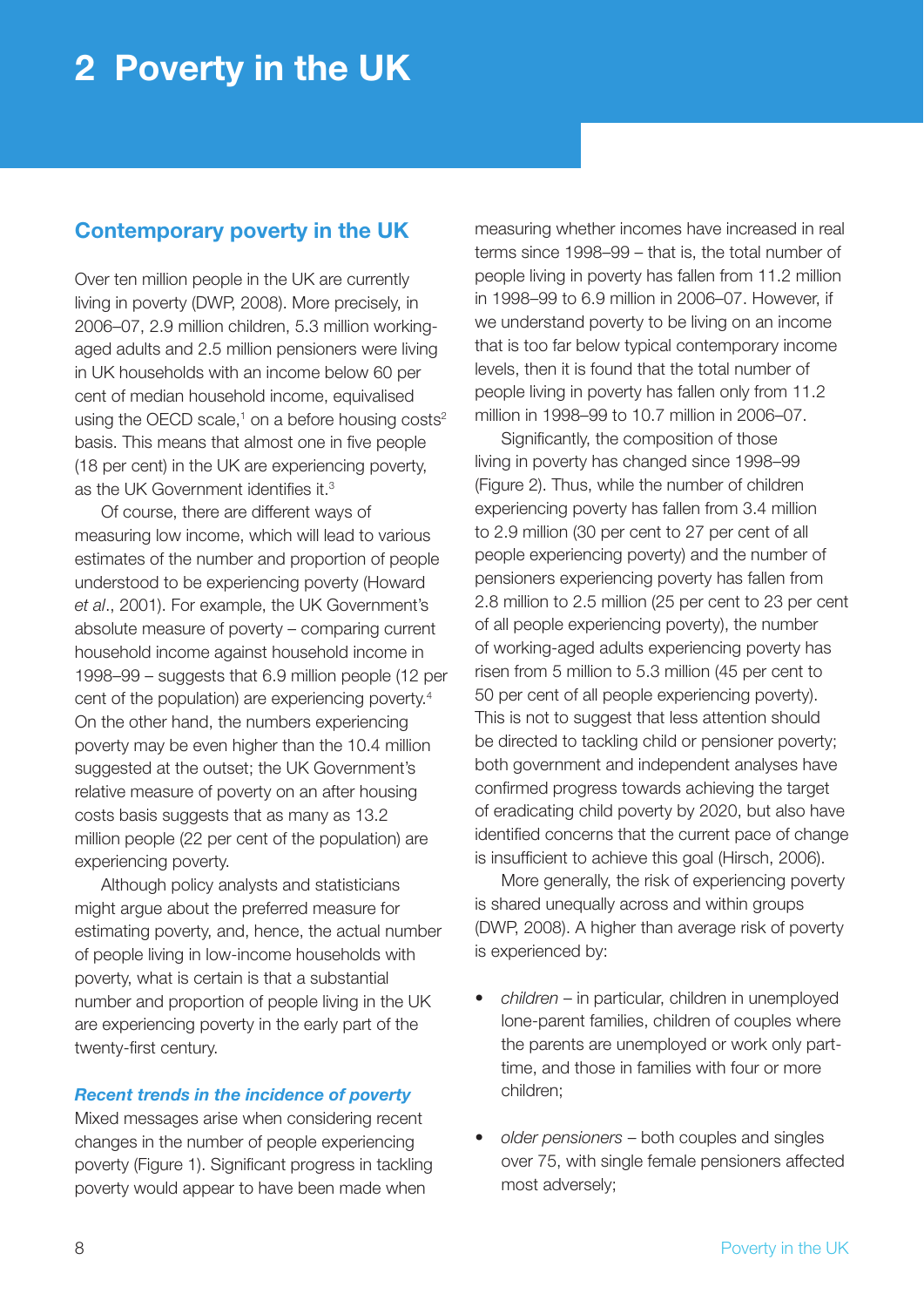# 2 Poverty in the UK

## Contemporary poverty in the UK

Over ten million people in the UK are currently living in poverty (DWP, 2008). More precisely, in 2006–07, 2.9 million children, 5.3 million working-aged adults and 2.5 million pensioners were living in UK households with an income below 60 per cent of median household income, equivalised using the OECD scale,[1] on a before housing costs[2] basis. This means that almost one in five people (18 per cent) in the UK are experiencing poverty, as the UK Government identifies it.[3]

Of course, there are different ways of measuring low income, which will lead to various estimates of the number and proportion of people understood to be experiencing poverty (Howard *et al*., 2001). For example, the UK Government's absolute measure of poverty – comparing current household income against household income in 1998–99 – suggests that 6.9 million people (12 per cent of the population) are experiencing poverty.[4] On the other hand, the numbers experiencing poverty may be even higher than the 10.4 million suggested at the outset; the UK Government's relative measure of poverty on an after housing costs basis suggests that as many as 13.2 million people (22 per cent of the population) are experiencing poverty.

Although policy analysts and statisticians might argue about the preferred measure for estimating poverty, and, hence, the actual number of people living in low-income households with poverty, what is certain is that a substantial number and proportion of people living in the UK are experiencing poverty in the early part of the twenty-first century.

### *Recent trends in the incidence of poverty*

Mixed messages arise when considering recent changes in the number of people experiencing poverty (Figure 1). Significant progress in tackling poverty would appear to have been made when measuring whether incomes have increased in real terms since 1998–99 – that is, the total number of people living in poverty has fallen from 11.2 million in 1998–99 to 6.9 million in 2006–07. However, if we understand poverty to be living on an income that is too far below typical contemporary income levels, then it is found that the total number of people living in poverty has fallen only from 11.2 million in 1998–99 to 10.7 million in 2006–07.

Significantly, the composition of those living in poverty has changed since 1998–99 (Figure 2). Thus, while the number of children experiencing poverty has fallen from 3.4 million to 2.9 million (30 per cent to 27 per cent of all people experiencing poverty) and the number of pensioners experiencing poverty has fallen from 2.8 million to 2.5 million (25 per cent to 23 per cent of all people experiencing poverty), the number of working-aged adults experiencing poverty has risen from 5 million to 5.3 million (45 per cent to 50 per cent of all people experiencing poverty). This is not to suggest that less attention should be directed to tackling child or pensioner poverty; both government and independent analyses have confirmed progress towards achieving the target of eradicating child poverty by 2020, but also have identified concerns that the current pace of change is insufficient to achieve this goal (Hirsch, 2006).

More generally, the risk of experiencing poverty is shared unequally across and within groups (DWP, 2008). A higher than average risk of poverty is experienced by:

- *children* – in particular, children in unemployed lone-parent families, children of couples where the parents are unemployed or work only part-time, and those in families with four or more children;
- *older pensioners* – both couples and singles over 75, with single female pensioners affected most adversely;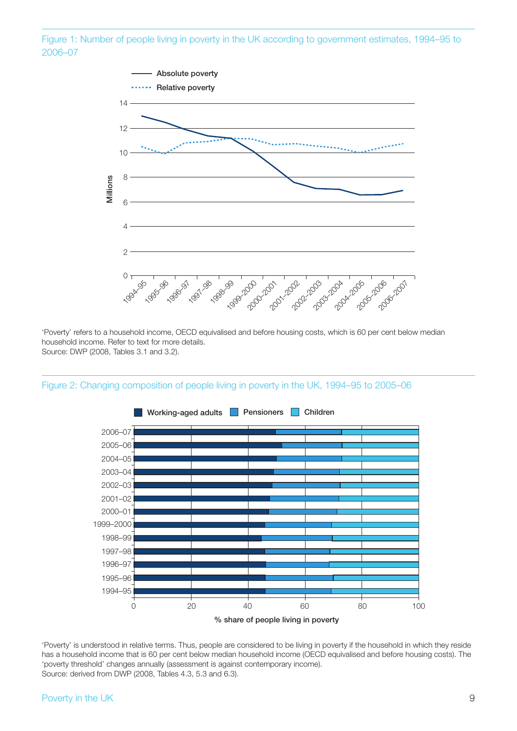Figure 1: Number of people living in poverty in the UK according to government estimates, 1994–95 to 2006–07

Absolute poverty
Relative poverty

Millions

14
12
10
8
6
4
2
0

1994–95
1995–96
1996–97
1997–98
1998–99
1999–2000
2000–2001
2001–2002
2002–2003
2003–2004
2004–2005
2005–2006
2006–2007

'Poverty' refers to a household income, OECD equivalised and before housing costs, which is 60 per cent below median household income. Refer to text for more details.
Source: DWP (2008, Tables 3.1 and 3.2).

Figure 2: Changing composition of people living in poverty in the UK, 1994–95 to 2005–06

Working-aged adults
Pensioners
Children

2006–07
2005–06
2004–05
2003–04
2002–03
2001–02
2000–01
1999–2000
1998–99
1997–98
1996–97
1995–96
1994–95

0
20
40
60
80
100

% share of people living in poverty

'Poverty' is understood in relative terms. Thus, people are considered to be living in poverty if the household in which they reside has a household income that is 60 per cent below median household income (OECD equivalised and before housing costs). The 'poverty threshold' changes annually (assessment is against contemporary income).
Source: derived from DWP (2008, Tables 4.3, 5.3 and 6.3).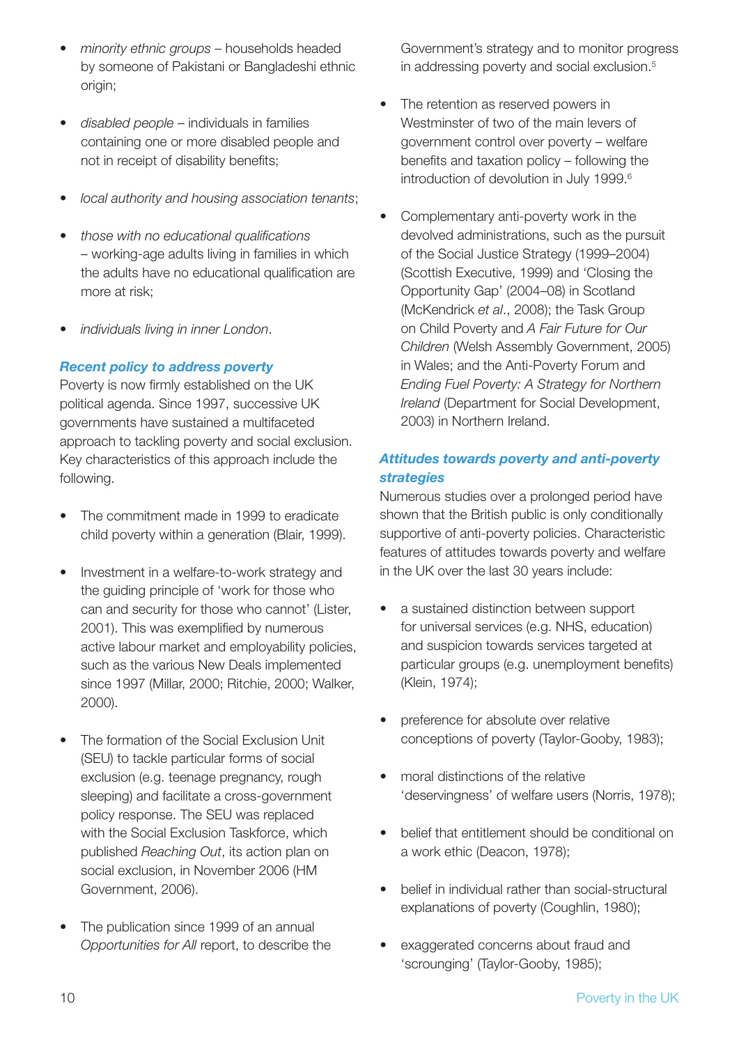- *minority ethnic groups* – households headed by someone of Pakistani or Bangladeshi ethnic origin;
- *disabled people* – individuals in families containing one or more disabled people and not in receipt of disability benefits;
- *local authority and housing association tenants*;
- *those with no educational qualifications* – working-age adults living in families in which the adults have no educational qualification are more at risk;
- *individuals living in inner London*.

### Recent policy to address poverty

Poverty is now firmly established on the UK political agenda. Since 1997, successive UK governments have sustained a multifaceted approach to tackling poverty and social exclusion. Key characteristics of this approach include the following.

- The commitment made in 1999 to eradicate child poverty within a generation (Blair, 1999).
- Investment in a welfare-to-work strategy and the guiding principle of 'work for those who can and security for those who cannot' (Lister, 2001). This was exemplified by numerous active labour market and employability policies, such as the various New Deals implemented since 1997 (Millar, 2000; Ritchie, 2000; Walker, 2000).
- The formation of the Social Exclusion Unit (SEU) to tackle particular forms of social exclusion (e.g. teenage pregnancy, rough sleeping) and facilitate a cross-government policy response. The SEU was replaced with the Social Exclusion Taskforce, which published *Reaching Out*, its action plan on social exclusion, in November 2006 (HM Government, 2006).
- The publication since 1999 of an annual *Opportunities for All* report, to describe the Government's strategy and to monitor progress in addressing poverty and social exclusion.[5]
- The retention as reserved powers in Westminster of two of the main levers of government control over poverty – welfare benefits and taxation policy – following the introduction of devolution in July 1999.[6]
- Complementary anti-poverty work in the devolved administrations, such as the pursuit of the Social Justice Strategy (1999–2004) (Scottish Executive, 1999) and 'Closing the Opportunity Gap' (2004–08) in Scotland (McKendrick *et al*., 2008); the Task Group on Child Poverty and *A Fair Future for Our Children* (Welsh Assembly Government, 2005) in Wales; and the Anti-Poverty Forum and *Ending Fuel Poverty: A Strategy for Northern Ireland* (Department for Social Development, 2003) in Northern Ireland.

### Attitudes towards poverty and anti-poverty strategies

Numerous studies over a prolonged period have shown that the British public is only conditionally supportive of anti-poverty policies. Characteristic features of attitudes towards poverty and welfare in the UK over the last 30 years include:

- a sustained distinction between support for universal services (e.g. NHS, education) and suspicion towards services targeted at particular groups (e.g. unemployment benefits) (Klein, 1974);
- preference for absolute over relative conceptions of poverty (Taylor-Gooby, 1983);
- moral distinctions of the relative 'deservingness' of welfare users (Norris, 1978);
- belief that entitlement should be conditional on a work ethic (Deacon, 1978);
- belief in individual rather than social-structural explanations of poverty (Coughlin, 1980);
- exaggerated concerns about fraud and 'scrounging' (Taylor-Gooby, 1985);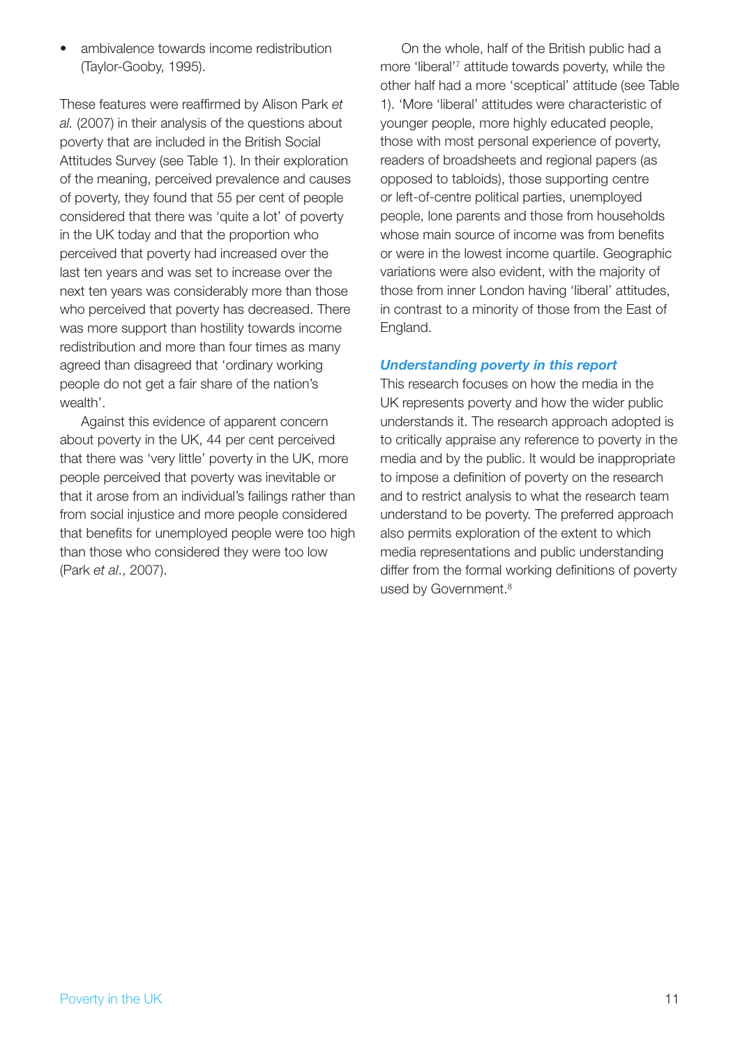- ambivalence towards income redistribution (Taylor-Gooby, 1995).

These features were reaffirmed by Alison Park *et al.* (2007) in their analysis of the questions about poverty that are included in the British Social Attitudes Survey (see Table 1). In their exploration of the meaning, perceived prevalence and causes of poverty, they found that 55 per cent of people considered that there was 'quite a lot' of poverty in the UK today and that the proportion who perceived that poverty had increased over the last ten years and was set to increase over the next ten years was considerably more than those who perceived that poverty has decreased. There was more support than hostility towards income redistribution and more than four times as many agreed than disagreed that 'ordinary working people do not get a fair share of the nation's wealth'.

Against this evidence of apparent concern about poverty in the UK, 44 per cent perceived that there was 'very little' poverty in the UK, more people perceived that poverty was inevitable or that it arose from an individual's failings rather than from social injustice and more people considered that benefits for unemployed people were too high than those who considered they were too low (Park *et al*., 2007).

On the whole, half of the British public had a more 'liberal'[7] attitude towards poverty, while the other half had a more 'sceptical' attitude (see Table 1). 'More 'liberal' attitudes were characteristic of younger people, more highly educated people, those with most personal experience of poverty, readers of broadsheets and regional papers (as opposed to tabloids), those supporting centre or left-of-centre political parties, unemployed people, lone parents and those from households whose main source of income was from benefits or were in the lowest income quartile. Geographic variations were also evident, with the majority of those from inner London having 'liberal' attitudes, in contrast to a minority of those from the East of England.

### *Understanding poverty in this report*

This research focuses on how the media in the UK represents poverty and how the wider public understands it. The research approach adopted is to critically appraise any reference to poverty in the media and by the public. It would be inappropriate to impose a definition of poverty on the research and to restrict analysis to what the research team understand to be poverty. The preferred approach also permits exploration of the extent to which media representations and public understanding differ from the formal working definitions of poverty used by Government.[8]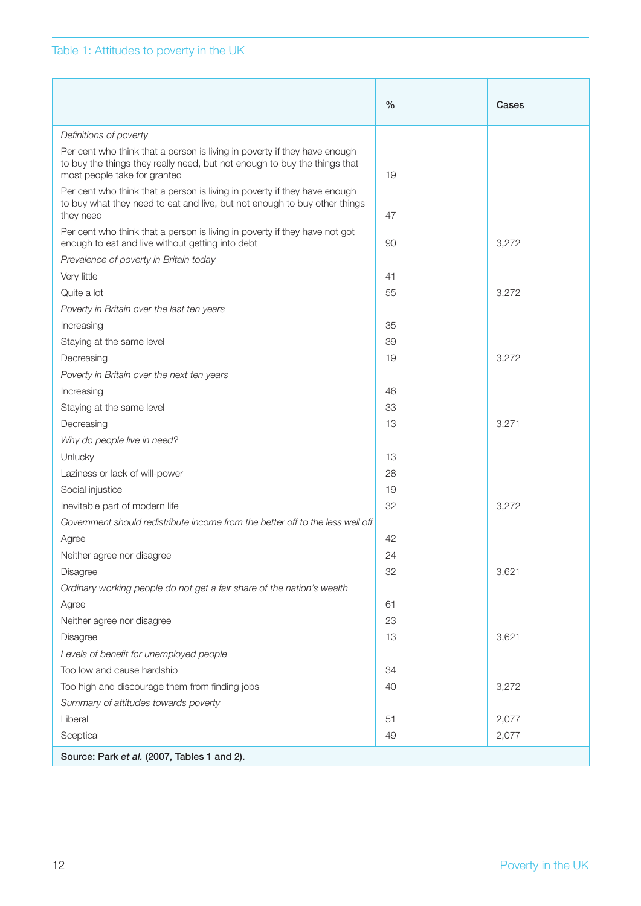Table 1: Attitudes to poverty in the UK

| | % | Cases |
|---|---|---|
| *Definitions of poverty* | | |
| Per cent who think that a person is living in poverty if they have enough to buy the things they really need, but not enough to buy the things that most people take for granted | 19 | |
| Per cent who think that a person is living in poverty if they have enough to buy what they need to eat and live, but not enough to buy other things they need | 47 | |
| Per cent who think that a person is living in poverty if they have not got enough to eat and live without getting into debt | 90 | 3,272 |
| *Prevalence of poverty in Britain today* | | |
| Very little | 41 | |
| Quite a lot | 55 | 3,272 |
| *Poverty in Britain over the last ten years* | | |
| Increasing | 35 | |
| Staying at the same level | 39 | |
| Decreasing | 19 | 3,272 |
| *Poverty in Britain over the next ten years* | | |
| Increasing | 46 | |
| Staying at the same level | 33 | |
| Decreasing | 13 | 3,271 |
| *Why do people live in need?* | | |
| Unlucky | 13 | |
| Laziness or lack of will-power | 28 | |
| Social injustice | 19 | |
| Inevitable part of modern life | 32 | 3,272 |
| *Government should redistribute income from the better off to the less well off* | | |
| Agree | 42 | |
| Neither agree nor disagree | 24 | |
| Disagree | 32 | 3,621 |
| *Ordinary working people do not get a fair share of the nation's wealth* | | |
| Agree | 61 | |
| Neither agree nor disagree | 23 | |
| Disagree | 13 | 3,621 |
| *Levels of benefit for unemployed people* | | |
| Too low and cause hardship | 34 | |
| Too high and discourage them from finding jobs | 40 | 3,272 |
| *Summary of attitudes towards poverty* | | |
| Liberal | 51 | 2,077 |
| Sceptical | 49 | 2,077 |

**Source: Park *et al.* (2007, Tables 1 and 2).**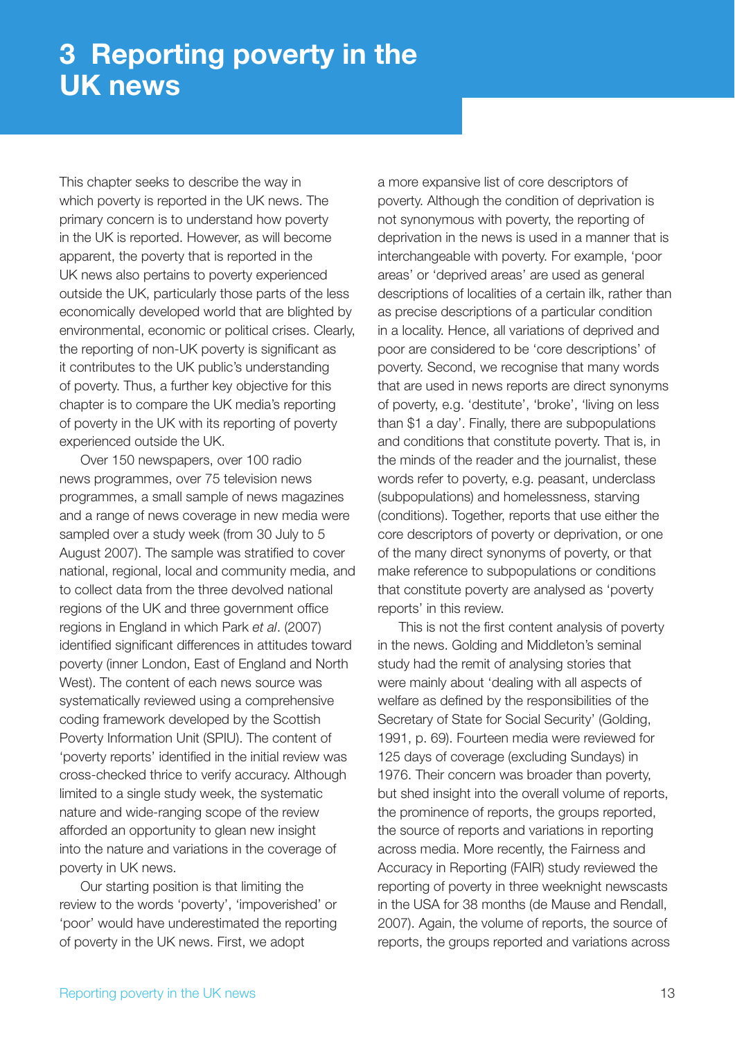# 3 Reporting poverty in the UK news

This chapter seeks to describe the way in which poverty is reported in the UK news. The primary concern is to understand how poverty in the UK is reported. However, as will become apparent, the poverty that is reported in the UK news also pertains to poverty experienced outside the UK, particularly those parts of the less economically developed world that are blighted by environmental, economic or political crises. Clearly, the reporting of non-UK poverty is significant as it contributes to the UK public's understanding of poverty. Thus, a further key objective for this chapter is to compare the UK media's reporting of poverty in the UK with its reporting of poverty experienced outside the UK.

Over 150 newspapers, over 100 radio news programmes, over 75 television news programmes, a small sample of news magazines and a range of news coverage in new media were sampled over a study week (from 30 July to 5 August 2007). The sample was stratified to cover national, regional, local and community media, and to collect data from the three devolved national regions of the UK and three government office regions in England in which Park *et al*. (2007) identified significant differences in attitudes toward poverty (inner London, East of England and North West). The content of each news source was systematically reviewed using a comprehensive coding framework developed by the Scottish Poverty Information Unit (SPIU). The content of 'poverty reports' identified in the initial review was cross-checked thrice to verify accuracy. Although limited to a single study week, the systematic nature and wide-ranging scope of the review afforded an opportunity to glean new insight into the nature and variations in the coverage of poverty in UK news.

Our starting position is that limiting the review to the words 'poverty', 'impoverished' or 'poor' would have underestimated the reporting of poverty in the UK news. First, we adopt a more expansive list of core descriptors of poverty. Although the condition of deprivation is not synonymous with poverty, the reporting of deprivation in the news is used in a manner that is interchangeable with poverty. For example, 'poor areas' or 'deprived areas' are used as general descriptions of localities of a certain ilk, rather than as precise descriptions of a particular condition in a locality. Hence, all variations of deprived and poor are considered to be 'core descriptions' of poverty. Second, we recognise that many words that are used in news reports are direct synonyms of poverty, e.g. 'destitute', 'broke', 'living on less than $1 a day'. Finally, there are subpopulations and conditions that constitute poverty. That is, in the minds of the reader and the journalist, these words refer to poverty, e.g. peasant, underclass (subpopulations) and homelessness, starving (conditions). Together, reports that use either the core descriptors of poverty or deprivation, or one of the many direct synonyms of poverty, or that make reference to subpopulations or conditions that constitute poverty are analysed as 'poverty reports' in this review.

This is not the first content analysis of poverty in the news. Golding and Middleton's seminal study had the remit of analysing stories that were mainly about 'dealing with all aspects of welfare as defined by the responsibilities of the Secretary of State for Social Security' (Golding, 1991, p. 69). Fourteen media were reviewed for 125 days of coverage (excluding Sundays) in 1976. Their concern was broader than poverty, but shed insight into the overall volume of reports, the prominence of reports, the groups reported, the source of reports and variations in reporting across media. More recently, the Fairness and Accuracy in Reporting (FAIR) study reviewed the reporting of poverty in three weeknight newscasts in the USA for 38 months (de Mause and Rendall, 2007). Again, the volume of reports, the source of reports, the groups reported and variations across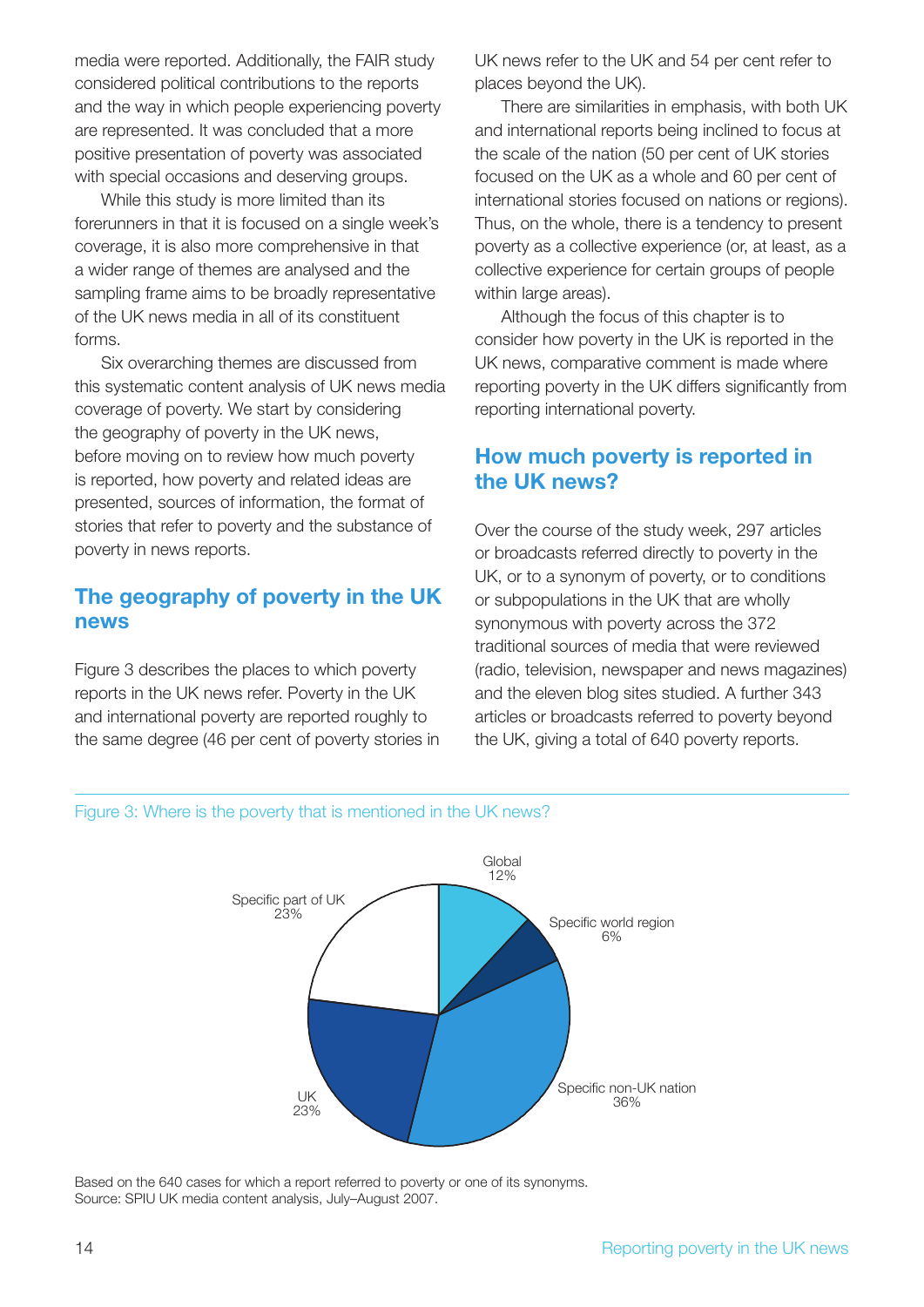media were reported. Additionally, the FAIR study considered political contributions to the reports and the way in which people experiencing poverty are represented. It was concluded that a more positive presentation of poverty was associated with special occasions and deserving groups.

While this study is more limited than its forerunners in that it is focused on a single week's coverage, it is also more comprehensive in that a wider range of themes are analysed and the sampling frame aims to be broadly representative of the UK news media in all of its constituent forms.

Six overarching themes are discussed from this systematic content analysis of UK news media coverage of poverty. We start by considering the geography of poverty in the UK news, before moving on to review how much poverty is reported, how poverty and related ideas are presented, sources of information, the format of stories that refer to poverty and the substance of poverty in news reports.

## The geography of poverty in the UK news

Figure 3 describes the places to which poverty reports in the UK news refer. Poverty in the UK and international poverty are reported roughly to the same degree (46 per cent of poverty stories in UK news refer to the UK and 54 per cent refer to places beyond the UK).

There are similarities in emphasis, with both UK and international reports being inclined to focus at the scale of the nation (50 per cent of UK stories focused on the UK as a whole and 60 per cent of international stories focused on nations or regions). Thus, on the whole, there is a tendency to present poverty as a collective experience (or, at least, as a collective experience for certain groups of people within large areas).

Although the focus of this chapter is to consider how poverty in the UK is reported in the UK news, comparative comment is made where reporting poverty in the UK differs significantly from reporting international poverty.

## How much poverty is reported in the UK news?

Over the course of the study week, 297 articles or broadcasts referred directly to poverty in the UK, or to a synonym of poverty, or to conditions or subpopulations in the UK that are wholly synonymous with poverty across the 372 traditional sources of media that were reviewed (radio, television, newspaper and news magazines) and the eleven blog sites studied. A further 343 articles or broadcasts referred to poverty beyond the UK, giving a total of 640 poverty reports.

Figure 3: Where is the poverty that is mentioned in the UK news?

Global
12%

Specific world region
6%

Specific non-UK nation
36%

UK
23%

Specific part of UK
23%

Based on the 640 cases for which a report referred to poverty or one of its synonyms.
Source: SPIU UK media content analysis, July–August 2007.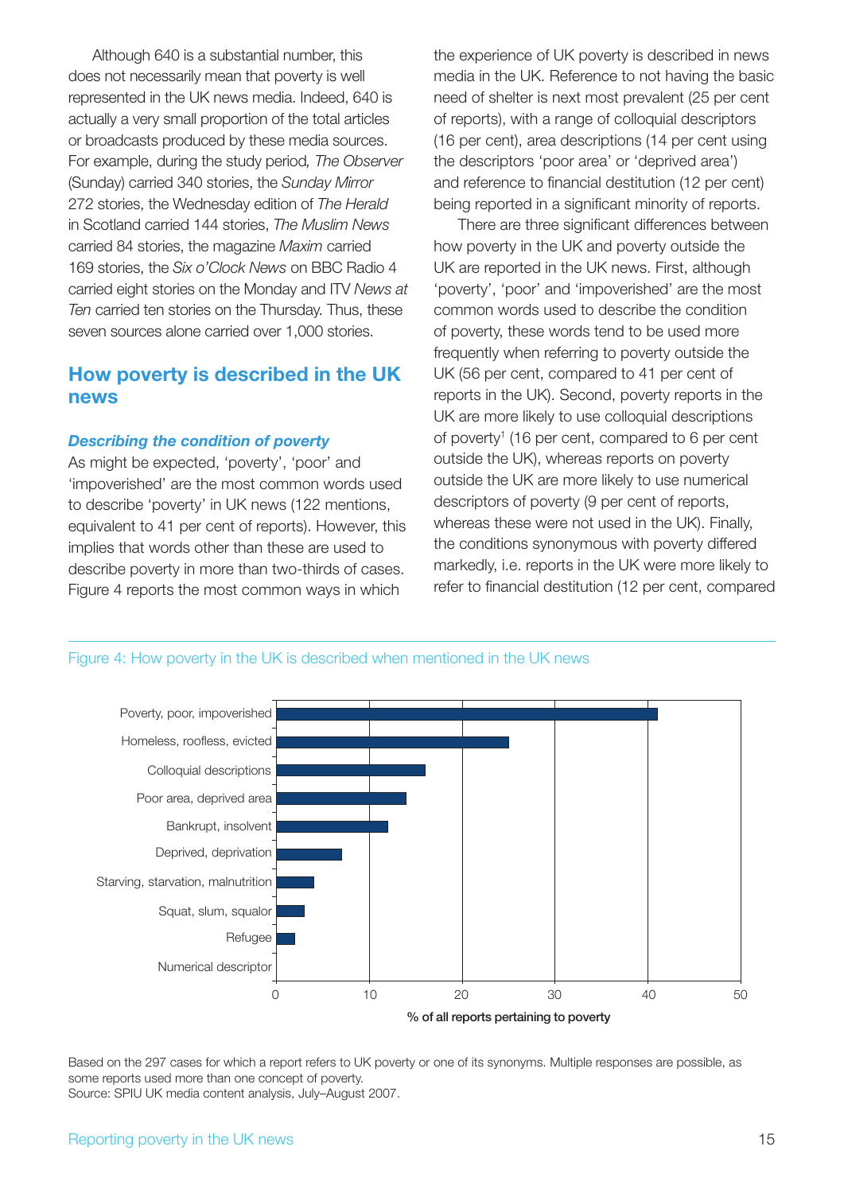Although 640 is a substantial number, this does not necessarily mean that poverty is well represented in the UK news media. Indeed, 640 is actually a very small proportion of the total articles or broadcasts produced by these media sources. For example, during the study period, *The Observer* (Sunday) carried 340 stories, the *Sunday Mirror* 272 stories, the Wednesday edition of *The Herald* in Scotland carried 144 stories, *The Muslim News* carried 84 stories, the magazine *Maxim* carried 169 stories, the *Six o'Clock News* on BBC Radio 4 carried eight stories on the Monday and ITV *News at Ten* carried ten stories on the Thursday. Thus, these seven sources alone carried over 1,000 stories.

## How poverty is described in the UK news

### *Describing the condition of poverty*

As might be expected, 'poverty', 'poor' and 'impoverished' are the most common words used to describe 'poverty' in UK news (122 mentions, equivalent to 41 per cent of reports). However, this implies that words other than these are used to describe poverty in more than two-thirds of cases. Figure 4 reports the most common ways in which the experience of UK poverty is described in news media in the UK. Reference to not having the basic need of shelter is next most prevalent (25 per cent of reports), with a range of colloquial descriptors (16 per cent), area descriptions (14 per cent using the descriptors 'poor area' or 'deprived area') and reference to financial destitution (12 per cent) being reported in a significant minority of reports.

There are three significant differences between how poverty in the UK and poverty outside the UK are reported in the UK news. First, although 'poverty', 'poor' and 'impoverished' are the most common words used to describe the condition of poverty, these words tend to be used more frequently when referring to poverty outside the UK (56 per cent, compared to 41 per cent of reports in the UK). Second, poverty reports in the UK are more likely to use colloquial descriptions of poverty[1] (16 per cent, compared to 6 per cent outside the UK), whereas reports on poverty outside the UK are more likely to use numerical descriptors of poverty (9 per cent of reports, whereas these were not used in the UK). Finally, the conditions synonymous with poverty differed markedly, i.e. reports in the UK were more likely to refer to financial destitution (12 per cent, compared

Figure 4: How poverty in the UK is described when mentioned in the UK news

| Description | % of all reports pertaining to poverty |
|---|---|
| Poverty, poor, impoverished | 41 |
| Homeless, roofless, evicted | 25 |
| Colloquial descriptions | 16 |
| Poor area, deprived area | 14 |
| Bankrupt, insolvent | 12 |
| Deprived, deprivation | 7 |
| Starving, starvation, malnutrition | 4 |
| Squat, slum, squalor | 3 |
| Refugee | 2 |
| Numerical descriptor | 0 |

Based on the 297 cases for which a report refers to UK poverty or one of its synonyms. Multiple responses are possible, as some reports used more than one concept of poverty.
Source: SPIU UK media content analysis, July–August 2007.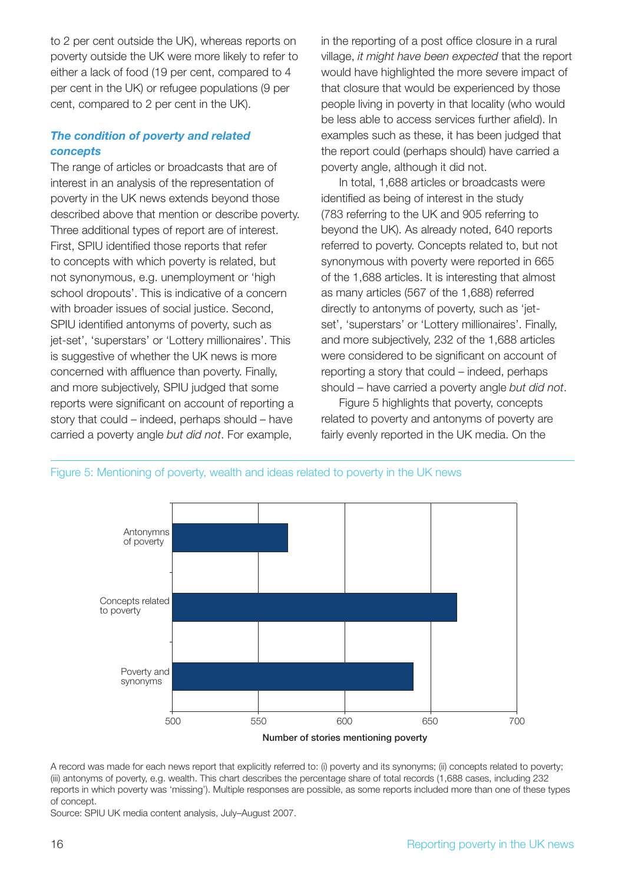to 2 per cent outside the UK), whereas reports on poverty outside the UK were more likely to refer to either a lack of food (19 per cent, compared to 4 per cent in the UK) or refugee populations (9 per cent, compared to 2 per cent in the UK).

### *The condition of poverty and related concepts*

The range of articles or broadcasts that are of interest in an analysis of the representation of poverty in the UK news extends beyond those described above that mention or describe poverty. Three additional types of report are of interest. First, SPIU identified those reports that refer to concepts with which poverty is related, but not synonymous, e.g. unemployment or 'high school dropouts'. This is indicative of a concern with broader issues of social justice. Second, SPIU identified antonyms of poverty, such as jet-set', 'superstars' or 'Lottery millionaires'. This is suggestive of whether the UK news is more concerned with affluence than poverty. Finally, and more subjectively, SPIU judged that some reports were significant on account of reporting a story that could – indeed, perhaps should – have carried a poverty angle *but did not*. For example, in the reporting of a post office closure in a rural village, *it might have been expected* that the report would have highlighted the more severe impact of that closure that would be experienced by those people living in poverty in that locality (who would be less able to access services further afield). In examples such as these, it has been judged that the report could (perhaps should) have carried a poverty angle, although it did not.

In total, 1,688 articles or broadcasts were identified as being of interest in the study (783 referring to the UK and 905 referring to beyond the UK). As already noted, 640 reports referred to poverty. Concepts related to, but not synonymous with poverty were reported in 665 of the 1,688 articles. It is interesting that almost as many articles (567 of the 1,688) referred directly to antonyms of poverty, such as 'jet-set', 'superstars' or 'Lottery millionaires'. Finally, and more subjectively, 232 of the 1,688 articles were considered to be significant on account of reporting a story that could – indeed, perhaps should – have carried a poverty angle *but did not*.

Figure 5 highlights that poverty, concepts related to poverty and antonyms of poverty are fairly evenly reported in the UK media. On the

Figure 5: Mentioning of poverty, wealth and ideas related to poverty in the UK news

Antonymns of poverty
Concepts related to poverty
Poverty and synonyms
500
550
600
650
700
Number of stories mentioning poverty

A record was made for each news report that explicitly referred to: (i) poverty and its synonyms; (ii) concepts related to poverty; (iii) antonyms of poverty, e.g. wealth. This chart describes the percentage share of total records (1,688 cases, including 232 reports in which poverty was 'missing'). Multiple responses are possible, as some reports included more than one of these types of concept.

Source: SPIU UK media content analysis, July–August 2007.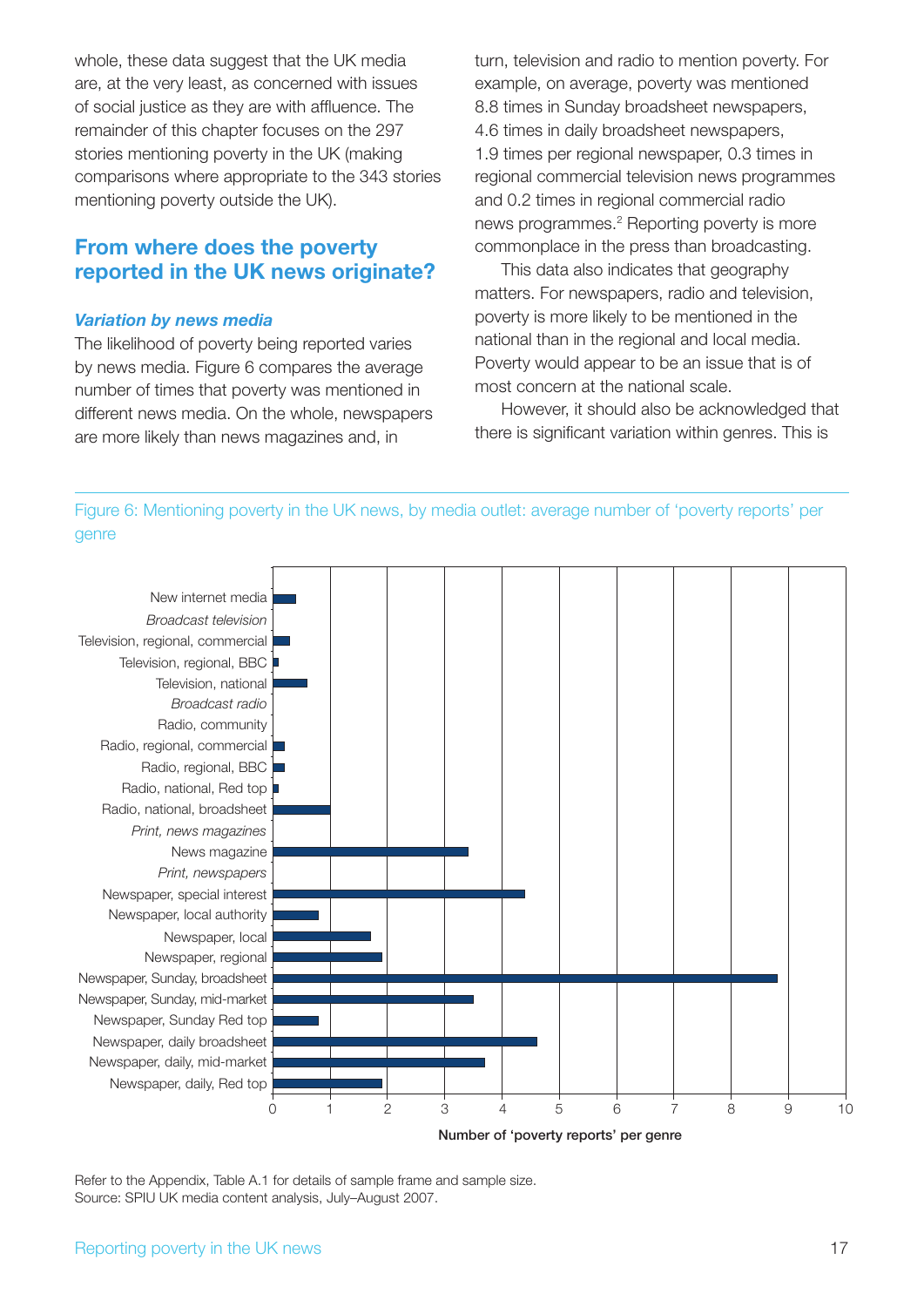whole, these data suggest that the UK media are, at the very least, as concerned with issues of social justice as they are with affluence. The remainder of this chapter focuses on the 297 stories mentioning poverty in the UK (making comparisons where appropriate to the 343 stories mentioning poverty outside the UK).

## From where does the poverty reported in the UK news originate?

### *Variation by news media*

The likelihood of poverty being reported varies by news media. Figure 6 compares the average number of times that poverty was mentioned in different news media. On the whole, newspapers are more likely than news magazines and, in turn, television and radio to mention poverty. For example, on average, poverty was mentioned 8.8 times in Sunday broadsheet newspapers, 4.6 times in daily broadsheet newspapers, 1.9 times per regional newspaper, 0.3 times in regional commercial television news programmes and 0.2 times in regional commercial radio news programmes.[2] Reporting poverty is more commonplace in the press than broadcasting.

This data also indicates that geography matters. For newspapers, radio and television, poverty is more likely to be mentioned in the national than in the regional and local media. Poverty would appear to be an issue that is of most concern at the national scale.

However, it should also be acknowledged that there is significant variation within genres. This is

Figure 6: Mentioning poverty in the UK news, by media outlet: average number of 'poverty reports' per genre

New internet media
*Broadcast television*
Television, regional, commercial
Television, regional, BBC
Television, national
*Broadcast radio*
Radio, community
Radio, regional, commercial
Radio, regional, BBC
Radio, national, Red top
Radio, national, broadsheet
*Print, news magazines*
News magazine
*Print, newspapers*
Newspaper, special interest
Newspaper, local authority
Newspaper, local
Newspaper, regional
Newspaper, Sunday, broadsheet
Newspaper, Sunday, mid-market
Newspaper, Sunday Red top
Newspaper, daily broadsheet
Newspaper, daily, mid-market
Newspaper, daily, Red top

0 1 2 3 4 5 6 7 8 9 10

Number of 'poverty reports' per genre

Refer to the Appendix, Table A.1 for details of sample frame and sample size.
Source: SPIU UK media content analysis, July–August 2007.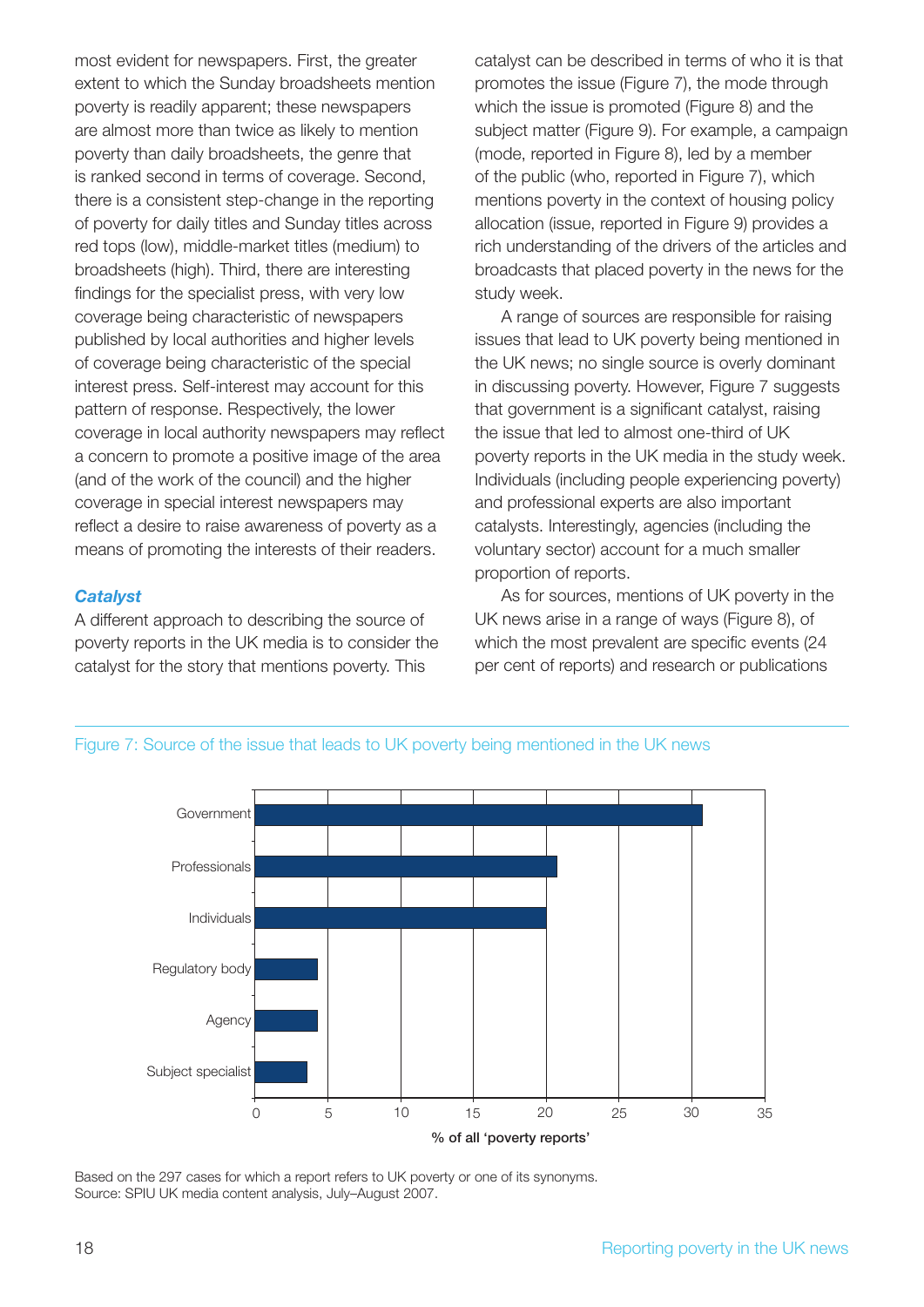most evident for newspapers. First, the greater extent to which the Sunday broadsheets mention poverty is readily apparent; these newspapers are almost more than twice as likely to mention poverty than daily broadsheets, the genre that is ranked second in terms of coverage. Second, there is a consistent step-change in the reporting of poverty for daily titles and Sunday titles across red tops (low), middle-market titles (medium) to broadsheets (high). Third, there are interesting findings for the specialist press, with very low coverage being characteristic of newspapers published by local authorities and higher levels of coverage being characteristic of the special interest press. Self-interest may account for this pattern of response. Respectively, the lower coverage in local authority newspapers may reflect a concern to promote a positive image of the area (and of the work of the council) and the higher coverage in special interest newspapers may reflect a desire to raise awareness of poverty as a means of promoting the interests of their readers.

### *Catalyst*

A different approach to describing the source of poverty reports in the UK media is to consider the catalyst for the story that mentions poverty. This catalyst can be described in terms of who it is that promotes the issue (Figure 7), the mode through which the issue is promoted (Figure 8) and the subject matter (Figure 9). For example, a campaign (mode, reported in Figure 8), led by a member of the public (who, reported in Figure 7), which mentions poverty in the context of housing policy allocation (issue, reported in Figure 9) provides a rich understanding of the drivers of the articles and broadcasts that placed poverty in the news for the study week.

A range of sources are responsible for raising issues that lead to UK poverty being mentioned in the UK news; no single source is overly dominant in discussing poverty. However, Figure 7 suggests that government is a significant catalyst, raising the issue that led to almost one-third of UK poverty reports in the UK media in the study week. Individuals (including people experiencing poverty) and professional experts are also important catalysts. Interestingly, agencies (including the voluntary sector) account for a much smaller proportion of reports.

As for sources, mentions of UK poverty in the UK news arise in a range of ways (Figure 8), of which the most prevalent are specific events (24 per cent of reports) and research or publications

Figure 7: Source of the issue that leads to UK poverty being mentioned in the UK news

Government
Professionals
Individuals
Regulatory body
Agency
Subject specialist

0 5 10 15 20 25 30 35

% of all 'poverty reports'

Based on the 297 cases for which a report refers to UK poverty or one of its synonyms.
Source: SPIU UK media content analysis, July–August 2007.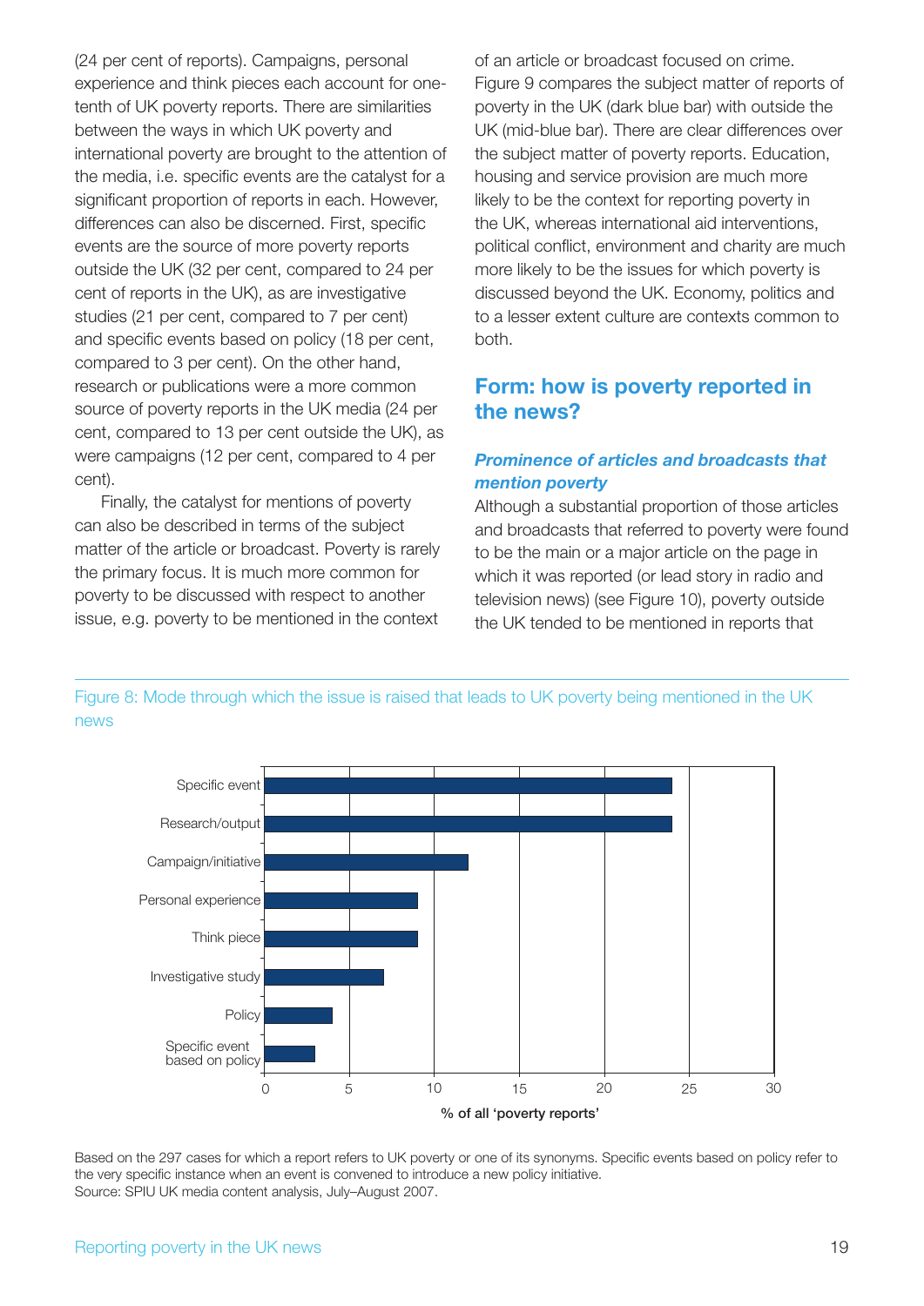(24 per cent of reports). Campaigns, personal experience and think pieces each account for one-tenth of UK poverty reports. There are similarities between the ways in which UK poverty and international poverty are brought to the attention of the media, i.e. specific events are the catalyst for a significant proportion of reports in each. However, differences can also be discerned. First, specific events are the source of more poverty reports outside the UK (32 per cent, compared to 24 per cent of reports in the UK), as are investigative studies (21 per cent, compared to 7 per cent) and specific events based on policy (18 per cent, compared to 3 per cent). On the other hand, research or publications were a more common source of poverty reports in the UK media (24 per cent, compared to 13 per cent outside the UK), as were campaigns (12 per cent, compared to 4 per cent).

Finally, the catalyst for mentions of poverty can also be described in terms of the subject matter of the article or broadcast. Poverty is rarely the primary focus. It is much more common for poverty to be discussed with respect to another issue, e.g. poverty to be mentioned in the context of an article or broadcast focused on crime. Figure 9 compares the subject matter of reports of poverty in the UK (dark blue bar) with outside the UK (mid-blue bar). There are clear differences over the subject matter of poverty reports. Education, housing and service provision are much more likely to be the context for reporting poverty in the UK, whereas international aid interventions, political conflict, environment and charity are much more likely to be the issues for which poverty is discussed beyond the UK. Economy, politics and to a lesser extent culture are contexts common to both.

## Form: how is poverty reported in the news?

### *Prominence of articles and broadcasts that mention poverty*

Although a substantial proportion of those articles and broadcasts that referred to poverty were found to be the main or a major article on the page in which it was reported (or lead story in radio and television news) (see Figure 10), poverty outside the UK tended to be mentioned in reports that

Figure 8: Mode through which the issue is raised that leads to UK poverty being mentioned in the UK news

Specific event
Research/output
Campaign/initiative
Personal experience
Think piece
Investigative study
Policy
Specific event based on policy

0
5
10
15
20
25
30

% of all 'poverty reports'

Based on the 297 cases for which a report refers to UK poverty or one of its synonyms. Specific events based on policy refer to the very specific instance when an event is convened to introduce a new policy initiative.
Source: SPIU UK media content analysis, July–August 2007.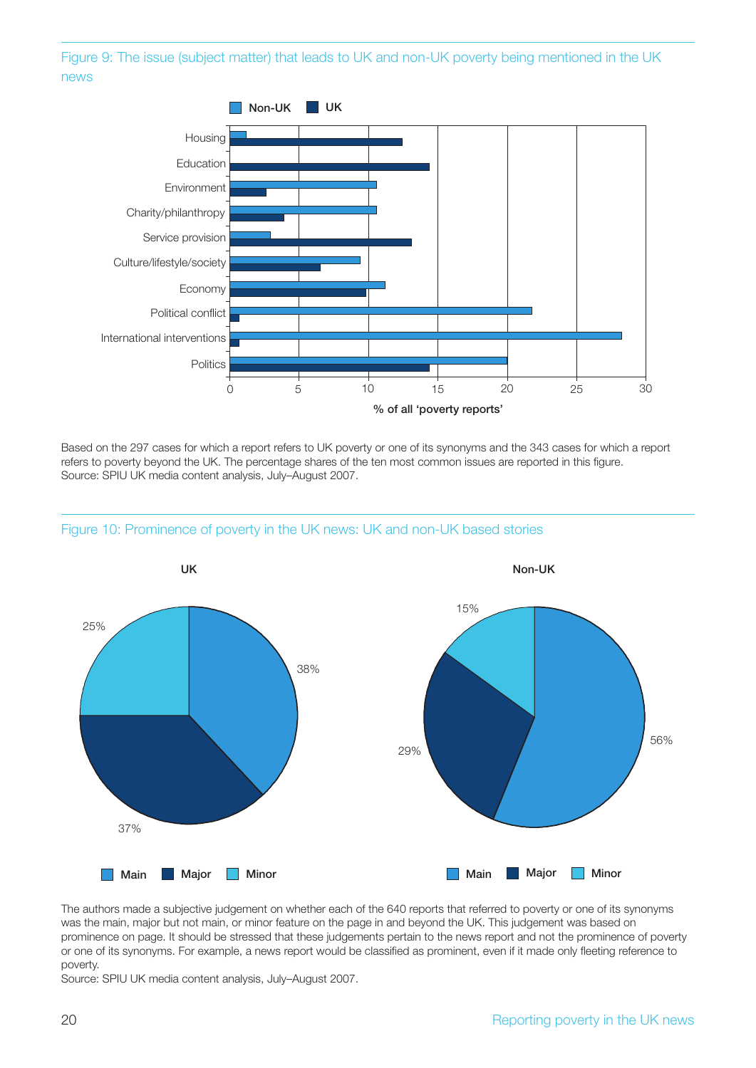Figure 9: The issue (subject matter) that leads to UK and non-UK poverty being mentioned in the UK news

Non-UK
UK

Housing
Education
Environment
Charity/philanthropy
Service provision
Culture/lifestyle/society
Economy
Political conflict
International interventions
Politics

0 5 10 15 20 25 30

% of all 'poverty reports'

Based on the 297 cases for which a report refers to UK poverty or one of its synonyms and the 343 cases for which a report refers to poverty beyond the UK. The percentage shares of the ten most common issues are reported in this figure.
Source: SPIU UK media content analysis, July–August 2007.

Figure 10: Prominence of poverty in the UK news: UK and non-UK based stories

UK

25%
38%
37%

Main Major Minor

Non-UK

15%
29%
56%

Main Major Minor

The authors made a subjective judgement on whether each of the 640 reports that referred to poverty or one of its synonyms was the main, major but not main, or minor feature on the page in and beyond the UK. This judgement was based on prominence on page. It should be stressed that these judgements pertain to the news report and not the prominence of poverty or one of its synonyms. For example, a news report would be classified as prominent, even if it made only fleeting reference to poverty.
Source: SPIU UK media content analysis, July–August 2007.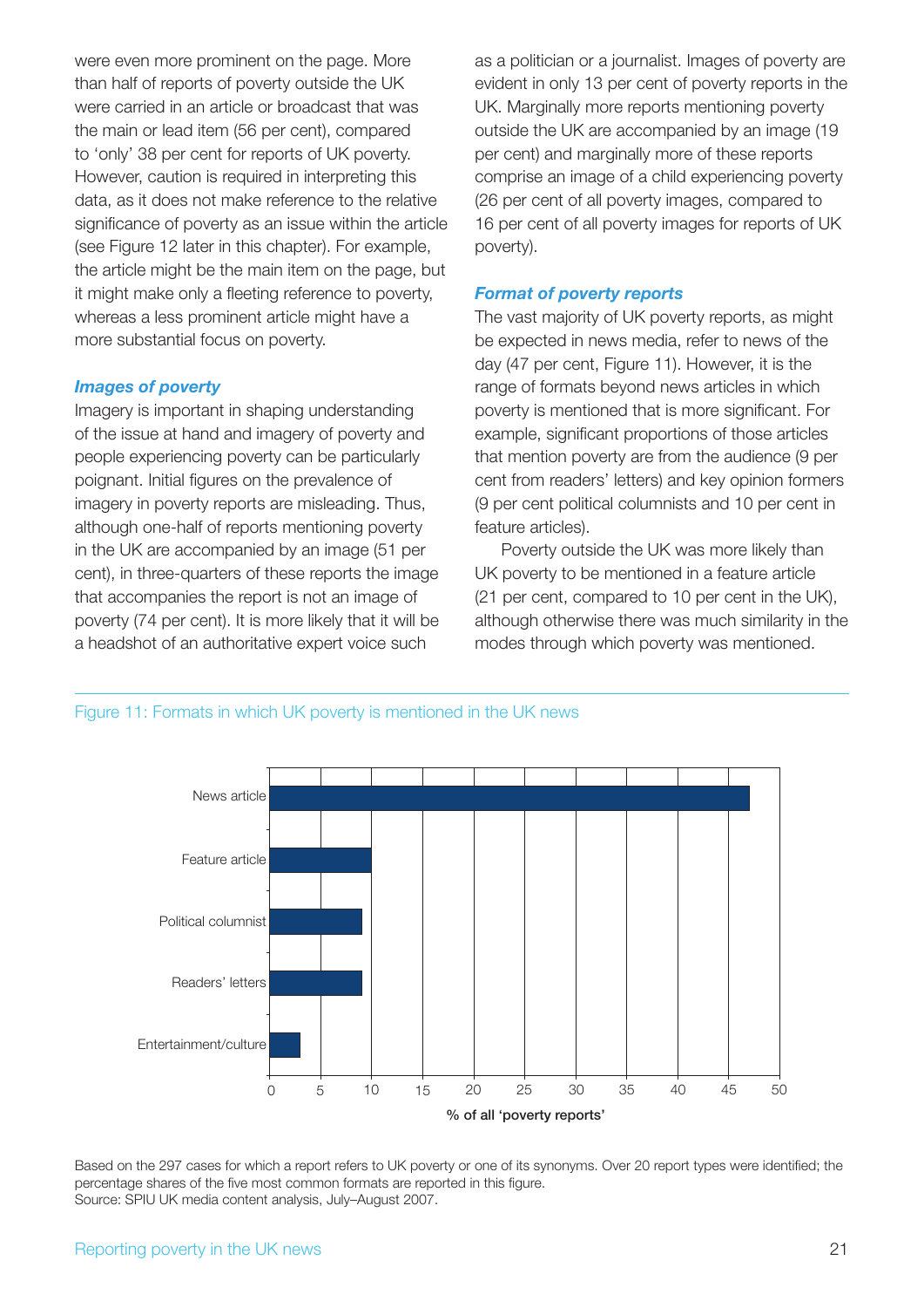were even more prominent on the page. More than half of reports of poverty outside the UK were carried in an article or broadcast that was the main or lead item (56 per cent), compared to 'only' 38 per cent for reports of UK poverty. However, caution is required in interpreting this data, as it does not make reference to the relative significance of poverty as an issue within the article (see Figure 12 later in this chapter). For example, the article might be the main item on the page, but it might make only a fleeting reference to poverty, whereas a less prominent article might have a more substantial focus on poverty.

### *Images of poverty*

Imagery is important in shaping understanding of the issue at hand and imagery of poverty and people experiencing poverty can be particularly poignant. Initial figures on the prevalence of imagery in poverty reports are misleading. Thus, although one-half of reports mentioning poverty in the UK are accompanied by an image (51 per cent), in three-quarters of these reports the image that accompanies the report is not an image of poverty (74 per cent). It is more likely that it will be a headshot of an authoritative expert voice such as a politician or a journalist. Images of poverty are evident in only 13 per cent of poverty reports in the UK. Marginally more reports mentioning poverty outside the UK are accompanied by an image (19 per cent) and marginally more of these reports comprise an image of a child experiencing poverty (26 per cent of all poverty images, compared to 16 per cent of all poverty images for reports of UK poverty).

### *Format of poverty reports*

The vast majority of UK poverty reports, as might be expected in news media, refer to news of the day (47 per cent, Figure 11). However, it is the range of formats beyond news articles in which poverty is mentioned that is more significant. For example, significant proportions of those articles that mention poverty are from the audience (9 per cent from readers' letters) and key opinion formers (9 per cent political columnists and 10 per cent in feature articles).

Poverty outside the UK was more likely than UK poverty to be mentioned in a feature article (21 per cent, compared to 10 per cent in the UK), although otherwise there was much similarity in the modes through which poverty was mentioned.

Figure 11: Formats in which UK poverty is mentioned in the UK news

News article
Feature article
Political columnist
Readers' letters
Entertainment/culture

0 5 10 15 20 25 30 35 40 45 50

% of all 'poverty reports'

Based on the 297 cases for which a report refers to UK poverty or one of its synonyms. Over 20 report types were identified; the percentage shares of the five most common formats are reported in this figure.
Source: SPIU UK media content analysis, July–August 2007.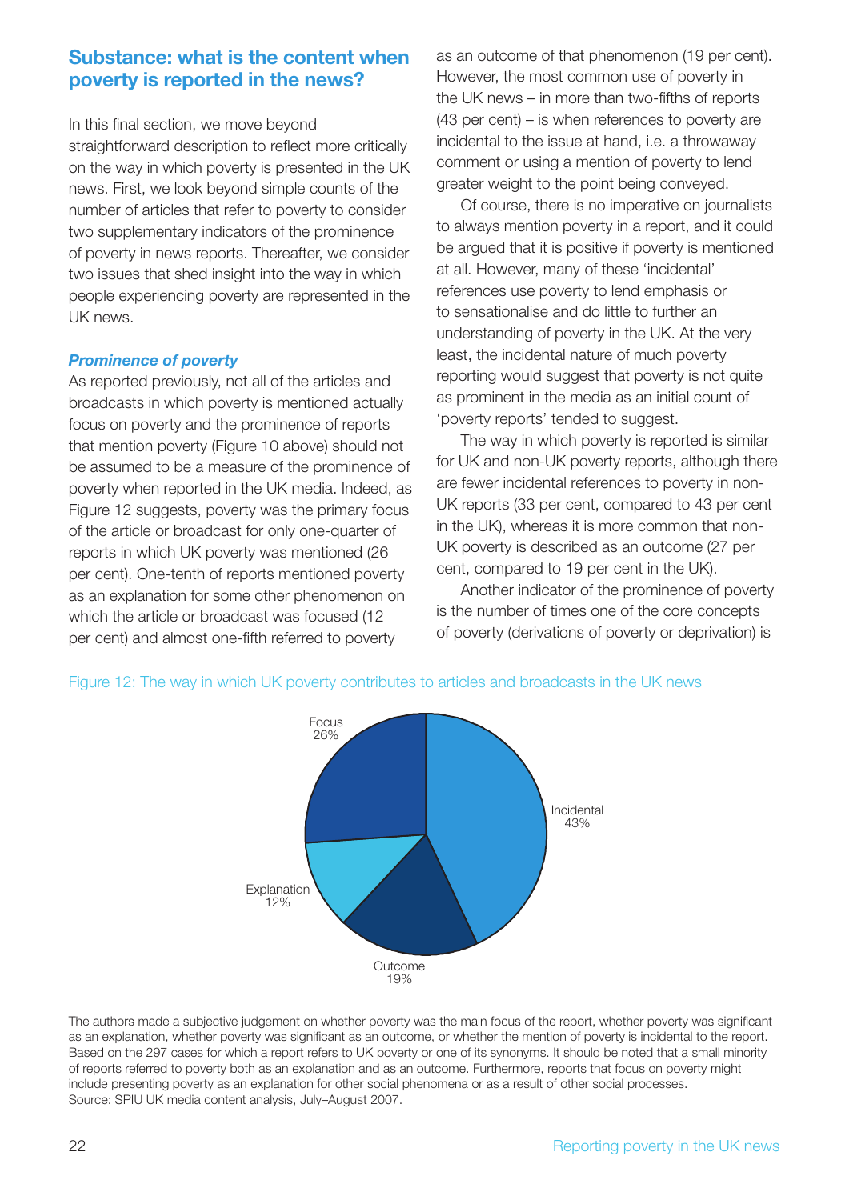## Substance: what is the content when poverty is reported in the news?

In this final section, we move beyond straightforward description to reflect more critically on the way in which poverty is presented in the UK news. First, we look beyond simple counts of the number of articles that refer to poverty to consider two supplementary indicators of the prominence of poverty in news reports. Thereafter, we consider two issues that shed insight into the way in which people experiencing poverty are represented in the UK news.

### *Prominence of poverty*

As reported previously, not all of the articles and broadcasts in which poverty is mentioned actually focus on poverty and the prominence of reports that mention poverty (Figure 10 above) should not be assumed to be a measure of the prominence of poverty when reported in the UK media. Indeed, as Figure 12 suggests, poverty was the primary focus of the article or broadcast for only one-quarter of reports in which UK poverty was mentioned (26 per cent). One-tenth of reports mentioned poverty as an explanation for some other phenomenon on which the article or broadcast was focused (12 per cent) and almost one-fifth referred to poverty as an outcome of that phenomenon (19 per cent). However, the most common use of poverty in the UK news – in more than two-fifths of reports (43 per cent) – is when references to poverty are incidental to the issue at hand, i.e. a throwaway comment or using a mention of poverty to lend greater weight to the point being conveyed.

Of course, there is no imperative on journalists to always mention poverty in a report, and it could be argued that it is positive if poverty is mentioned at all. However, many of these 'incidental' references use poverty to lend emphasis or to sensationalise and do little to further an understanding of poverty in the UK. At the very least, the incidental nature of much poverty reporting would suggest that poverty is not quite as prominent in the media as an initial count of 'poverty reports' tended to suggest.

The way in which poverty is reported is similar for UK and non-UK poverty reports, although there are fewer incidental references to poverty in non-UK reports (33 per cent, compared to 43 per cent in the UK), whereas it is more common that non-UK poverty is described as an outcome (27 per cent, compared to 19 per cent in the UK).

Another indicator of the prominence of poverty is the number of times one of the core concepts of poverty (derivations of poverty or deprivation) is

Figure 12: The way in which UK poverty contributes to articles and broadcasts in the UK news

Focus
26%

Incidental
43%

Explanation
12%

Outcome
19%

The authors made a subjective judgement on whether poverty was the main focus of the report, whether poverty was significant as an explanation, whether poverty was significant as an outcome, or whether the mention of poverty is incidental to the report. Based on the 297 cases for which a report refers to UK poverty or one of its synonyms. It should be noted that a small minority of reports referred to poverty both as an explanation and as an outcome. Furthermore, reports that focus on poverty might include presenting poverty as an explanation for other social phenomena or as a result of other social processes.
Source: SPIU UK media content analysis, July–August 2007.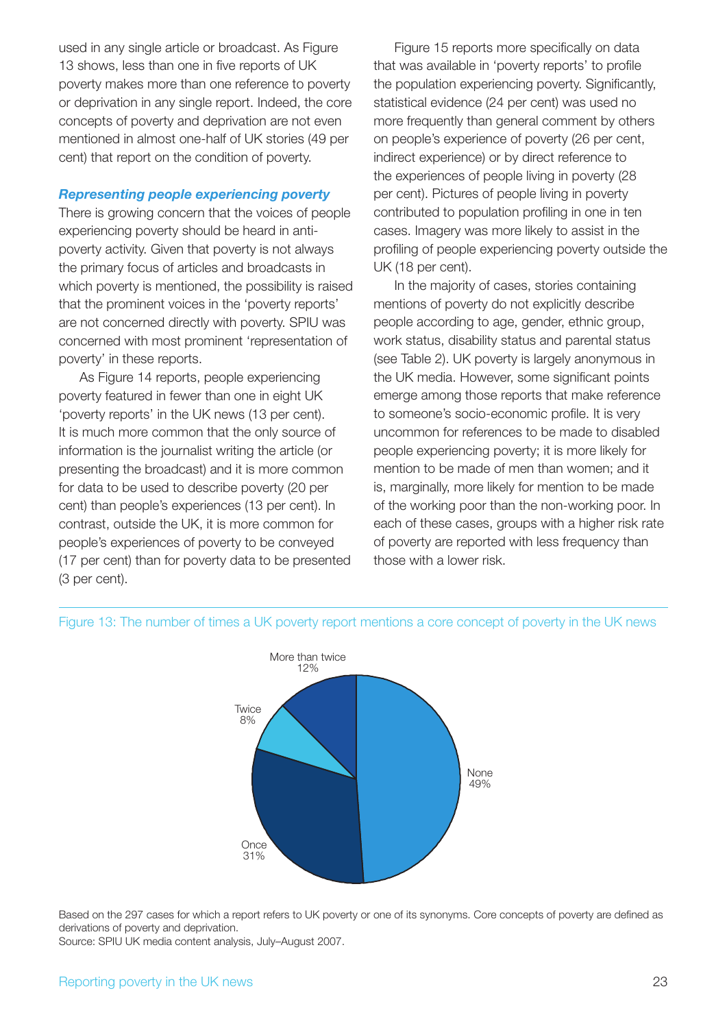used in any single article or broadcast. As Figure 13 shows, less than one in five reports of UK poverty makes more than one reference to poverty or deprivation in any single report. Indeed, the core concepts of poverty and deprivation are not even mentioned in almost one-half of UK stories (49 per cent) that report on the condition of poverty.

### *Representing people experiencing poverty*

There is growing concern that the voices of people experiencing poverty should be heard in anti-poverty activity. Given that poverty is not always the primary focus of articles and broadcasts in which poverty is mentioned, the possibility is raised that the prominent voices in the 'poverty reports' are not concerned directly with poverty. SPIU was concerned with most prominent 'representation of poverty' in these reports.

As Figure 14 reports, people experiencing poverty featured in fewer than one in eight UK 'poverty reports' in the UK news (13 per cent). It is much more common that the only source of information is the journalist writing the article (or presenting the broadcast) and it is more common for data to be used to describe poverty (20 per cent) than people's experiences (13 per cent). In contrast, outside the UK, it is more common for people's experiences of poverty to be conveyed (17 per cent) than for poverty data to be presented (3 per cent).

Figure 15 reports more specifically on data that was available in 'poverty reports' to profile the population experiencing poverty. Significantly, statistical evidence (24 per cent) was used no more frequently than general comment by others on people's experience of poverty (26 per cent, indirect experience) or by direct reference to the experiences of people living in poverty (28 per cent). Pictures of people living in poverty contributed to population profiling in one in ten cases. Imagery was more likely to assist in the profiling of people experiencing poverty outside the UK (18 per cent).

In the majority of cases, stories containing mentions of poverty do not explicitly describe people according to age, gender, ethnic group, work status, disability status and parental status (see Table 2). UK poverty is largely anonymous in the UK media. However, some significant points emerge among those reports that make reference to someone's socio-economic profile. It is very uncommon for references to be made to disabled people experiencing poverty; it is more likely for mention to be made of men than women; and it is, marginally, more likely for mention to be made of the working poor than the non-working poor. In each of these cases, groups with a higher risk rate of poverty are reported with less frequency than those with a lower risk.

Figure 13: The number of times a UK poverty report mentions a core concept of poverty in the UK news

More than twice 12%

Twice 8%

Once 31%

None 49%

Based on the 297 cases for which a report refers to UK poverty or one of its synonyms. Core concepts of poverty are defined as derivations of poverty and deprivation.
Source: SPIU UK media content analysis, July–August 2007.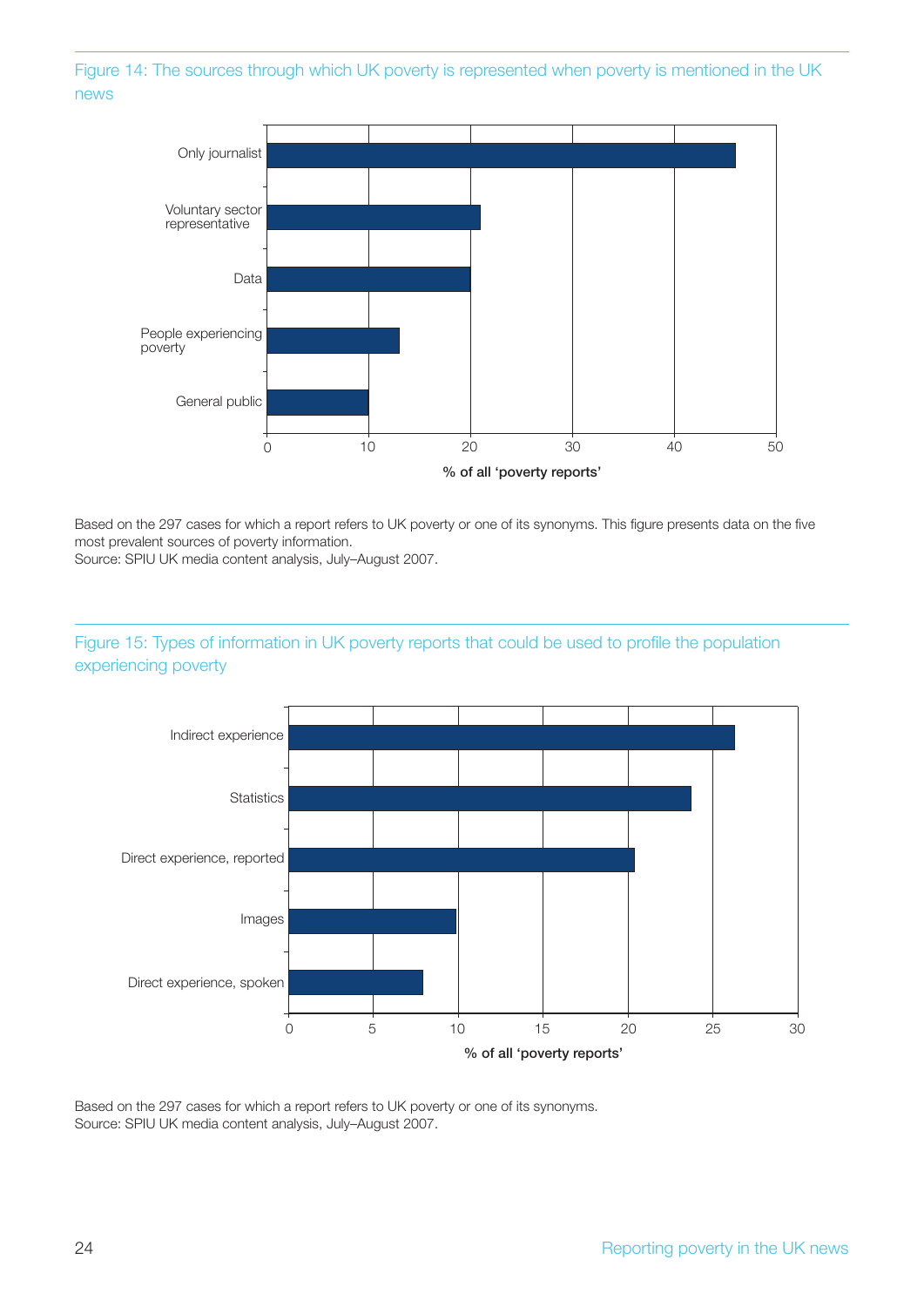Figure 14: The sources through which UK poverty is represented when poverty is mentioned in the UK news

Only journalist

Voluntary sector representative

Data

People experiencing poverty

General public

0 10 20 30 40 50

% of all 'poverty reports'

Based on the 297 cases for which a report refers to UK poverty or one of its synonyms. This figure presents data on the five most prevalent sources of poverty information.
Source: SPIU UK media content analysis, July–August 2007.

Figure 15: Types of information in UK poverty reports that could be used to profile the population experiencing poverty

Indirect experience

Statistics

Direct experience, reported

Images

Direct experience, spoken

0 5 10 15 20 25 30

% of all 'poverty reports'

Based on the 297 cases for which a report refers to UK poverty or one of its synonyms.
Source: SPIU UK media content analysis, July–August 2007.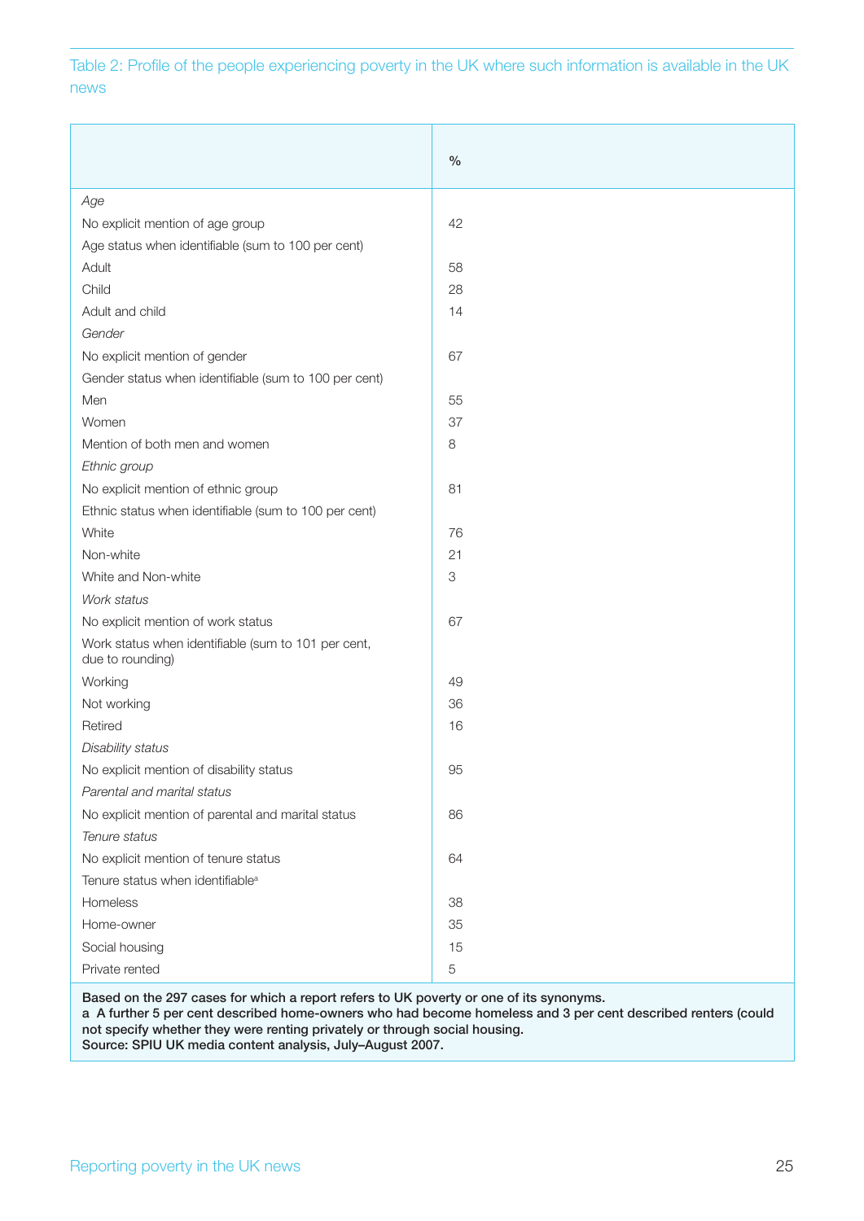Table 2: Profile of the people experiencing poverty in the UK where such information is available in the UK news

| | % |
|---|---|
| *Age* | |
| No explicit mention of age group | 42 |
| Age status when identifiable (sum to 100 per cent) | |
| Adult | 58 |
| Child | 28 |
| Adult and child | 14 |
| *Gender* | |
| No explicit mention of gender | 67 |
| Gender status when identifiable (sum to 100 per cent) | |
| Men | 55 |
| Women | 37 |
| Mention of both men and women | 8 |
| *Ethnic group* | |
| No explicit mention of ethnic group | 81 |
| Ethnic status when identifiable (sum to 100 per cent) | |
| White | 76 |
| Non-white | 21 |
| White and Non-white | 3 |
| *Work status* | |
| No explicit mention of work status | 67 |
| Work status when identifiable (sum to 101 per cent, due to rounding) | |
| Working | 49 |
| Not working | 36 |
| Retired | 16 |
| *Disability status* | |
| No explicit mention of disability status | 95 |
| *Parental and marital status* | |
| No explicit mention of parental and marital status | 86 |
| *Tenure status* | |
| No explicit mention of tenure status | 64 |
| Tenure status when identifiable[a] | |
| Homeless | 38 |
| Home-owner | 35 |
| Social housing | 15 |
| Private rented | 5 |

**Based on the 297 cases for which a report refers to UK poverty or one of its synonyms.**
**a A further 5 per cent described home-owners who had become homeless and 3 per cent described renters (could not specify whether they were renting privately or through social housing.**
**Source: SPIU UK media content analysis, July–August 2007.**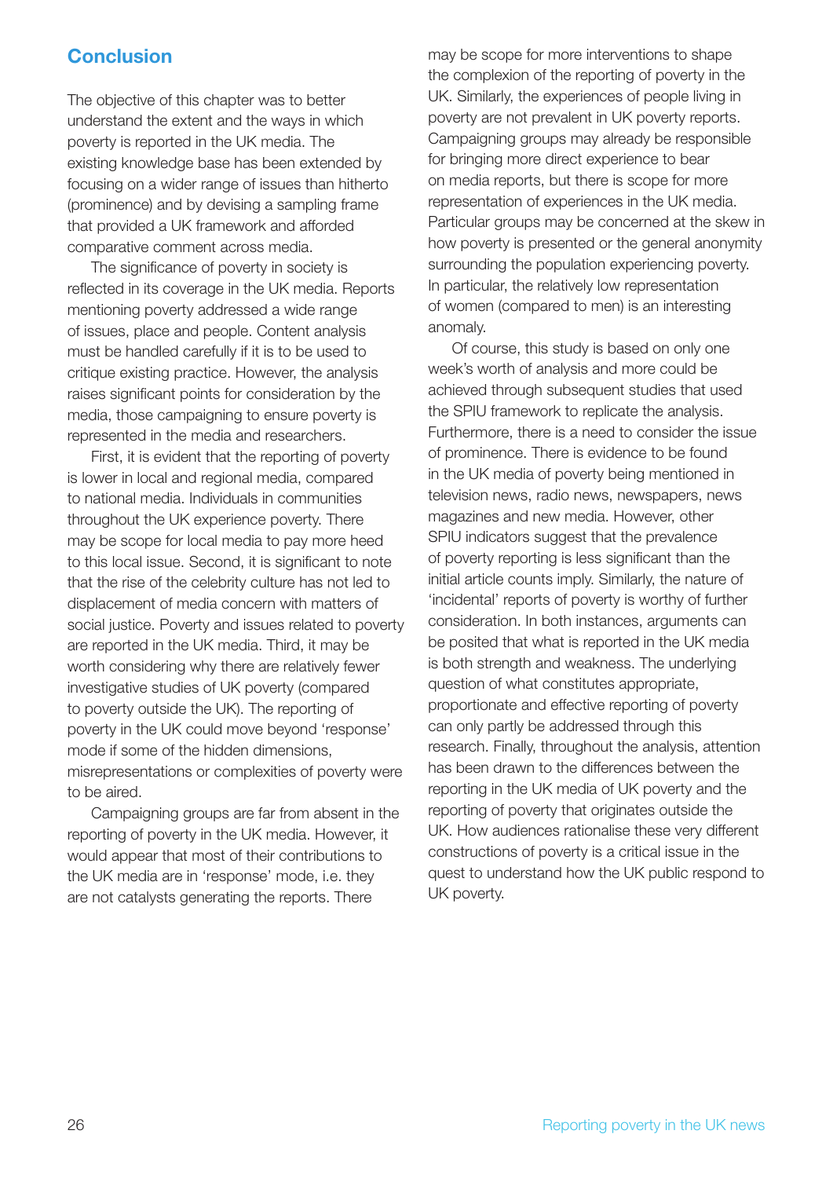## Conclusion

The objective of this chapter was to better understand the extent and the ways in which poverty is reported in the UK media. The existing knowledge base has been extended by focusing on a wider range of issues than hitherto (prominence) and by devising a sampling frame that provided a UK framework and afforded comparative comment across media.

The significance of poverty in society is reflected in its coverage in the UK media. Reports mentioning poverty addressed a wide range of issues, place and people. Content analysis must be handled carefully if it is to be used to critique existing practice. However, the analysis raises significant points for consideration by the media, those campaigning to ensure poverty is represented in the media and researchers.

First, it is evident that the reporting of poverty is lower in local and regional media, compared to national media. Individuals in communities throughout the UK experience poverty. There may be scope for local media to pay more heed to this local issue. Second, it is significant to note that the rise of the celebrity culture has not led to displacement of media concern with matters of social justice. Poverty and issues related to poverty are reported in the UK media. Third, it may be worth considering why there are relatively fewer investigative studies of UK poverty (compared to poverty outside the UK). The reporting of poverty in the UK could move beyond 'response' mode if some of the hidden dimensions, misrepresentations or complexities of poverty were to be aired.

Campaigning groups are far from absent in the reporting of poverty in the UK media. However, it would appear that most of their contributions to the UK media are in 'response' mode, i.e. they are not catalysts generating the reports. There may be scope for more interventions to shape the complexion of the reporting of poverty in the UK. Similarly, the experiences of people living in poverty are not prevalent in UK poverty reports. Campaigning groups may already be responsible for bringing more direct experience to bear on media reports, but there is scope for more representation of experiences in the UK media. Particular groups may be concerned at the skew in how poverty is presented or the general anonymity surrounding the population experiencing poverty. In particular, the relatively low representation of women (compared to men) is an interesting anomaly.

Of course, this study is based on only one week's worth of analysis and more could be achieved through subsequent studies that used the SPIU framework to replicate the analysis. Furthermore, there is a need to consider the issue of prominence. There is evidence to be found in the UK media of poverty being mentioned in television news, radio news, newspapers, news magazines and new media. However, other SPIU indicators suggest that the prevalence of poverty reporting is less significant than the initial article counts imply. Similarly, the nature of 'incidental' reports of poverty is worthy of further consideration. In both instances, arguments can be posited that what is reported in the UK media is both strength and weakness. The underlying question of what constitutes appropriate, proportionate and effective reporting of poverty can only partly be addressed through this research. Finally, throughout the analysis, attention has been drawn to the differences between the reporting in the UK media of UK poverty and the reporting of poverty that originates outside the UK. How audiences rationalise these very different constructions of poverty is a critical issue in the quest to understand how the UK public respond to UK poverty.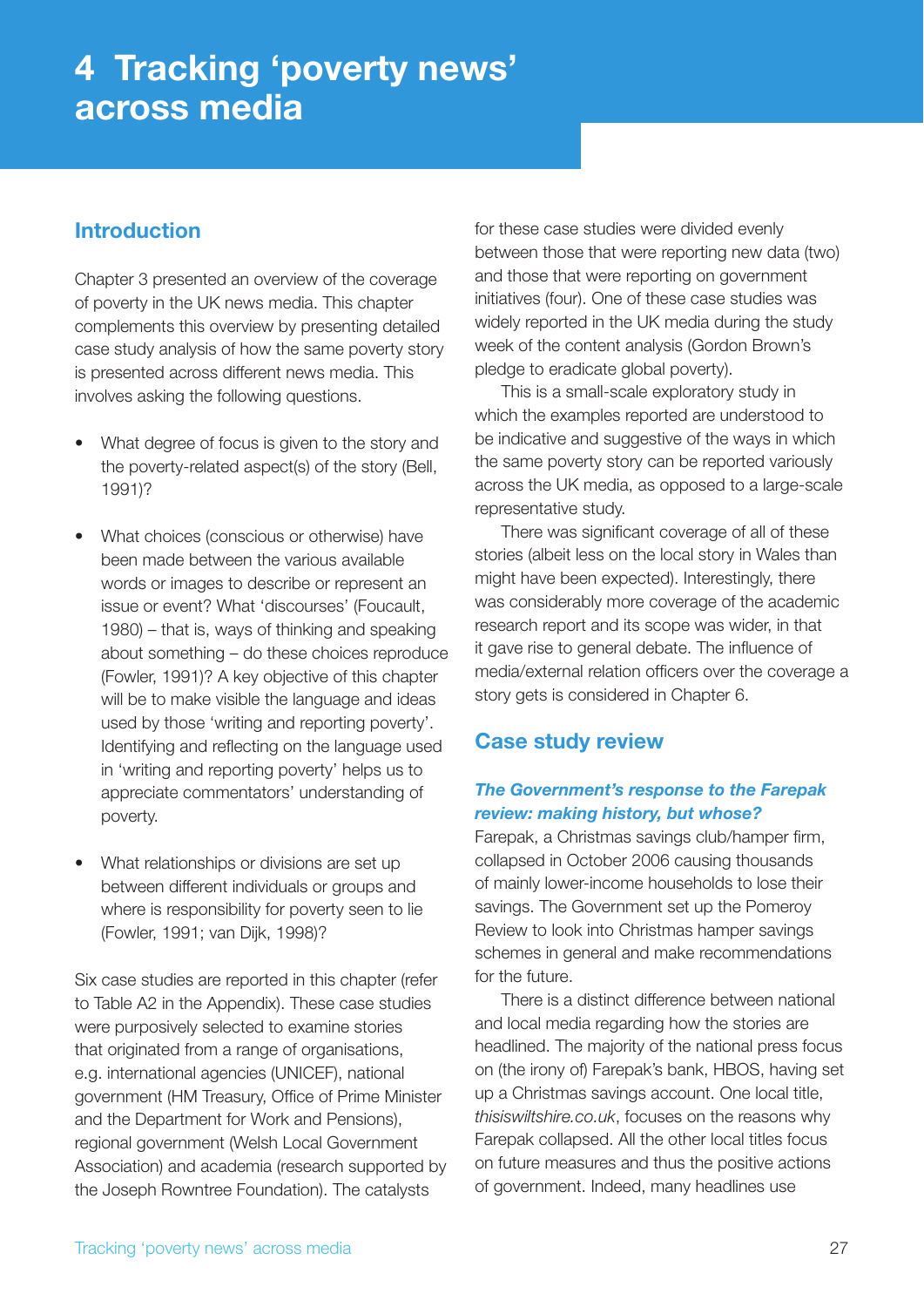# 4 Tracking 'poverty news' across media

## Introduction

Chapter 3 presented an overview of the coverage of poverty in the UK news media. This chapter complements this overview by presenting detailed case study analysis of how the same poverty story is presented across different news media. This involves asking the following questions.

- What degree of focus is given to the story and the poverty-related aspect(s) of the story (Bell, 1991)?
- What choices (conscious or otherwise) have been made between the various available words or images to describe or represent an issue or event? What 'discourses' (Foucault, 1980) – that is, ways of thinking and speaking about something – do these choices reproduce (Fowler, 1991)? A key objective of this chapter will be to make visible the language and ideas used by those 'writing and reporting poverty'. Identifying and reflecting on the language used in 'writing and reporting poverty' helps us to appreciate commentators' understanding of poverty.
- What relationships or divisions are set up between different individuals or groups and where is responsibility for poverty seen to lie (Fowler, 1991; van Dijk, 1998)?

Six case studies are reported in this chapter (refer to Table A2 in the Appendix). These case studies were purposively selected to examine stories that originated from a range of organisations, e.g. international agencies (UNICEF), national government (HM Treasury, Office of Prime Minister and the Department for Work and Pensions), regional government (Welsh Local Government Association) and academia (research supported by the Joseph Rowntree Foundation). The catalysts for these case studies were divided evenly between those that were reporting new data (two) and those that were reporting on government initiatives (four). One of these case studies was widely reported in the UK media during the study week of the content analysis (Gordon Brown's pledge to eradicate global poverty).

This is a small-scale exploratory study in which the examples reported are understood to be indicative and suggestive of the ways in which the same poverty story can be reported variously across the UK media, as opposed to a large-scale representative study.

There was significant coverage of all of these stories (albeit less on the local story in Wales than might have been expected). Interestingly, there was considerably more coverage of the academic research report and its scope was wider, in that it gave rise to general debate. The influence of media/external relation officers over the coverage a story gets is considered in Chapter 6.

## Case study review

### *The Government's response to the Farepak review: making history, but whose?*

Farepak, a Christmas savings club/hamper firm, collapsed in October 2006 causing thousands of mainly lower-income households to lose their savings. The Government set up the Pomeroy Review to look into Christmas hamper savings schemes in general and make recommendations for the future.

There is a distinct difference between national and local media regarding how the stories are headlined. The majority of the national press focus on (the irony of) Farepak's bank, HBOS, having set up a Christmas savings account. One local title, *thisiswiltshire.co.uk*, focuses on the reasons why Farepak collapsed. All the other local titles focus on future measures and thus the positive actions of government. Indeed, many headlines use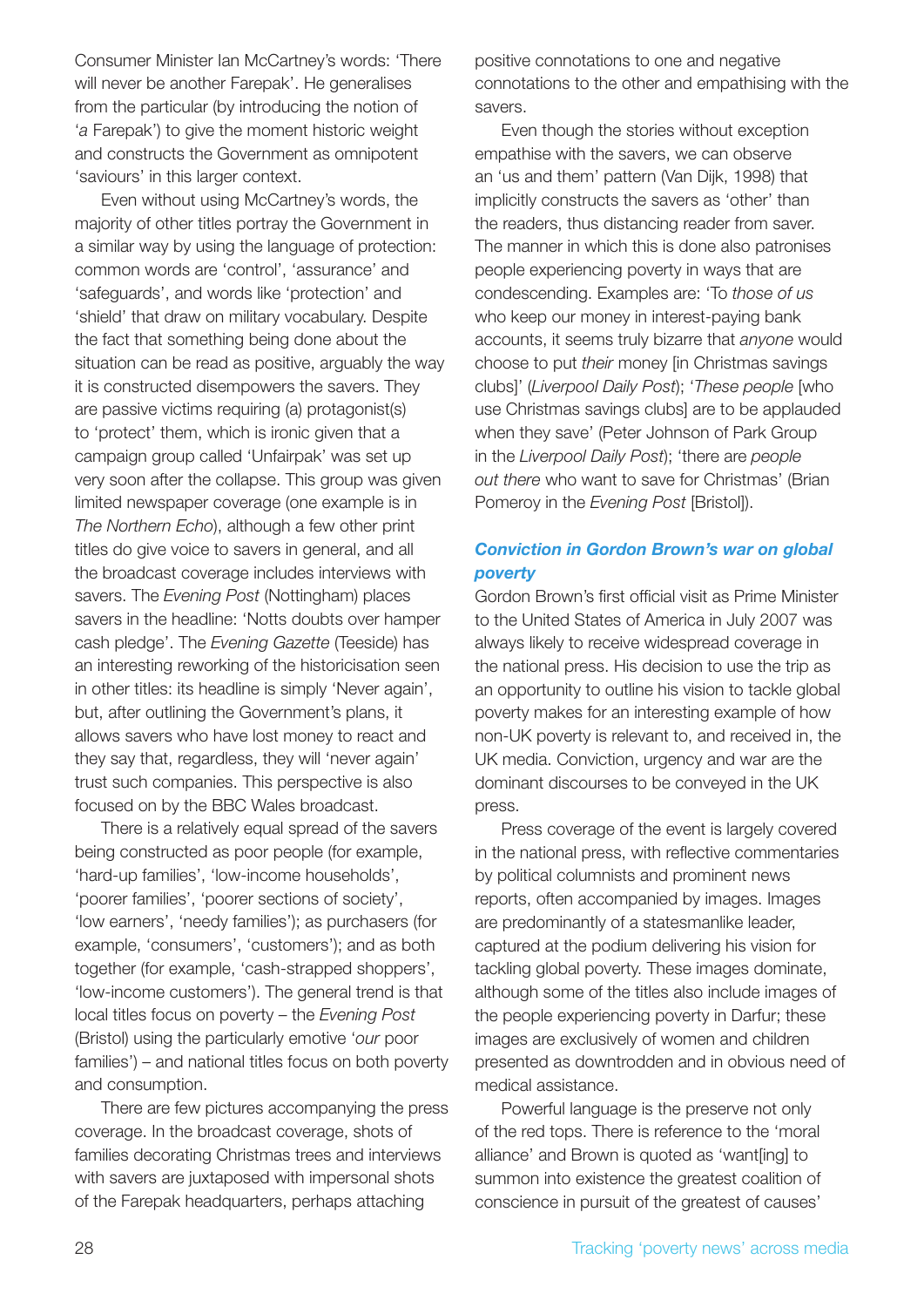Consumer Minister Ian McCartney's words: 'There will never be another Farepak'. He generalises from the particular (by introducing the notion of '*a* Farepak') to give the moment historic weight and constructs the Government as omnipotent 'saviours' in this larger context.

Even without using McCartney's words, the majority of other titles portray the Government in a similar way by using the language of protection: common words are 'control', 'assurance' and 'safeguards', and words like 'protection' and 'shield' that draw on military vocabulary. Despite the fact that something being done about the situation can be read as positive, arguably the way it is constructed disempowers the savers. They are passive victims requiring (a) protagonist(s) to 'protect' them, which is ironic given that a campaign group called 'Unfairpak' was set up very soon after the collapse. This group was given limited newspaper coverage (one example is in *The Northern Echo*), although a few other print titles do give voice to savers in general, and all the broadcast coverage includes interviews with savers. The *Evening Post* (Nottingham) places savers in the headline: 'Notts doubts over hamper cash pledge'. The *Evening Gazette* (Teeside) has an interesting reworking of the historicisation seen in other titles: its headline is simply 'Never again', but, after outlining the Government's plans, it allows savers who have lost money to react and they say that, regardless, they will 'never again' trust such companies. This perspective is also focused on by the BBC Wales broadcast.

There is a relatively equal spread of the savers being constructed as poor people (for example, 'hard-up families', 'low-income households', 'poorer families', 'poorer sections of society', 'low earners', 'needy families'); as purchasers (for example, 'consumers', 'customers'); and as both together (for example, 'cash-strapped shoppers', 'low-income customers'). The general trend is that local titles focus on poverty – the *Evening Post* (Bristol) using the particularly emotive '*our* poor families') – and national titles focus on both poverty and consumption.

There are few pictures accompanying the press coverage. In the broadcast coverage, shots of families decorating Christmas trees and interviews with savers are juxtaposed with impersonal shots of the Farepak headquarters, perhaps attaching positive connotations to one and negative connotations to the other and empathising with the savers.

Even though the stories without exception empathise with the savers, we can observe an 'us and them' pattern (Van Dijk, 1998) that implicitly constructs the savers as 'other' than the readers, thus distancing reader from saver. The manner in which this is done also patronises people experiencing poverty in ways that are condescending. Examples are: 'To *those of us* who keep our money in interest-paying bank accounts, it seems truly bizarre that *anyone* would choose to put *their* money [in Christmas savings clubs]' (*Liverpool Daily Post*); '*These people* [who use Christmas savings clubs] are to be applauded when they save' (Peter Johnson of Park Group in the *Liverpool Daily Post*); 'there are *people out there* who want to save for Christmas' (Brian Pomeroy in the *Evening Post* [Bristol]).

### *Conviction in Gordon Brown's war on global poverty*

Gordon Brown's first official visit as Prime Minister to the United States of America in July 2007 was always likely to receive widespread coverage in the national press. His decision to use the trip as an opportunity to outline his vision to tackle global poverty makes for an interesting example of how non-UK poverty is relevant to, and received in, the UK media. Conviction, urgency and war are the dominant discourses to be conveyed in the UK press.

Press coverage of the event is largely covered in the national press, with reflective commentaries by political columnists and prominent news reports, often accompanied by images. Images are predominantly of a statesmanlike leader, captured at the podium delivering his vision for tackling global poverty. These images dominate, although some of the titles also include images of the people experiencing poverty in Darfur; these images are exclusively of women and children presented as downtrodden and in obvious need of medical assistance.

Powerful language is the preserve not only of the red tops. There is reference to the 'moral alliance' and Brown is quoted as 'want[ing] to summon into existence the greatest coalition of conscience in pursuit of the greatest of causes'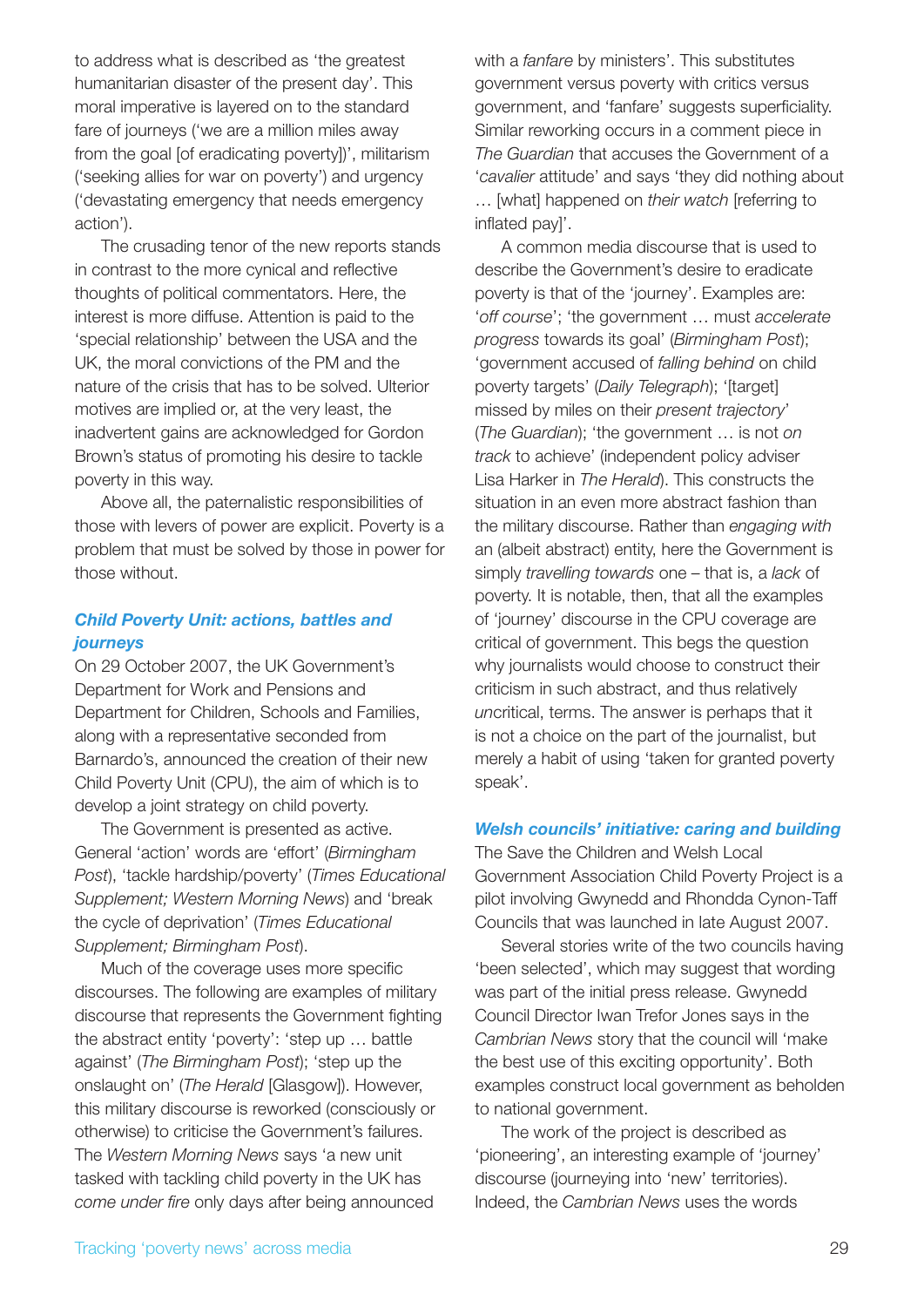to address what is described as 'the greatest humanitarian disaster of the present day'. This moral imperative is layered on to the standard fare of journeys ('we are a million miles away from the goal [of eradicating poverty])', militarism ('seeking allies for war on poverty') and urgency ('devastating emergency that needs emergency action').

The crusading tenor of the new reports stands in contrast to the more cynical and reflective thoughts of political commentators. Here, the interest is more diffuse. Attention is paid to the 'special relationship' between the USA and the UK, the moral convictions of the PM and the nature of the crisis that has to be solved. Ulterior motives are implied or, at the very least, the inadvertent gains are acknowledged for Gordon Brown's status of promoting his desire to tackle poverty in this way.

Above all, the paternalistic responsibilities of those with levers of power are explicit. Poverty is a problem that must be solved by those in power for those without.

### *Child Poverty Unit: actions, battles and journeys*

On 29 October 2007, the UK Government's Department for Work and Pensions and Department for Children, Schools and Families, along with a representative seconded from Barnardo's, announced the creation of their new Child Poverty Unit (CPU), the aim of which is to develop a joint strategy on child poverty.

The Government is presented as active. General 'action' words are 'effort' (*Birmingham Post*), 'tackle hardship/poverty' (*Times Educational Supplement; Western Morning News*) and 'break the cycle of deprivation' (*Times Educational Supplement; Birmingham Post*).

Much of the coverage uses more specific discourses. The following are examples of military discourse that represents the Government fighting the abstract entity 'poverty': 'step up … battle against' (*The Birmingham Post*); 'step up the onslaught on' (*The Herald* [Glasgow]). However, this military discourse is reworked (consciously or otherwise) to criticise the Government's failures. The *Western Morning News* says 'a new unit tasked with tackling child poverty in the UK has *come under fire* only days after being announced with a *fanfare* by ministers'. This substitutes government versus poverty with critics versus government, and 'fanfare' suggests superficiality. Similar reworking occurs in a comment piece in *The Guardian* that accuses the Government of a '*cavalier* attitude' and says 'they did nothing about … [what] happened on *their watch* [referring to inflated pay]'.

A common media discourse that is used to describe the Government's desire to eradicate poverty is that of the 'journey'. Examples are: '*off course*'; 'the government … must *accelerate progress* towards its goal' (*Birmingham Post*); 'government accused of *falling behind* on child poverty targets' (*Daily Telegraph*); '[target] missed by miles on their *present trajectory*' (*The Guardian*); 'the government … is not *on track* to achieve' (independent policy adviser Lisa Harker in *The Herald*). This constructs the situation in an even more abstract fashion than the military discourse. Rather than *engaging with* an (albeit abstract) entity, here the Government is simply *travelling towards* one – that is, a *lack* of poverty. It is notable, then, that all the examples of 'journey' discourse in the CPU coverage are critical of government. This begs the question why journalists would choose to construct their criticism in such abstract, and thus relatively *un*critical, terms. The answer is perhaps that it is not a choice on the part of the journalist, but merely a habit of using 'taken for granted poverty speak'.

### *Welsh councils' initiative: caring and building*

The Save the Children and Welsh Local Government Association Child Poverty Project is a pilot involving Gwynedd and Rhondda Cynon-Taff Councils that was launched in late August 2007.

Several stories write of the two councils having 'been selected', which may suggest that wording was part of the initial press release. Gwynedd Council Director Iwan Trefor Jones says in the *Cambrian News* story that the council will 'make the best use of this exciting opportunity'. Both examples construct local government as beholden to national government.

The work of the project is described as 'pioneering', an interesting example of 'journey' discourse (journeying into 'new' territories). Indeed, the *Cambrian News* uses the words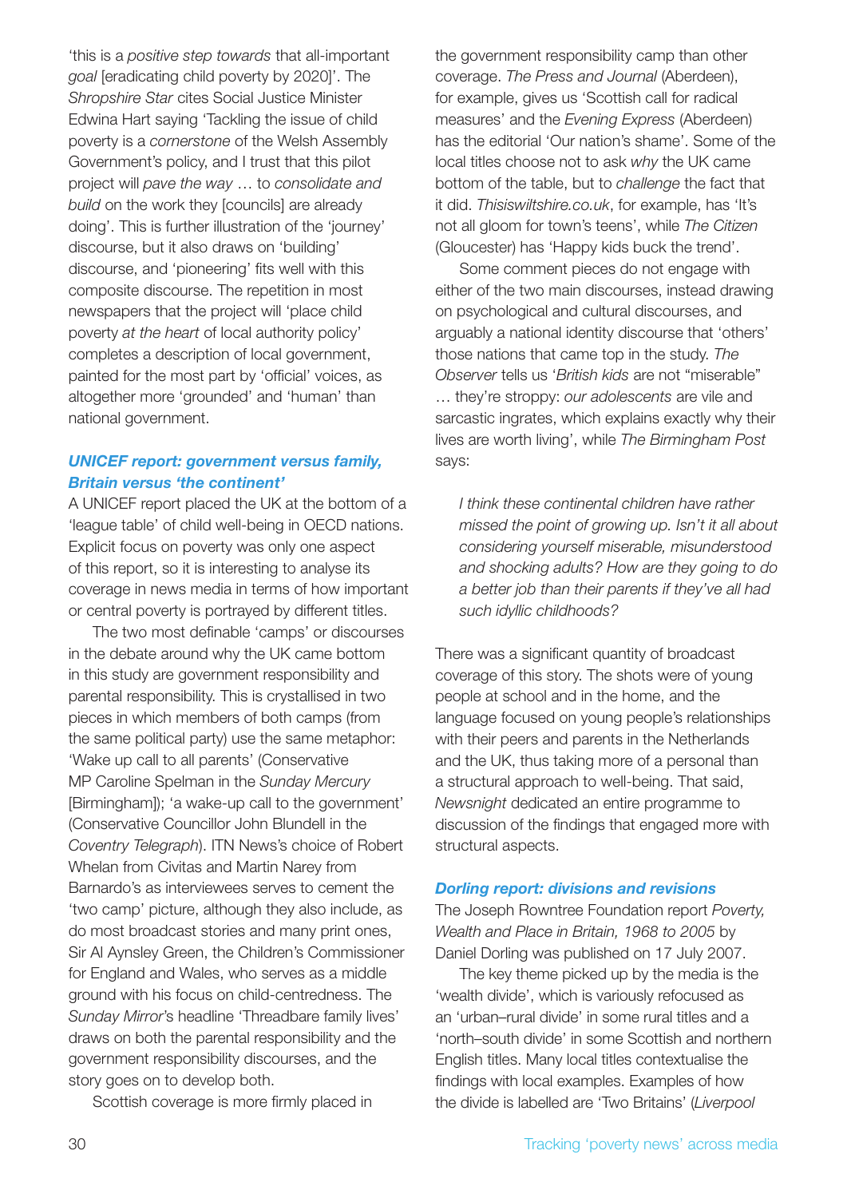'this is a *positive step towards* that all-important *goal* [eradicating child poverty by 2020]'. The *Shropshire Star* cites Social Justice Minister Edwina Hart saying 'Tackling the issue of child poverty is a *cornerstone* of the Welsh Assembly Government's policy, and I trust that this pilot project will *pave the way* … to *consolidate and build* on the work they [councils] are already doing'. This is further illustration of the 'journey' discourse, but it also draws on 'building' discourse, and 'pioneering' fits well with this composite discourse. The repetition in most newspapers that the project will 'place child poverty *at the heart* of local authority policy' completes a description of local government, painted for the most part by 'official' voices, as altogether more 'grounded' and 'human' than national government.

### *UNICEF report: government versus family, Britain versus 'the continent'*

A UNICEF report placed the UK at the bottom of a 'league table' of child well-being in OECD nations. Explicit focus on poverty was only one aspect of this report, so it is interesting to analyse its coverage in news media in terms of how important or central poverty is portrayed by different titles.

The two most definable 'camps' or discourses in the debate around why the UK came bottom in this study are government responsibility and parental responsibility. This is crystallised in two pieces in which members of both camps (from the same political party) use the same metaphor: 'Wake up call to all parents' (Conservative MP Caroline Spelman in the *Sunday Mercury* [Birmingham]); 'a wake-up call to the government' (Conservative Councillor John Blundell in the *Coventry Telegraph*). ITN News's choice of Robert Whelan from Civitas and Martin Narey from Barnardo's as interviewees serves to cement the 'two camp' picture, although they also include, as do most broadcast stories and many print ones, Sir Al Aynsley Green, the Children's Commissioner for England and Wales, who serves as a middle ground with his focus on child-centredness. The *Sunday Mirror*'s headline 'Threadbare family lives' draws on both the parental responsibility and the government responsibility discourses, and the story goes on to develop both.

Scottish coverage is more firmly placed in the government responsibility camp than other coverage. *The Press and Journal* (Aberdeen), for example, gives us 'Scottish call for radical measures' and the *Evening Express* (Aberdeen) has the editorial 'Our nation's shame'. Some of the local titles choose not to ask *why* the UK came bottom of the table, but to *challenge* the fact that it did. *Thisiswiltshire.co.uk*, for example, has 'It's not all gloom for town's teens', while *The Citizen* (Gloucester) has 'Happy kids buck the trend'.

Some comment pieces do not engage with either of the two main discourses, instead drawing on psychological and cultural discourses, and arguably a national identity discourse that 'others' those nations that came top in the study. *The Observer* tells us '*British kids* are not "miserable" … they're stroppy: *our adolescents* are vile and sarcastic ingrates, which explains exactly why their lives are worth living', while *The Birmingham Post* says:

> *I think these continental children have rather missed the point of growing up. Isn't it all about considering yourself miserable, misunderstood and shocking adults? How are they going to do a better job than their parents if they've all had such idyllic childhoods?*

There was a significant quantity of broadcast coverage of this story. The shots were of young people at school and in the home, and the language focused on young people's relationships with their peers and parents in the Netherlands and the UK, thus taking more of a personal than a structural approach to well-being. That said, *Newsnight* dedicated an entire programme to discussion of the findings that engaged more with structural aspects.

### *Dorling report: divisions and revisions*

The Joseph Rowntree Foundation report *Poverty, Wealth and Place in Britain, 1968 to 2005* by Daniel Dorling was published on 17 July 2007.

The key theme picked up by the media is the 'wealth divide', which is variously refocused as an 'urban–rural divide' in some rural titles and a 'north–south divide' in some Scottish and northern English titles. Many local titles contextualise the findings with local examples. Examples of how the divide is labelled are 'Two Britains' (*Liverpool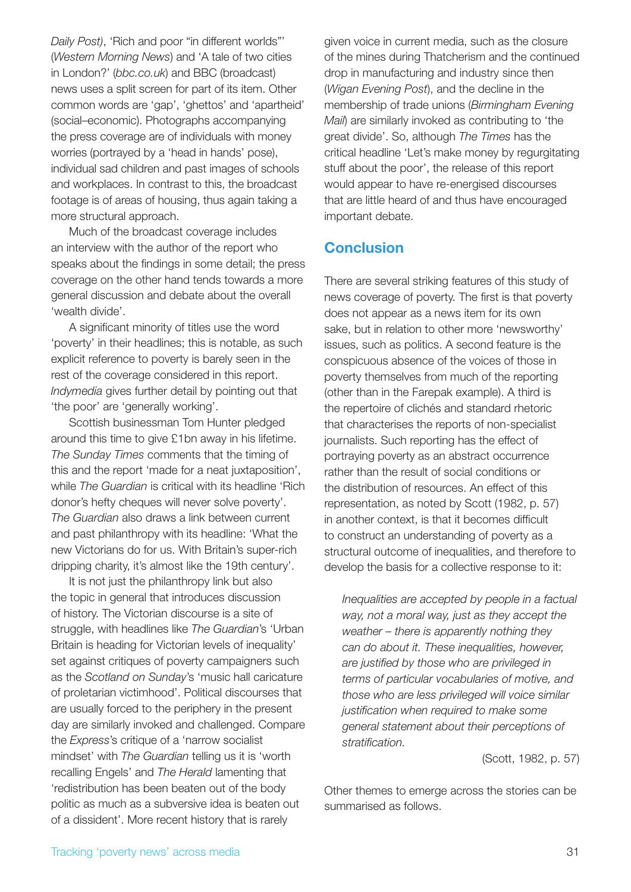*Daily Post)*, 'Rich and poor "in different worlds"' (*Western Morning News*) and 'A tale of two cities in London?' (*bbc.co.uk*) and BBC (broadcast) news uses a split screen for part of its item. Other common words are 'gap', 'ghettos' and 'apartheid' (social–economic). Photographs accompanying the press coverage are of individuals with money worries (portrayed by a 'head in hands' pose), individual sad children and past images of schools and workplaces. In contrast to this, the broadcast footage is of areas of housing, thus again taking a more structural approach.

Much of the broadcast coverage includes an interview with the author of the report who speaks about the findings in some detail; the press coverage on the other hand tends towards a more general discussion and debate about the overall 'wealth divide'.

A significant minority of titles use the word 'poverty' in their headlines; this is notable, as such explicit reference to poverty is barely seen in the rest of the coverage considered in this report. *Indymedia* gives further detail by pointing out that 'the poor' are 'generally working'.

Scottish businessman Tom Hunter pledged around this time to give £1bn away in his lifetime. *The Sunday Times* comments that the timing of this and the report 'made for a neat juxtaposition', while *The Guardian* is critical with its headline 'Rich donor's hefty cheques will never solve poverty'. *The Guardian* also draws a link between current and past philanthropy with its headline: 'What the new Victorians do for us. With Britain's super-rich dripping charity, it's almost like the 19th century'.

It is not just the philanthropy link but also the topic in general that introduces discussion of history. The Victorian discourse is a site of struggle, with headlines like *The Guardian*'s 'Urban Britain is heading for Victorian levels of inequality' set against critiques of poverty campaigners such as the *Scotland on Sunday*'s 'music hall caricature of proletarian victimhood'. Political discourses that are usually forced to the periphery in the present day are similarly invoked and challenged. Compare the *Express*'s critique of a 'narrow socialist mindset' with *The Guardian* telling us it is 'worth recalling Engels' and *The Herald* lamenting that 'redistribution has been beaten out of the body politic as much as a subversive idea is beaten out of a dissident'. More recent history that is rarely given voice in current media, such as the closure of the mines during Thatcherism and the continued drop in manufacturing and industry since then (*Wigan Evening Post*), and the decline in the membership of trade unions (*Birmingham Evening Mail*) are similarly invoked as contributing to 'the great divide'. So, although *The Times* has the critical headline 'Let's make money by regurgitating stuff about the poor', the release of this report would appear to have re-energised discourses that are little heard of and thus have encouraged important debate.

## Conclusion

There are several striking features of this study of news coverage of poverty. The first is that poverty does not appear as a news item for its own sake, but in relation to other more 'newsworthy' issues, such as politics. A second feature is the conspicuous absence of the voices of those in poverty themselves from much of the reporting (other than in the Farepak example). A third is the repertoire of clichés and standard rhetoric that characterises the reports of non-specialist journalists. Such reporting has the effect of portraying poverty as an abstract occurrence rather than the result of social conditions or the distribution of resources. An effect of this representation, as noted by Scott (1982, p. 57) in another context, is that it becomes difficult to construct an understanding of poverty as a structural outcome of inequalities, and therefore to develop the basis for a collective response to it:

> *Inequalities are accepted by people in a factual way, not a moral way, just as they accept the weather – there is apparently nothing they can do about it. These inequalities, however, are justified by those who are privileged in terms of particular vocabularies of motive, and those who are less privileged will voice similar justification when required to make some general statement about their perceptions of stratification.*
>
> (Scott, 1982, p. 57)

Other themes to emerge across the stories can be summarised as follows.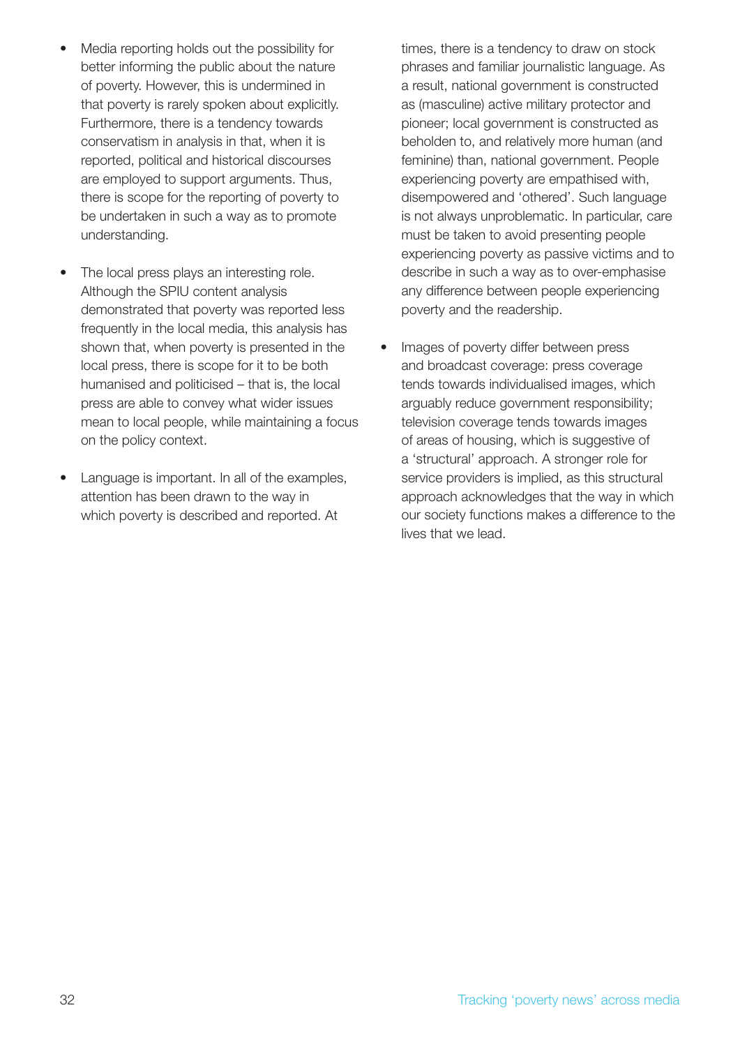- Media reporting holds out the possibility for better informing the public about the nature of poverty. However, this is undermined in that poverty is rarely spoken about explicitly. Furthermore, there is a tendency towards conservatism in analysis in that, when it is reported, political and historical discourses are employed to support arguments. Thus, there is scope for the reporting of poverty to be undertaken in such a way as to promote understanding.

- The local press plays an interesting role. Although the SPIU content analysis demonstrated that poverty was reported less frequently in the local media, this analysis has shown that, when poverty is presented in the local press, there is scope for it to be both humanised and politicised – that is, the local press are able to convey what wider issues mean to local people, while maintaining a focus on the policy context.

- Language is important. In all of the examples, attention has been drawn to the way in which poverty is described and reported. At times, there is a tendency to draw on stock phrases and familiar journalistic language. As a result, national government is constructed as (masculine) active military protector and pioneer; local government is constructed as beholden to, and relatively more human (and feminine) than, national government. People experiencing poverty are empathised with, disempowered and 'othered'. Such language is not always unproblematic. In particular, care must be taken to avoid presenting people experiencing poverty as passive victims and to describe in such a way as to over-emphasise any difference between people experiencing poverty and the readership.

- Images of poverty differ between press and broadcast coverage: press coverage tends towards individualised images, which arguably reduce government responsibility; television coverage tends towards images of areas of housing, which is suggestive of a 'structural' approach. A stronger role for service providers is implied, as this structural approach acknowledges that the way in which our society functions makes a difference to the lives that we lead.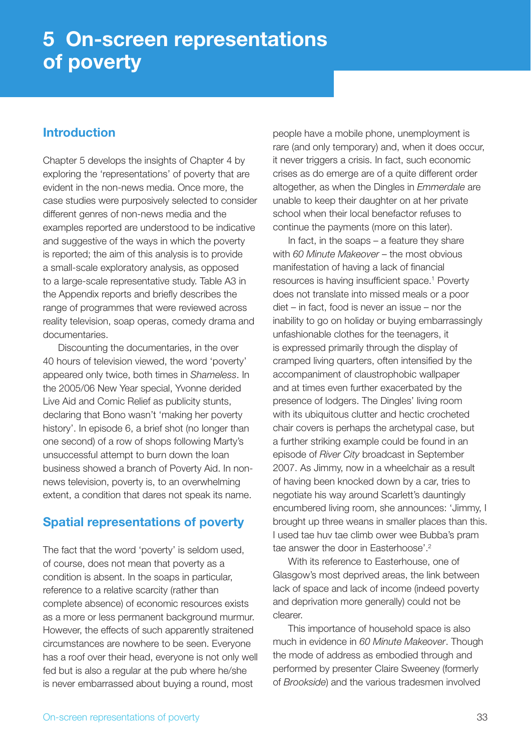# 5 On-screen representations of poverty

## Introduction

Chapter 5 develops the insights of Chapter 4 by exploring the 'representations' of poverty that are evident in the non-news media. Once more, the case studies were purposively selected to consider different genres of non-news media and the examples reported are understood to be indicative and suggestive of the ways in which the poverty is reported; the aim of this analysis is to provide a small-scale exploratory analysis, as opposed to a large-scale representative study. Table A3 in the Appendix reports and briefly describes the range of programmes that were reviewed across reality television, soap operas, comedy drama and documentaries.

Discounting the documentaries, in the over 40 hours of television viewed, the word 'poverty' appeared only twice, both times in *Shameless*. In the 2005/06 New Year special, Yvonne derided Live Aid and Comic Relief as publicity stunts, declaring that Bono wasn't 'making her poverty history'. In episode 6, a brief shot (no longer than one second) of a row of shops following Marty's unsuccessful attempt to burn down the loan business showed a branch of Poverty Aid. In non-news television, poverty is, to an overwhelming extent, a condition that dares not speak its name.

## Spatial representations of poverty

The fact that the word 'poverty' is seldom used, of course, does not mean that poverty as a condition is absent. In the soaps in particular, reference to a relative scarcity (rather than complete absence) of economic resources exists as a more or less permanent background murmur. However, the effects of such apparently straitened circumstances are nowhere to be seen. Everyone has a roof over their head, everyone is not only well fed but is also a regular at the pub where he/she is never embarrassed about buying a round, most people have a mobile phone, unemployment is rare (and only temporary) and, when it does occur, it never triggers a crisis. In fact, such economic crises as do emerge are of a quite different order altogether, as when the Dingles in *Emmerdale* are unable to keep their daughter on at her private school when their local benefactor refuses to continue the payments (more on this later).

In fact, in the soaps – a feature they share with *60 Minute Makeover* – the most obvious manifestation of having a lack of financial resources is having insufficient space.[1] Poverty does not translate into missed meals or a poor diet – in fact, food is never an issue – nor the inability to go on holiday or buying embarrassingly unfashionable clothes for the teenagers, it is expressed primarily through the display of cramped living quarters, often intensified by the accompaniment of claustrophobic wallpaper and at times even further exacerbated by the presence of lodgers. The Dingles' living room with its ubiquitous clutter and hectic crocheted chair covers is perhaps the archetypal case, but a further striking example could be found in an episode of *River City* broadcast in September 2007. As Jimmy, now in a wheelchair as a result of having been knocked down by a car, tries to negotiate his way around Scarlett's dauntingly encumbered living room, she announces: 'Jimmy, I brought up three weans in smaller places than this. I used tae huv tae climb ower wee Bubba's pram tae answer the door in Easterhoose'.[2]

With its reference to Easterhouse, one of Glasgow's most deprived areas, the link between lack of space and lack of income (indeed poverty and deprivation more generally) could not be clearer.

This importance of household space is also much in evidence in *60 Minute Makeover*. Though the mode of address as embodied through and performed by presenter Claire Sweeney (formerly of *Brookside*) and the various tradesmen involved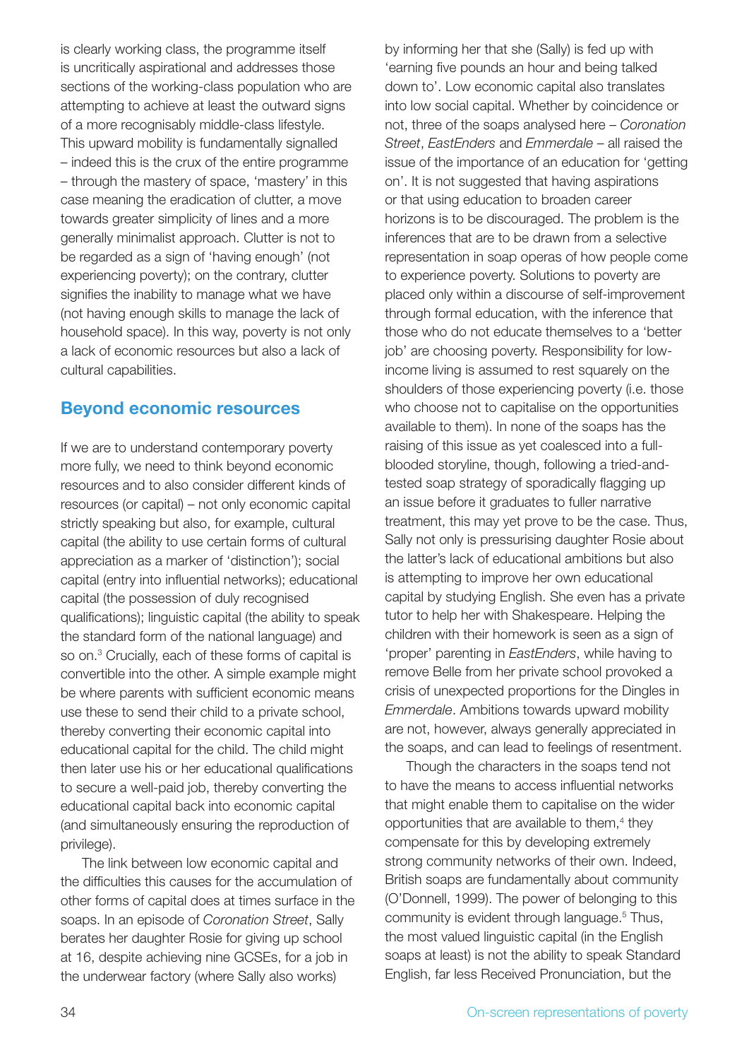is clearly working class, the programme itself is uncritically aspirational and addresses those sections of the working-class population who are attempting to achieve at least the outward signs of a more recognisably middle-class lifestyle. This upward mobility is fundamentally signalled – indeed this is the crux of the entire programme – through the mastery of space, 'mastery' in this case meaning the eradication of clutter, a move towards greater simplicity of lines and a more generally minimalist approach. Clutter is not to be regarded as a sign of 'having enough' (not experiencing poverty); on the contrary, clutter signifies the inability to manage what we have (not having enough skills to manage the lack of household space). In this way, poverty is not only a lack of economic resources but also a lack of cultural capabilities.

## Beyond economic resources

If we are to understand contemporary poverty more fully, we need to think beyond economic resources and to also consider different kinds of resources (or capital) – not only economic capital strictly speaking but also, for example, cultural capital (the ability to use certain forms of cultural appreciation as a marker of 'distinction'); social capital (entry into influential networks); educational capital (the possession of duly recognised qualifications); linguistic capital (the ability to speak the standard form of the national language) and so on.[3] Crucially, each of these forms of capital is convertible into the other. A simple example might be where parents with sufficient economic means use these to send their child to a private school, thereby converting their economic capital into educational capital for the child. The child might then later use his or her educational qualifications to secure a well-paid job, thereby converting the educational capital back into economic capital (and simultaneously ensuring the reproduction of privilege).

The link between low economic capital and the difficulties this causes for the accumulation of other forms of capital does at times surface in the soaps. In an episode of *Coronation Street*, Sally berates her daughter Rosie for giving up school at 16, despite achieving nine GCSEs, for a job in the underwear factory (where Sally also works) by informing her that she (Sally) is fed up with 'earning five pounds an hour and being talked down to'. Low economic capital also translates into low social capital. Whether by coincidence or not, three of the soaps analysed here – *Coronation Street*, *EastEnders* and *Emmerdale* – all raised the issue of the importance of an education for 'getting on'. It is not suggested that having aspirations or that using education to broaden career horizons is to be discouraged. The problem is the inferences that are to be drawn from a selective representation in soap operas of how people come to experience poverty. Solutions to poverty are placed only within a discourse of self-improvement through formal education, with the inference that those who do not educate themselves to a 'better job' are choosing poverty. Responsibility for low-income living is assumed to rest squarely on the shoulders of those experiencing poverty (i.e. those who choose not to capitalise on the opportunities available to them). In none of the soaps has the raising of this issue as yet coalesced into a full-blooded storyline, though, following a tried-and-tested soap strategy of sporadically flagging up an issue before it graduates to fuller narrative treatment, this may yet prove to be the case. Thus, Sally not only is pressurising daughter Rosie about the latter's lack of educational ambitions but also is attempting to improve her own educational capital by studying English. She even has a private tutor to help her with Shakespeare. Helping the children with their homework is seen as a sign of 'proper' parenting in *EastEnders*, while having to remove Belle from her private school provoked a crisis of unexpected proportions for the Dingles in *Emmerdale*. Ambitions towards upward mobility are not, however, always generally appreciated in the soaps, and can lead to feelings of resentment.

Though the characters in the soaps tend not to have the means to access influential networks that might enable them to capitalise on the wider opportunities that are available to them,[4] they compensate for this by developing extremely strong community networks of their own. Indeed, British soaps are fundamentally about community (O'Donnell, 1999). The power of belonging to this community is evident through language.[5] Thus, the most valued linguistic capital (in the English soaps at least) is not the ability to speak Standard English, far less Received Pronunciation, but the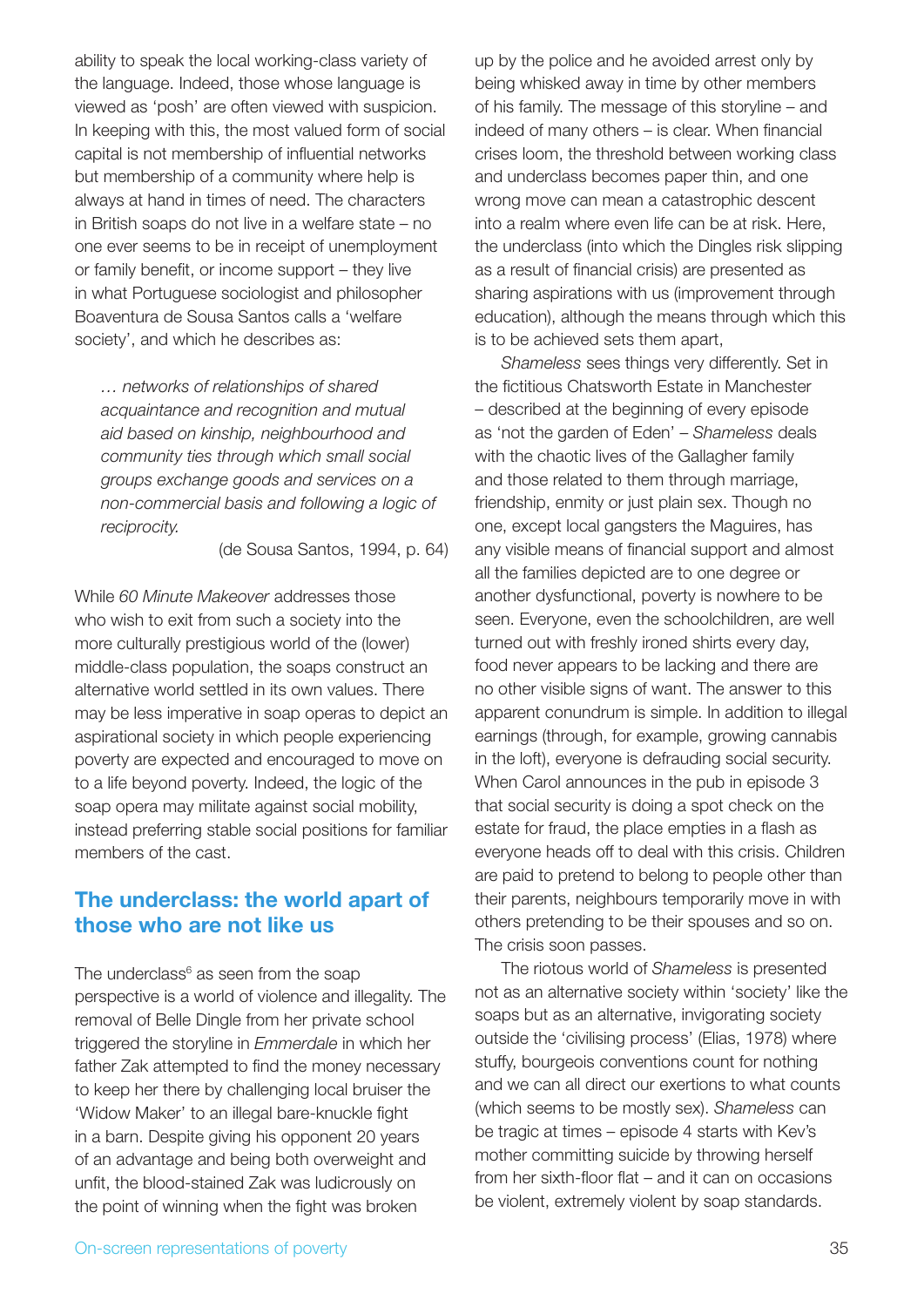ability to speak the local working-class variety of the language. Indeed, those whose language is viewed as 'posh' are often viewed with suspicion. In keeping with this, the most valued form of social capital is not membership of influential networks but membership of a community where help is always at hand in times of need. The characters in British soaps do not live in a welfare state – no one ever seems to be in receipt of unemployment or family benefit, or income support – they live in what Portuguese sociologist and philosopher Boaventura de Sousa Santos calls a 'welfare society', and which he describes as:

> *… networks of relationships of shared acquaintance and recognition and mutual aid based on kinship, neighbourhood and community ties through which small social groups exchange goods and services on a non-commercial basis and following a logic of reciprocity.*
>
> (de Sousa Santos, 1994, p. 64)

While *60 Minute Makeover* addresses those who wish to exit from such a society into the more culturally prestigious world of the (lower) middle-class population, the soaps construct an alternative world settled in its own values. There may be less imperative in soap operas to depict an aspirational society in which people experiencing poverty are expected and encouraged to move on to a life beyond poverty. Indeed, the logic of the soap opera may militate against social mobility, instead preferring stable social positions for familiar members of the cast.

## The underclass: the world apart of those who are not like us

The underclass[6] as seen from the soap perspective is a world of violence and illegality. The removal of Belle Dingle from her private school triggered the storyline in *Emmerdale* in which her father Zak attempted to find the money necessary to keep her there by challenging local bruiser the 'Widow Maker' to an illegal bare-knuckle fight in a barn. Despite giving his opponent 20 years of an advantage and being both overweight and unfit, the blood-stained Zak was ludicrously on the point of winning when the fight was broken up by the police and he avoided arrest only by being whisked away in time by other members of his family. The message of this storyline – and indeed of many others – is clear. When financial crises loom, the threshold between working class and underclass becomes paper thin, and one wrong move can mean a catastrophic descent into a realm where even life can be at risk. Here, the underclass (into which the Dingles risk slipping as a result of financial crisis) are presented as sharing aspirations with us (improvement through education), although the means through which this is to be achieved sets them apart,

*Shameless* sees things very differently. Set in the fictitious Chatsworth Estate in Manchester – described at the beginning of every episode as 'not the garden of Eden' – *Shameless* deals with the chaotic lives of the Gallagher family and those related to them through marriage, friendship, enmity or just plain sex. Though no one, except local gangsters the Maguires, has any visible means of financial support and almost all the families depicted are to one degree or another dysfunctional, poverty is nowhere to be seen. Everyone, even the schoolchildren, are well turned out with freshly ironed shirts every day, food never appears to be lacking and there are no other visible signs of want. The answer to this apparent conundrum is simple. In addition to illegal earnings (through, for example, growing cannabis in the loft), everyone is defrauding social security. When Carol announces in the pub in episode 3 that social security is doing a spot check on the estate for fraud, the place empties in a flash as everyone heads off to deal with this crisis. Children are paid to pretend to belong to people other than their parents, neighbours temporarily move in with others pretending to be their spouses and so on. The crisis soon passes.

The riotous world of *Shameless* is presented not as an alternative society within 'society' like the soaps but as an alternative, invigorating society outside the 'civilising process' (Elias, 1978) where stuffy, bourgeois conventions count for nothing and we can all direct our exertions to what counts (which seems to be mostly sex). *Shameless* can be tragic at times – episode 4 starts with Kev's mother committing suicide by throwing herself from her sixth-floor flat – and it can on occasions be violent, extremely violent by soap standards.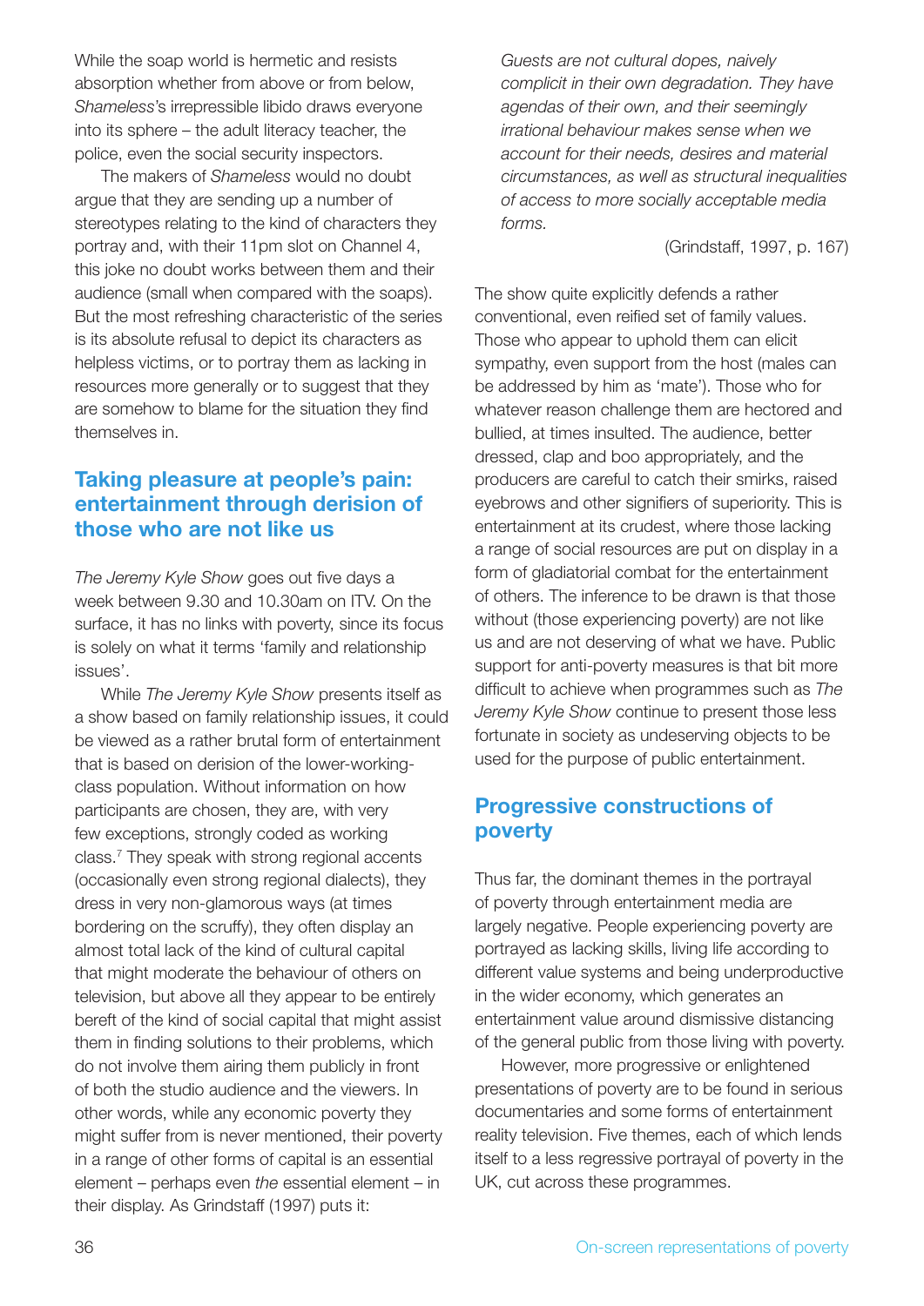While the soap world is hermetic and resists absorption whether from above or from below, *Shameless*'s irrepressible libido draws everyone into its sphere – the adult literacy teacher, the police, even the social security inspectors.

The makers of *Shameless* would no doubt argue that they are sending up a number of stereotypes relating to the kind of characters they portray and, with their 11pm slot on Channel 4, this joke no doubt works between them and their audience (small when compared with the soaps). But the most refreshing characteristic of the series is its absolute refusal to depict its characters as helpless victims, or to portray them as lacking in resources more generally or to suggest that they are somehow to blame for the situation they find themselves in.

## Taking pleasure at people's pain: entertainment through derision of those who are not like us

*The Jeremy Kyle Show* goes out five days a week between 9.30 and 10.30am on ITV. On the surface, it has no links with poverty, since its focus is solely on what it terms 'family and relationship issues'.

While *The Jeremy Kyle Show* presents itself as a show based on family relationship issues, it could be viewed as a rather brutal form of entertainment that is based on derision of the lower-working-class population. Without information on how participants are chosen, they are, with very few exceptions, strongly coded as working class.[7] They speak with strong regional accents (occasionally even strong regional dialects), they dress in very non-glamorous ways (at times bordering on the scruffy), they often display an almost total lack of the kind of cultural capital that might moderate the behaviour of others on television, but above all they appear to be entirely bereft of the kind of social capital that might assist them in finding solutions to their problems, which do not involve them airing them publicly in front of both the studio audience and the viewers. In other words, while any economic poverty they might suffer from is never mentioned, their poverty in a range of other forms of capital is an essential element – perhaps even *the* essential element – in their display. As Grindstaff (1997) puts it:

> *Guests are not cultural dopes, naively complicit in their own degradation. They have agendas of their own, and their seemingly irrational behaviour makes sense when we account for their needs, desires and material circumstances, as well as structural inequalities of access to more socially acceptable media forms.*
>
> (Grindstaff, 1997, p. 167)

The show quite explicitly defends a rather conventional, even reified set of family values. Those who appear to uphold them can elicit sympathy, even support from the host (males can be addressed by him as 'mate'). Those who for whatever reason challenge them are hectored and bullied, at times insulted. The audience, better dressed, clap and boo appropriately, and the producers are careful to catch their smirks, raised eyebrows and other signifiers of superiority. This is entertainment at its crudest, where those lacking a range of social resources are put on display in a form of gladiatorial combat for the entertainment of others. The inference to be drawn is that those without (those experiencing poverty) are not like us and are not deserving of what we have. Public support for anti-poverty measures is that bit more difficult to achieve when programmes such as *The Jeremy Kyle Show* continue to present those less fortunate in society as undeserving objects to be used for the purpose of public entertainment.

## Progressive constructions of poverty

Thus far, the dominant themes in the portrayal of poverty through entertainment media are largely negative. People experiencing poverty are portrayed as lacking skills, living life according to different value systems and being underproductive in the wider economy, which generates an entertainment value around dismissive distancing of the general public from those living with poverty.

However, more progressive or enlightened presentations of poverty are to be found in serious documentaries and some forms of entertainment reality television. Five themes, each of which lends itself to a less regressive portrayal of poverty in the UK, cut across these programmes.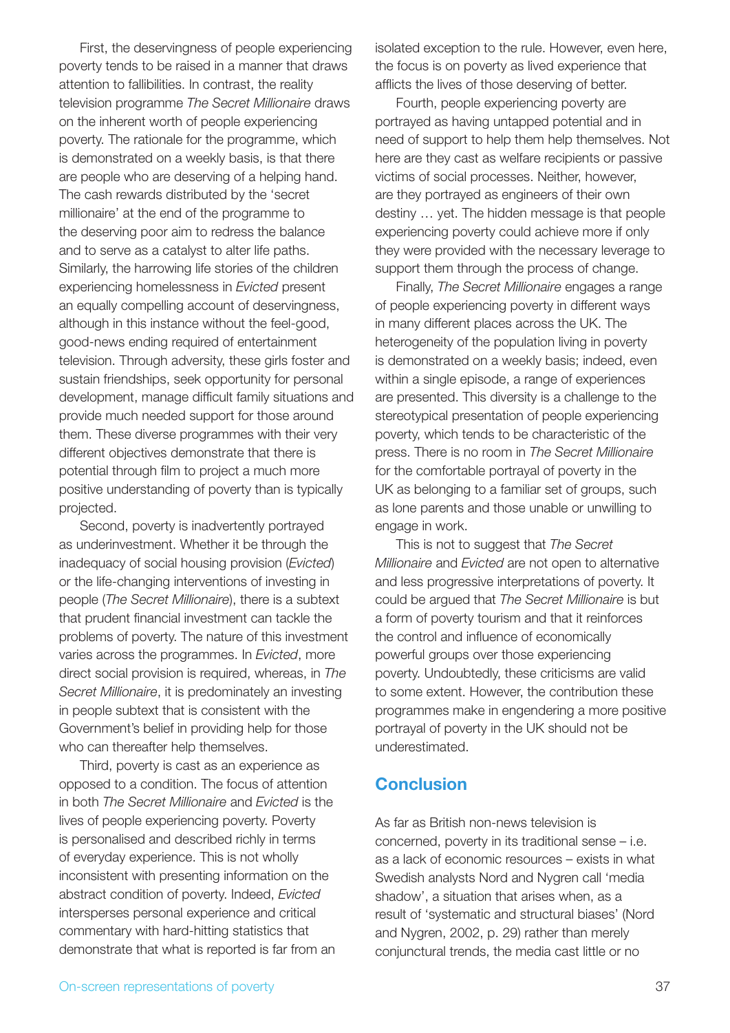First, the deservingness of people experiencing poverty tends to be raised in a manner that draws attention to fallibilities. In contrast, the reality television programme *The Secret Millionaire* draws on the inherent worth of people experiencing poverty. The rationale for the programme, which is demonstrated on a weekly basis, is that there are people who are deserving of a helping hand. The cash rewards distributed by the 'secret millionaire' at the end of the programme to the deserving poor aim to redress the balance and to serve as a catalyst to alter life paths. Similarly, the harrowing life stories of the children experiencing homelessness in *Evicted* present an equally compelling account of deservingness, although in this instance without the feel-good, good-news ending required of entertainment television. Through adversity, these girls foster and sustain friendships, seek opportunity for personal development, manage difficult family situations and provide much needed support for those around them. These diverse programmes with their very different objectives demonstrate that there is potential through film to project a much more positive understanding of poverty than is typically projected.

Second, poverty is inadvertently portrayed as underinvestment. Whether it be through the inadequacy of social housing provision (*Evicted*) or the life-changing interventions of investing in people (*The Secret Millionaire*), there is a subtext that prudent financial investment can tackle the problems of poverty. The nature of this investment varies across the programmes. In *Evicted*, more direct social provision is required, whereas, in *The Secret Millionaire*, it is predominately an investing in people subtext that is consistent with the Government's belief in providing help for those who can thereafter help themselves.

Third, poverty is cast as an experience as opposed to a condition. The focus of attention in both *The Secret Millionaire* and *Evicted* is the lives of people experiencing poverty. Poverty is personalised and described richly in terms of everyday experience. This is not wholly inconsistent with presenting information on the abstract condition of poverty. Indeed, *Evicted* intersperses personal experience and critical commentary with hard-hitting statistics that demonstrate that what is reported is far from an isolated exception to the rule. However, even here, the focus is on poverty as lived experience that afflicts the lives of those deserving of better.

Fourth, people experiencing poverty are portrayed as having untapped potential and in need of support to help them help themselves. Not here are they cast as welfare recipients or passive victims of social processes. Neither, however, are they portrayed as engineers of their own destiny … yet. The hidden message is that people experiencing poverty could achieve more if only they were provided with the necessary leverage to support them through the process of change.

Finally, *The Secret Millionaire* engages a range of people experiencing poverty in different ways in many different places across the UK. The heterogeneity of the population living in poverty is demonstrated on a weekly basis; indeed, even within a single episode, a range of experiences are presented. This diversity is a challenge to the stereotypical presentation of people experiencing poverty, which tends to be characteristic of the press. There is no room in *The Secret Millionaire* for the comfortable portrayal of poverty in the UK as belonging to a familiar set of groups, such as lone parents and those unable or unwilling to engage in work.

This is not to suggest that *The Secret Millionaire* and *Evicted* are not open to alternative and less progressive interpretations of poverty. It could be argued that *The Secret Millionaire* is but a form of poverty tourism and that it reinforces the control and influence of economically powerful groups over those experiencing poverty. Undoubtedly, these criticisms are valid to some extent. However, the contribution these programmes make in engendering a more positive portrayal of poverty in the UK should not be underestimated.

## Conclusion

As far as British non-news television is concerned, poverty in its traditional sense – i.e. as a lack of economic resources – exists in what Swedish analysts Nord and Nygren call 'media shadow', a situation that arises when, as a result of 'systematic and structural biases' (Nord and Nygren, 2002, p. 29) rather than merely conjunctural trends, the media cast little or no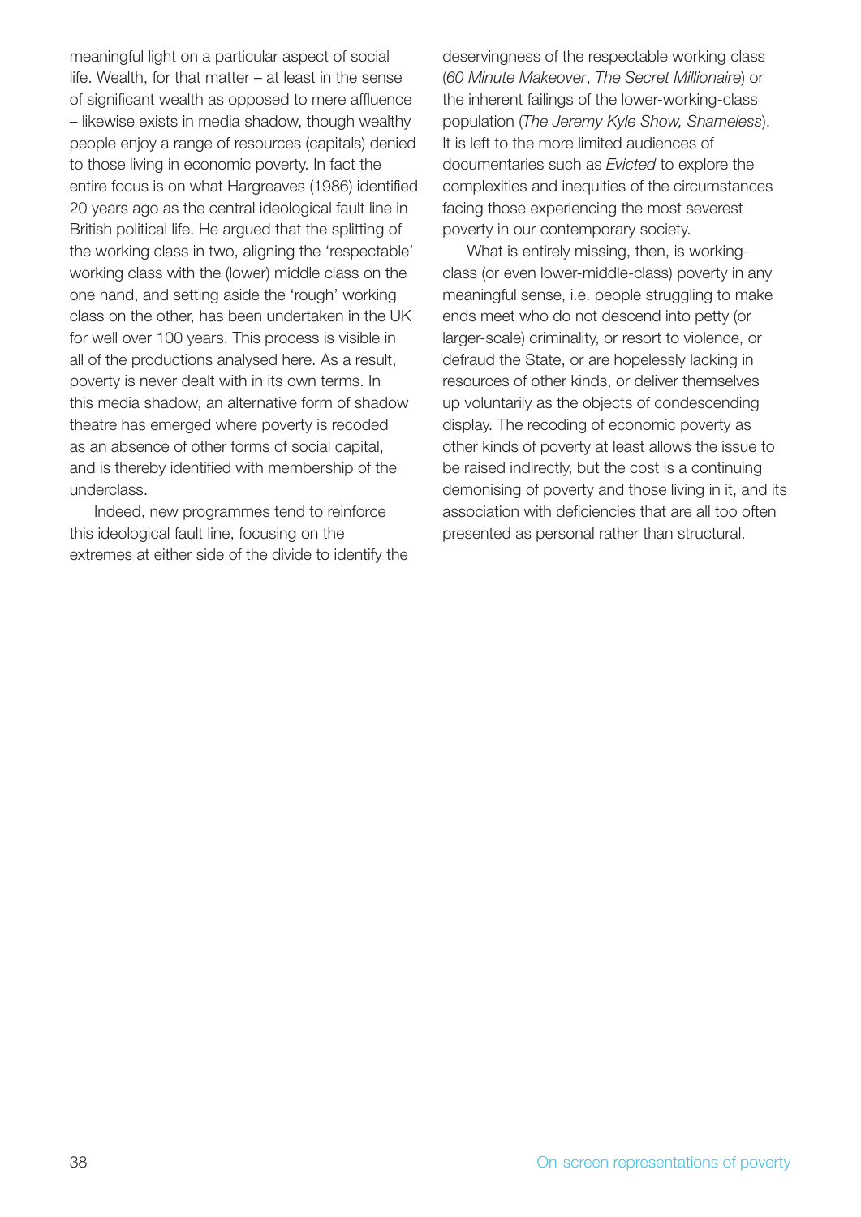meaningful light on a particular aspect of social life. Wealth, for that matter – at least in the sense of significant wealth as opposed to mere affluence – likewise exists in media shadow, though wealthy people enjoy a range of resources (capitals) denied to those living in economic poverty. In fact the entire focus is on what Hargreaves (1986) identified 20 years ago as the central ideological fault line in British political life. He argued that the splitting of the working class in two, aligning the 'respectable' working class with the (lower) middle class on the one hand, and setting aside the 'rough' working class on the other, has been undertaken in the UK for well over 100 years. This process is visible in all of the productions analysed here. As a result, poverty is never dealt with in its own terms. In this media shadow, an alternative form of shadow theatre has emerged where poverty is recoded as an absence of other forms of social capital, and is thereby identified with membership of the underclass.

Indeed, new programmes tend to reinforce this ideological fault line, focusing on the extremes at either side of the divide to identify the deservingness of the respectable working class (*60 Minute Makeover*, *The Secret Millionaire*) or the inherent failings of the lower-working-class population (*The Jeremy Kyle Show, Shameless*). It is left to the more limited audiences of documentaries such as *Evicted* to explore the complexities and inequities of the circumstances facing those experiencing the most severest poverty in our contemporary society.

What is entirely missing, then, is working-class (or even lower-middle-class) poverty in any meaningful sense, i.e. people struggling to make ends meet who do not descend into petty (or larger-scale) criminality, or resort to violence, or defraud the State, or are hopelessly lacking in resources of other kinds, or deliver themselves up voluntarily as the objects of condescending display. The recoding of economic poverty as other kinds of poverty at least allows the issue to be raised indirectly, but the cost is a continuing demonising of poverty and those living in it, and its association with deficiencies that are all too often presented as personal rather than structural.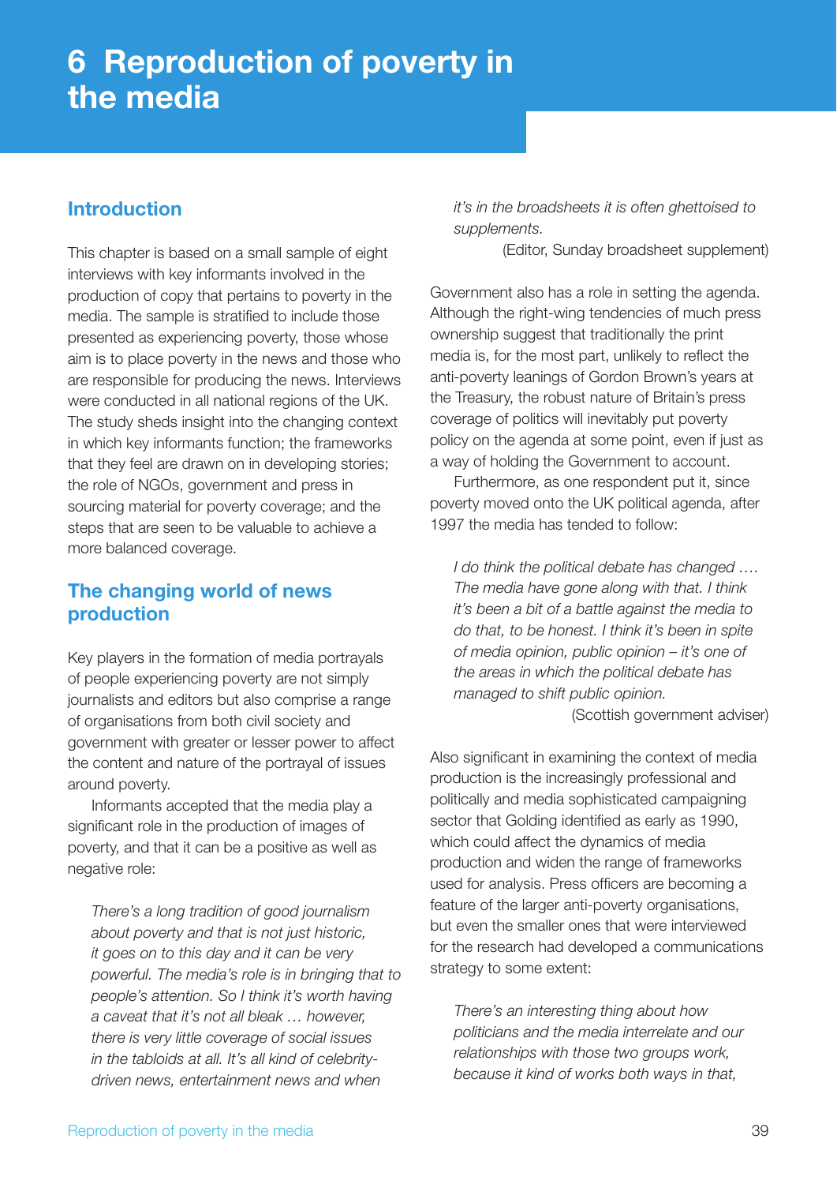# 6 Reproduction of poverty in the media

## Introduction

This chapter is based on a small sample of eight interviews with key informants involved in the production of copy that pertains to poverty in the media. The sample is stratified to include those presented as experiencing poverty, those whose aim is to place poverty in the news and those who are responsible for producing the news. Interviews were conducted in all national regions of the UK. The study sheds insight into the changing context in which key informants function; the frameworks that they feel are drawn on in developing stories; the role of NGOs, government and press in sourcing material for poverty coverage; and the steps that are seen to be valuable to achieve a more balanced coverage.

## The changing world of news production

Key players in the formation of media portrayals of people experiencing poverty are not simply journalists and editors but also comprise a range of organisations from both civil society and government with greater or lesser power to affect the content and nature of the portrayal of issues around poverty.

Informants accepted that the media play a significant role in the production of images of poverty, and that it can be a positive as well as negative role:

> *There's a long tradition of good journalism about poverty and that is not just historic, it goes on to this day and it can be very powerful. The media's role is in bringing that to people's attention. So I think it's worth having a caveat that it's not all bleak … however, there is very little coverage of social issues in the tabloids at all. It's all kind of celebrity-driven news, entertainment news and when it's in the broadsheets it is often ghettoised to supplements.*
>
> (Editor, Sunday broadsheet supplement)

Government also has a role in setting the agenda. Although the right-wing tendencies of much press ownership suggest that traditionally the print media is, for the most part, unlikely to reflect the anti-poverty leanings of Gordon Brown's years at the Treasury, the robust nature of Britain's press coverage of politics will inevitably put poverty policy on the agenda at some point, even if just as a way of holding the Government to account.

Furthermore, as one respondent put it, since poverty moved onto the UK political agenda, after 1997 the media has tended to follow:

> *I do think the political debate has changed …. The media have gone along with that. I think it's been a bit of a battle against the media to do that, to be honest. I think it's been in spite of media opinion, public opinion – it's one of the areas in which the political debate has managed to shift public opinion.*
>
> (Scottish government adviser)

Also significant in examining the context of media production is the increasingly professional and politically and media sophisticated campaigning sector that Golding identified as early as 1990, which could affect the dynamics of media production and widen the range of frameworks used for analysis. Press officers are becoming a feature of the larger anti-poverty organisations, but even the smaller ones that were interviewed for the research had developed a communications strategy to some extent:

> *There's an interesting thing about how politicians and the media interrelate and our relationships with those two groups work, because it kind of works both ways in that,*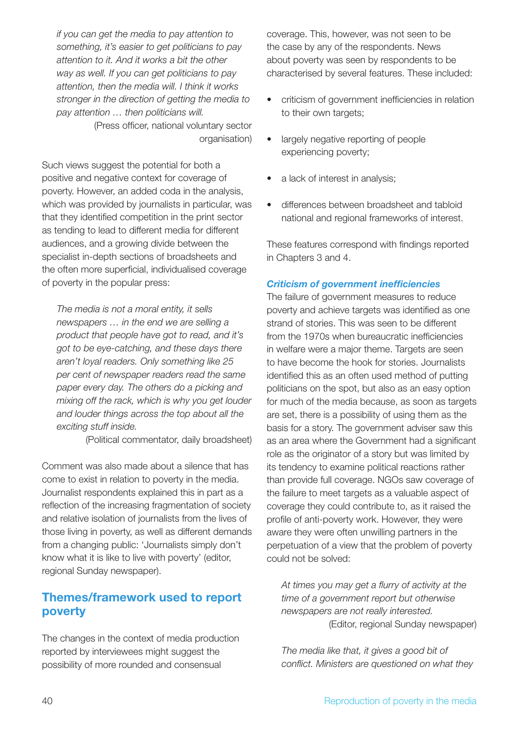*if you can get the media to pay attention to something, it's easier to get politicians to pay attention to it. And it works a bit the other way as well. If you can get politicians to pay attention, then the media will. I think it works stronger in the direction of getting the media to pay attention … then politicians will.*

(Press officer, national voluntary sector organisation)

Such views suggest the potential for both a positive and negative context for coverage of poverty. However, an added coda in the analysis, which was provided by journalists in particular, was that they identified competition in the print sector as tending to lead to different media for different audiences, and a growing divide between the specialist in-depth sections of broadsheets and the often more superficial, individualised coverage of poverty in the popular press:

*The media is not a moral entity, it sells newspapers … in the end we are selling a product that people have got to read, and it's got to be eye-catching, and these days there aren't loyal readers. Only something like 25 per cent of newspaper readers read the same paper every day. The others do a picking and mixing off the rack, which is why you get louder and louder things across the top about all the exciting stuff inside.*

(Political commentator, daily broadsheet)

Comment was also made about a silence that has come to exist in relation to poverty in the media. Journalist respondents explained this in part as a reflection of the increasing fragmentation of society and relative isolation of journalists from the lives of those living in poverty, as well as different demands from a changing public: 'Journalists simply don't know what it is like to live with poverty' (editor, regional Sunday newspaper).

## Themes/framework used to report poverty

The changes in the context of media production reported by interviewees might suggest the possibility of more rounded and consensual coverage. This, however, was not seen to be the case by any of the respondents. News about poverty was seen by respondents to be characterised by several features. These included:

- criticism of government inefficiencies in relation to their own targets;
- largely negative reporting of people experiencing poverty;
- a lack of interest in analysis;
- differences between broadsheet and tabloid national and regional frameworks of interest.

These features correspond with findings reported in Chapters 3 and 4.

### *Criticism of government inefficiencies*

The failure of government measures to reduce poverty and achieve targets was identified as one strand of stories. This was seen to be different from the 1970s when bureaucratic inefficiencies in welfare were a major theme. Targets are seen to have become the hook for stories. Journalists identified this as an often used method of putting politicians on the spot, but also as an easy option for much of the media because, as soon as targets are set, there is a possibility of using them as the basis for a story. The government adviser saw this as an area where the Government had a significant role as the originator of a story but was limited by its tendency to examine political reactions rather than provide full coverage. NGOs saw coverage of the failure to meet targets as a valuable aspect of coverage they could contribute to, as it raised the profile of anti-poverty work. However, they were aware they were often unwilling partners in the perpetuation of a view that the problem of poverty could not be solved:

*At times you may get a flurry of activity at the time of a government report but otherwise newspapers are not really interested.*

(Editor, regional Sunday newspaper)

*The media like that, it gives a good bit of conflict. Ministers are questioned on what they*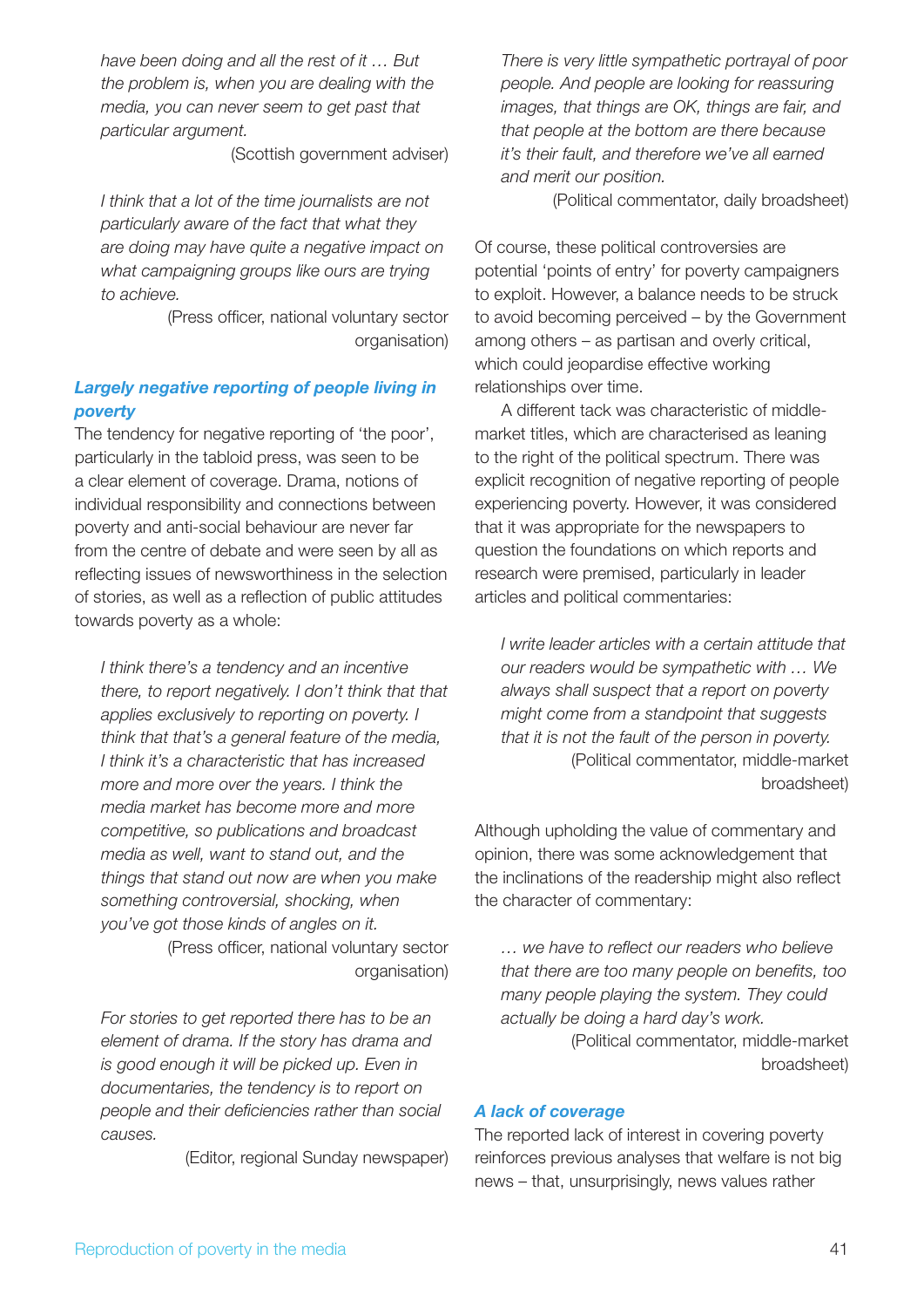*have been doing and all the rest of it … But the problem is, when you are dealing with the media, you can never seem to get past that particular argument.*

(Scottish government adviser)

*I think that a lot of the time journalists are not particularly aware of the fact that what they are doing may have quite a negative impact on what campaigning groups like ours are trying to achieve.*

(Press officer, national voluntary sector organisation)

### Largely negative reporting of people living in poverty

The tendency for negative reporting of 'the poor', particularly in the tabloid press, was seen to be a clear element of coverage. Drama, notions of individual responsibility and connections between poverty and anti-social behaviour are never far from the centre of debate and were seen by all as reflecting issues of newsworthiness in the selection of stories, as well as a reflection of public attitudes towards poverty as a whole:

*I think there's a tendency and an incentive there, to report negatively. I don't think that that applies exclusively to reporting on poverty. I think that that's a general feature of the media, I think it's a characteristic that has increased more and more over the years. I think the media market has become more and more competitive, so publications and broadcast media as well, want to stand out, and the things that stand out now are when you make something controversial, shocking, when you've got those kinds of angles on it.*

(Press officer, national voluntary sector organisation)

*For stories to get reported there has to be an element of drama. If the story has drama and is good enough it will be picked up. Even in documentaries, the tendency is to report on people and their deficiencies rather than social causes.*

(Editor, regional Sunday newspaper)

*There is very little sympathetic portrayal of poor people. And people are looking for reassuring images, that things are OK, things are fair, and that people at the bottom are there because it's their fault, and therefore we've all earned and merit our position.*

(Political commentator, daily broadsheet)

Of course, these political controversies are potential 'points of entry' for poverty campaigners to exploit. However, a balance needs to be struck to avoid becoming perceived – by the Government among others – as partisan and overly critical, which could jeopardise effective working relationships over time.

A different tack was characteristic of middle-market titles, which are characterised as leaning to the right of the political spectrum. There was explicit recognition of negative reporting of people experiencing poverty. However, it was considered that it was appropriate for the newspapers to question the foundations on which reports and research were premised, particularly in leader articles and political commentaries:

*I write leader articles with a certain attitude that our readers would be sympathetic with … We always shall suspect that a report on poverty might come from a standpoint that suggests that it is not the fault of the person in poverty.*

(Political commentator, middle-market broadsheet)

Although upholding the value of commentary and opinion, there was some acknowledgement that the inclinations of the readership might also reflect the character of commentary:

*… we have to reflect our readers who believe that there are too many people on benefits, too many people playing the system. They could actually be doing a hard day's work.*

(Political commentator, middle-market broadsheet)

### A lack of coverage

The reported lack of interest in covering poverty reinforces previous analyses that welfare is not big news – that, unsurprisingly, news values rather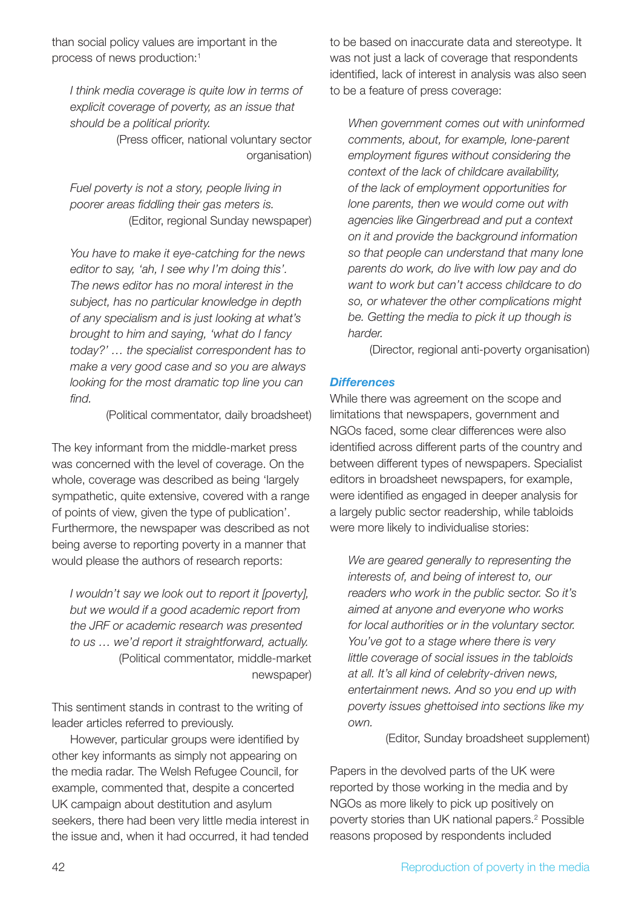than social policy values are important in the process of news production:[1]

> *I think media coverage is quite low in terms of explicit coverage of poverty, as an issue that should be a political priority.*
>
> (Press officer, national voluntary sector organisation)

> *Fuel poverty is not a story, people living in poorer areas fiddling their gas meters is.*
>
> (Editor, regional Sunday newspaper)

> *You have to make it eye-catching for the news editor to say, 'ah, I see why I'm doing this'. The news editor has no moral interest in the subject, has no particular knowledge in depth of any specialism and is just looking at what's brought to him and saying, 'what do I fancy today?' … the specialist correspondent has to make a very good case and so you are always looking for the most dramatic top line you can find.*
>
> (Political commentator, daily broadsheet)

The key informant from the middle-market press was concerned with the level of coverage. On the whole, coverage was described as being 'largely sympathetic, quite extensive, covered with a range of points of view, given the type of publication'. Furthermore, the newspaper was described as not being averse to reporting poverty in a manner that would please the authors of research reports:

> *I wouldn't say we look out to report it [poverty], but we would if a good academic report from the JRF or academic research was presented to us … we'd report it straightforward, actually.*
>
> (Political commentator, middle-market newspaper)

This sentiment stands in contrast to the writing of leader articles referred to previously.

However, particular groups were identified by other key informants as simply not appearing on the media radar. The Welsh Refugee Council, for example, commented that, despite a concerted UK campaign about destitution and asylum seekers, there had been very little media interest in the issue and, when it had occurred, it had tended to be based on inaccurate data and stereotype. It was not just a lack of coverage that respondents identified, lack of interest in analysis was also seen to be a feature of press coverage:

> *When government comes out with uninformed comments, about, for example, lone-parent employment figures without considering the context of the lack of childcare availability, of the lack of employment opportunities for lone parents, then we would come out with agencies like Gingerbread and put a context on it and provide the background information so that people can understand that many lone parents do work, do live with low pay and do want to work but can't access childcare to do so, or whatever the other complications might be. Getting the media to pick it up though is harder.*
>
> (Director, regional anti-poverty organisation)

### *Differences*

While there was agreement on the scope and limitations that newspapers, government and NGOs faced, some clear differences were also identified across different parts of the country and between different types of newspapers. Specialist editors in broadsheet newspapers, for example, were identified as engaged in deeper analysis for a largely public sector readership, while tabloids were more likely to individualise stories:

> *We are geared generally to representing the interests of, and being of interest to, our readers who work in the public sector. So it's aimed at anyone and everyone who works for local authorities or in the voluntary sector. You've got to a stage where there is very little coverage of social issues in the tabloids at all. It's all kind of celebrity-driven news, entertainment news. And so you end up with poverty issues ghettoised into sections like my own.*
>
> (Editor, Sunday broadsheet supplement)

Papers in the devolved parts of the UK were reported by those working in the media and by NGOs as more likely to pick up positively on poverty stories than UK national papers.[2] Possible reasons proposed by respondents included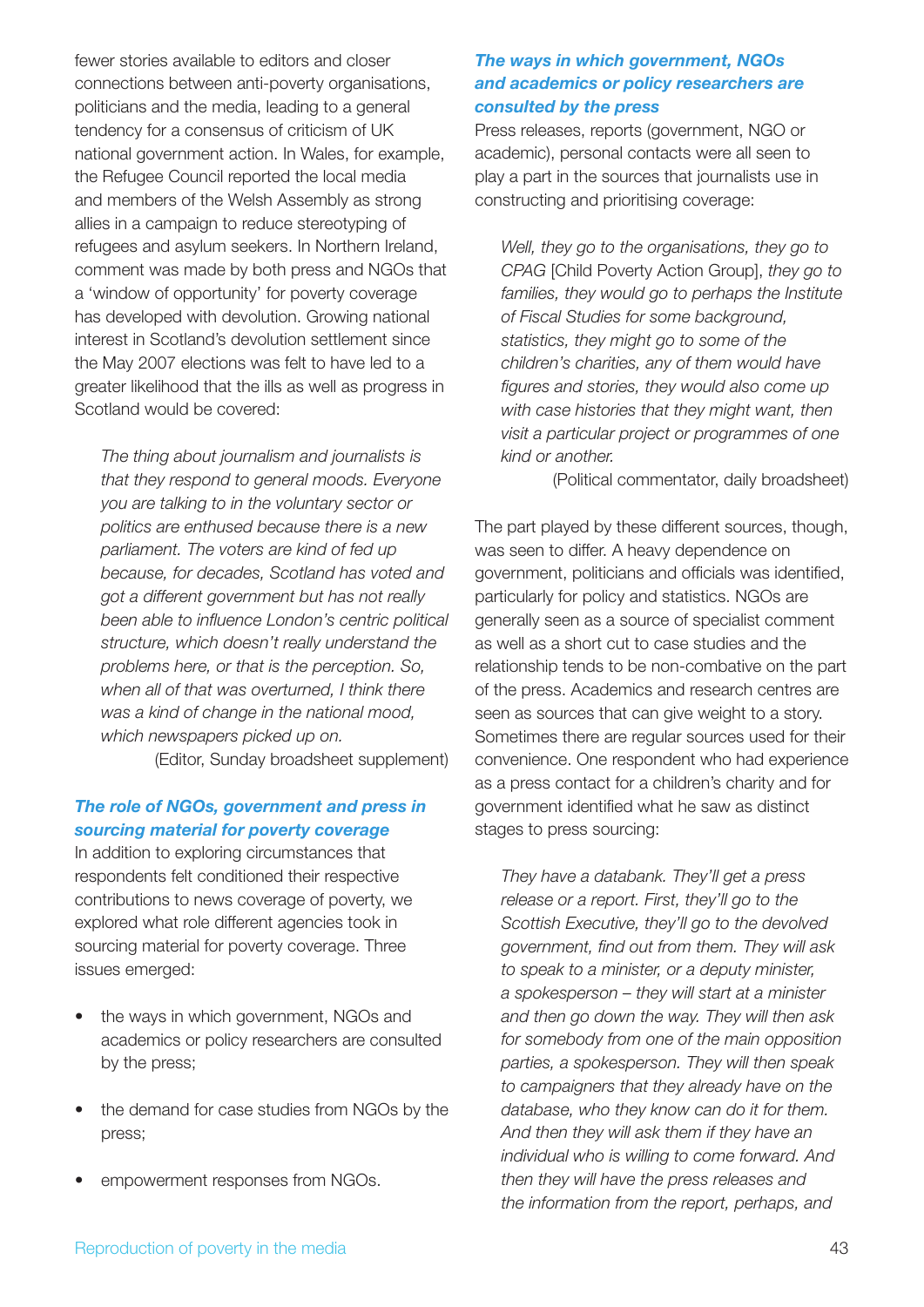fewer stories available to editors and closer connections between anti-poverty organisations, politicians and the media, leading to a general tendency for a consensus of criticism of UK national government action. In Wales, for example, the Refugee Council reported the local media and members of the Welsh Assembly as strong allies in a campaign to reduce stereotyping of refugees and asylum seekers. In Northern Ireland, comment was made by both press and NGOs that a 'window of opportunity' for poverty coverage has developed with devolution. Growing national interest in Scotland's devolution settlement since the May 2007 elections was felt to have led to a greater likelihood that the ills as well as progress in Scotland would be covered:

> *The thing about journalism and journalists is that they respond to general moods. Everyone you are talking to in the voluntary sector or politics are enthused because there is a new parliament. The voters are kind of fed up because, for decades, Scotland has voted and got a different government but has not really been able to influence London's centric political structure, which doesn't really understand the problems here, or that is the perception. So, when all of that was overturned, I think there was a kind of change in the national mood, which newspapers picked up on.*
>
> (Editor, Sunday broadsheet supplement)

### The role of NGOs, government and press in sourcing material for poverty coverage

In addition to exploring circumstances that respondents felt conditioned their respective contributions to news coverage of poverty, we explored what role different agencies took in sourcing material for poverty coverage. Three issues emerged:

- the ways in which government, NGOs and academics or policy researchers are consulted by the press;
- the demand for case studies from NGOs by the press;
- empowerment responses from NGOs.

### The ways in which government, NGOs and academics or policy researchers are consulted by the press

Press releases, reports (government, NGO or academic), personal contacts were all seen to play a part in the sources that journalists use in constructing and prioritising coverage:

> *Well, they go to the organisations, they go to CPAG* [Child Poverty Action Group], *they go to families, they would go to perhaps the Institute of Fiscal Studies for some background, statistics, they might go to some of the children's charities, any of them would have figures and stories, they would also come up with case histories that they might want, then visit a particular project or programmes of one kind or another.*
>
> (Political commentator, daily broadsheet)

The part played by these different sources, though, was seen to differ. A heavy dependence on government, politicians and officials was identified, particularly for policy and statistics. NGOs are generally seen as a source of specialist comment as well as a short cut to case studies and the relationship tends to be non-combative on the part of the press. Academics and research centres are seen as sources that can give weight to a story. Sometimes there are regular sources used for their convenience. One respondent who had experience as a press contact for a children's charity and for government identified what he saw as distinct stages to press sourcing:

> *They have a databank. They'll get a press release or a report. First, they'll go to the Scottish Executive, they'll go to the devolved government, find out from them. They will ask to speak to a minister, or a deputy minister, a spokesperson – they will start at a minister and then go down the way. They will then ask for somebody from one of the main opposition parties, a spokesperson. They will then speak to campaigners that they already have on the database, who they know can do it for them. And then they will ask them if they have an individual who is willing to come forward. And then they will have the press releases and the information from the report, perhaps, and*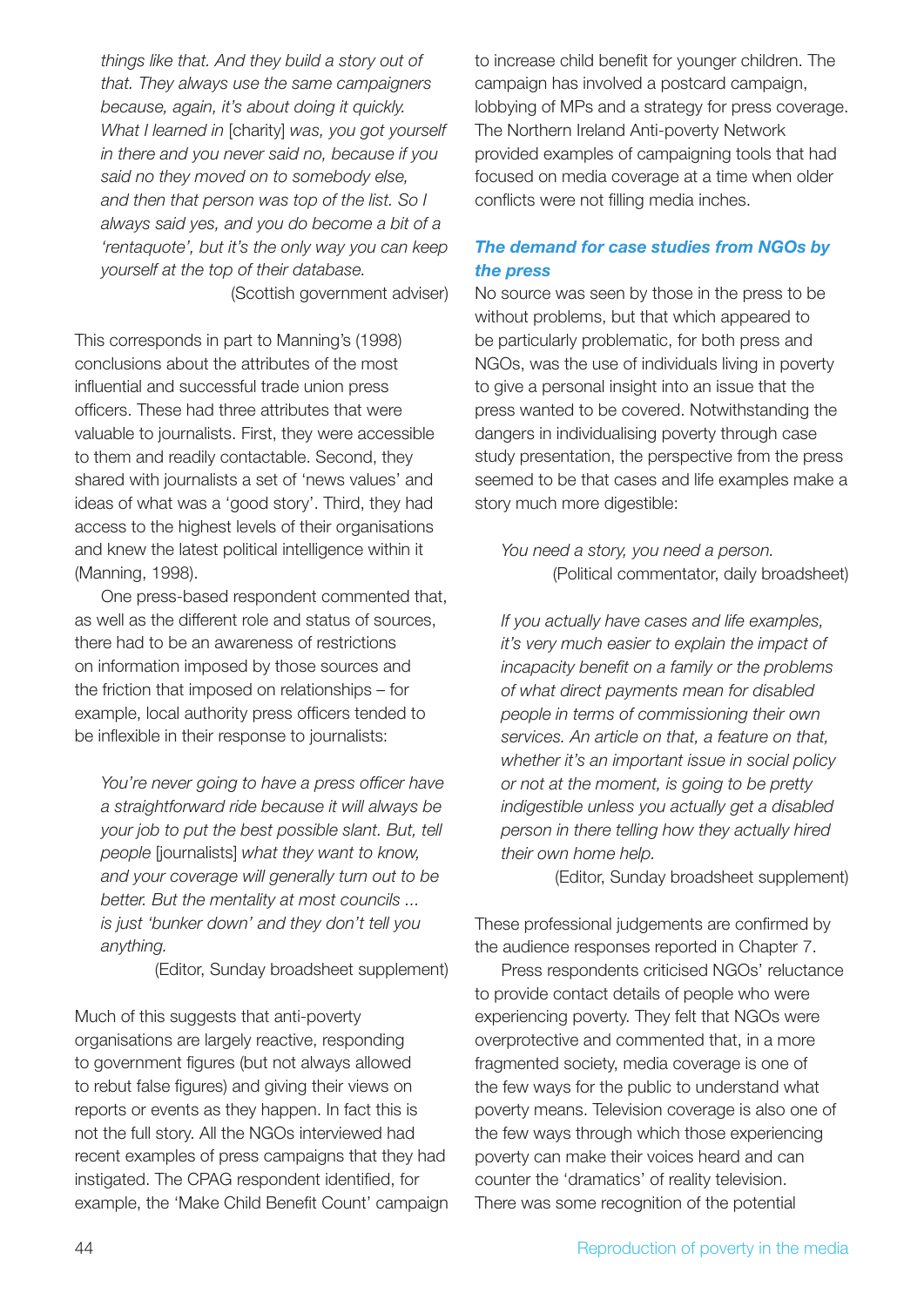*things like that. And they build a story out of that. They always use the same campaigners because, again, it's about doing it quickly. What I learned in* [charity] *was, you got yourself in there and you never said no, because if you said no they moved on to somebody else, and then that person was top of the list. So I always said yes, and you do become a bit of a 'rentaquote', but it's the only way you can keep yourself at the top of their database.*

(Scottish government adviser)

This corresponds in part to Manning's (1998) conclusions about the attributes of the most influential and successful trade union press officers. These had three attributes that were valuable to journalists. First, they were accessible to them and readily contactable. Second, they shared with journalists a set of 'news values' and ideas of what was a 'good story'. Third, they had access to the highest levels of their organisations and knew the latest political intelligence within it (Manning, 1998).

One press-based respondent commented that, as well as the different role and status of sources, there had to be an awareness of restrictions on information imposed by those sources and the friction that imposed on relationships – for example, local authority press officers tended to be inflexible in their response to journalists:

*You're never going to have a press officer have a straightforward ride because it will always be your job to put the best possible slant. But, tell people* [journalists] *what they want to know, and your coverage will generally turn out to be better. But the mentality at most councils ... is just 'bunker down' and they don't tell you anything.*

(Editor, Sunday broadsheet supplement)

Much of this suggests that anti-poverty organisations are largely reactive, responding to government figures (but not always allowed to rebut false figures) and giving their views on reports or events as they happen. In fact this is not the full story. All the NGOs interviewed had recent examples of press campaigns that they had instigated. The CPAG respondent identified, for example, the 'Make Child Benefit Count' campaign to increase child benefit for younger children. The campaign has involved a postcard campaign, lobbying of MPs and a strategy for press coverage. The Northern Ireland Anti-poverty Network provided examples of campaigning tools that had focused on media coverage at a time when older conflicts were not filling media inches.

### *The demand for case studies from NGOs by the press*

No source was seen by those in the press to be without problems, but that which appeared to be particularly problematic, for both press and NGOs, was the use of individuals living in poverty to give a personal insight into an issue that the press wanted to be covered. Notwithstanding the dangers in individualising poverty through case study presentation, the perspective from the press seemed to be that cases and life examples make a story much more digestible:

*You need a story, you need a person.*

(Political commentator, daily broadsheet)

*If you actually have cases and life examples, it's very much easier to explain the impact of incapacity benefit on a family or the problems of what direct payments mean for disabled people in terms of commissioning their own services. An article on that, a feature on that, whether it's an important issue in social policy or not at the moment, is going to be pretty indigestible unless you actually get a disabled person in there telling how they actually hired their own home help.*

(Editor, Sunday broadsheet supplement)

These professional judgements are confirmed by the audience responses reported in Chapter 7.

Press respondents criticised NGOs' reluctance to provide contact details of people who were experiencing poverty. They felt that NGOs were overprotective and commented that, in a more fragmented society, media coverage is one of the few ways for the public to understand what poverty means. Television coverage is also one of the few ways through which those experiencing poverty can make their voices heard and can counter the 'dramatics' of reality television. There was some recognition of the potential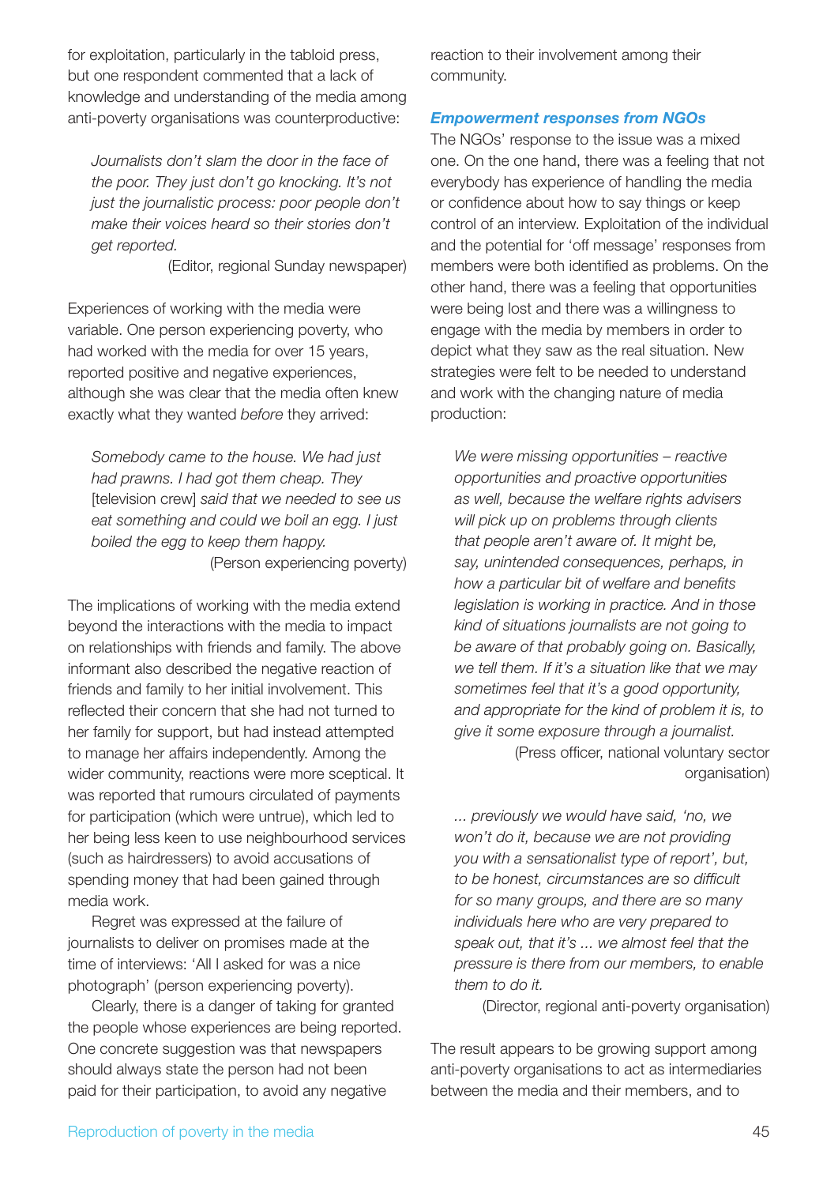for exploitation, particularly in the tabloid press, but one respondent commented that a lack of knowledge and understanding of the media among anti-poverty organisations was counterproductive:

> *Journalists don't slam the door in the face of the poor. They just don't go knocking. It's not just the journalistic process: poor people don't make their voices heard so their stories don't get reported.*
>
> (Editor, regional Sunday newspaper)

Experiences of working with the media were variable. One person experiencing poverty, who had worked with the media for over 15 years, reported positive and negative experiences, although she was clear that the media often knew exactly what they wanted *before* they arrived:

> *Somebody came to the house. We had just had prawns. I had got them cheap. They* [television crew] *said that we needed to see us eat something and could we boil an egg. I just boiled the egg to keep them happy.*
>
> (Person experiencing poverty)

The implications of working with the media extend beyond the interactions with the media to impact on relationships with friends and family. The above informant also described the negative reaction of friends and family to her initial involvement. This reflected their concern that she had not turned to her family for support, but had instead attempted to manage her affairs independently. Among the wider community, reactions were more sceptical. It was reported that rumours circulated of payments for participation (which were untrue), which led to her being less keen to use neighbourhood services (such as hairdressers) to avoid accusations of spending money that had been gained through media work.

Regret was expressed at the failure of journalists to deliver on promises made at the time of interviews: 'All I asked for was a nice photograph' (person experiencing poverty).

Clearly, there is a danger of taking for granted the people whose experiences are being reported. One concrete suggestion was that newspapers should always state the person had not been paid for their participation, to avoid any negative reaction to their involvement among their community.

### *Empowerment responses from NGOs*

The NGOs' response to the issue was a mixed one. On the one hand, there was a feeling that not everybody has experience of handling the media or confidence about how to say things or keep control of an interview. Exploitation of the individual and the potential for 'off message' responses from members were both identified as problems. On the other hand, there was a feeling that opportunities were being lost and there was a willingness to engage with the media by members in order to depict what they saw as the real situation. New strategies were felt to be needed to understand and work with the changing nature of media production:

> *We were missing opportunities – reactive opportunities and proactive opportunities as well, because the welfare rights advisers will pick up on problems through clients that people aren't aware of. It might be, say, unintended consequences, perhaps, in how a particular bit of welfare and benefits legislation is working in practice. And in those kind of situations journalists are not going to be aware of that probably going on. Basically, we tell them. If it's a situation like that we may sometimes feel that it's a good opportunity, and appropriate for the kind of problem it is, to give it some exposure through a journalist.*
>
> (Press officer, national voluntary sector organisation)

> *... previously we would have said, 'no, we won't do it, because we are not providing you with a sensationalist type of report', but, to be honest, circumstances are so difficult for so many groups, and there are so many individuals here who are very prepared to speak out, that it's ... we almost feel that the pressure is there from our members, to enable them to do it.*
>
> (Director, regional anti-poverty organisation)

The result appears to be growing support among anti-poverty organisations to act as intermediaries between the media and their members, and to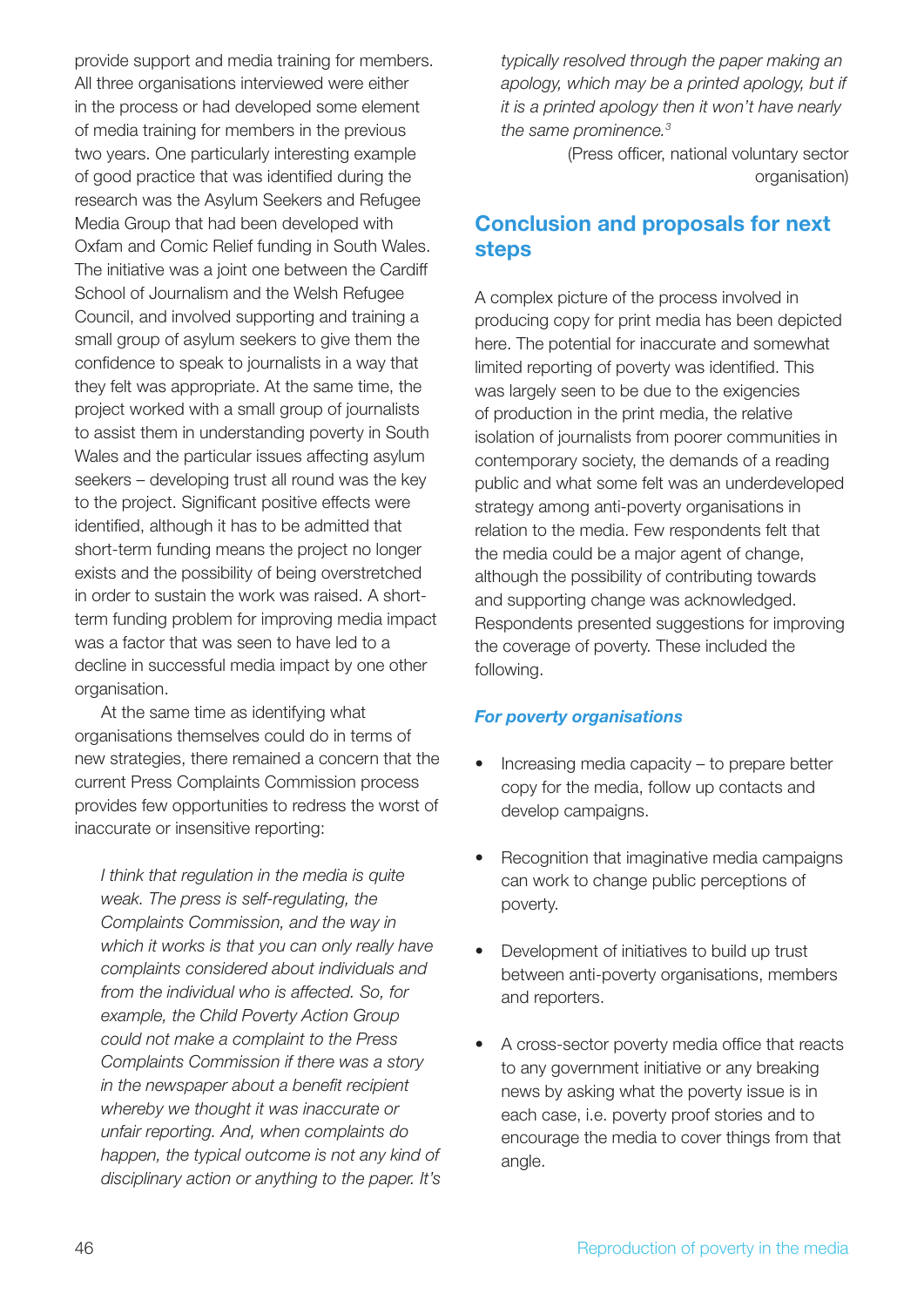provide support and media training for members. All three organisations interviewed were either in the process or had developed some element of media training for members in the previous two years. One particularly interesting example of good practice that was identified during the research was the Asylum Seekers and Refugee Media Group that had been developed with Oxfam and Comic Relief funding in South Wales. The initiative was a joint one between the Cardiff School of Journalism and the Welsh Refugee Council, and involved supporting and training a small group of asylum seekers to give them the confidence to speak to journalists in a way that they felt was appropriate. At the same time, the project worked with a small group of journalists to assist them in understanding poverty in South Wales and the particular issues affecting asylum seekers – developing trust all round was the key to the project. Significant positive effects were identified, although it has to be admitted that short-term funding means the project no longer exists and the possibility of being overstretched in order to sustain the work was raised. A short-term funding problem for improving media impact was a factor that was seen to have led to a decline in successful media impact by one other organisation.

At the same time as identifying what organisations themselves could do in terms of new strategies, there remained a concern that the current Press Complaints Commission process provides few opportunities to redress the worst of inaccurate or insensitive reporting:

> *I think that regulation in the media is quite weak. The press is self-regulating, the Complaints Commission, and the way in which it works is that you can only really have complaints considered about individuals and from the individual who is affected. So, for example, the Child Poverty Action Group could not make a complaint to the Press Complaints Commission if there was a story in the newspaper about a benefit recipient whereby we thought it was inaccurate or unfair reporting. And, when complaints do happen, the typical outcome is not any kind of disciplinary action or anything to the paper. It's typically resolved through the paper making an apology, which may be a printed apology, but if it is a printed apology then it won't have nearly the same prominence.*[3]
>
> (Press officer, national voluntary sector organisation)

## Conclusion and proposals for next steps

A complex picture of the process involved in producing copy for print media has been depicted here. The potential for inaccurate and somewhat limited reporting of poverty was identified. This was largely seen to be due to the exigencies of production in the print media, the relative isolation of journalists from poorer communities in contemporary society, the demands of a reading public and what some felt was an underdeveloped strategy among anti-poverty organisations in relation to the media. Few respondents felt that the media could be a major agent of change, although the possibility of contributing towards and supporting change was acknowledged. Respondents presented suggestions for improving the coverage of poverty. These included the following.

### *For poverty organisations*

- Increasing media capacity – to prepare better copy for the media, follow up contacts and develop campaigns.
- Recognition that imaginative media campaigns can work to change public perceptions of poverty.
- Development of initiatives to build up trust between anti-poverty organisations, members and reporters.
- A cross-sector poverty media office that reacts to any government initiative or any breaking news by asking what the poverty issue is in each case, i.e. poverty proof stories and to encourage the media to cover things from that angle.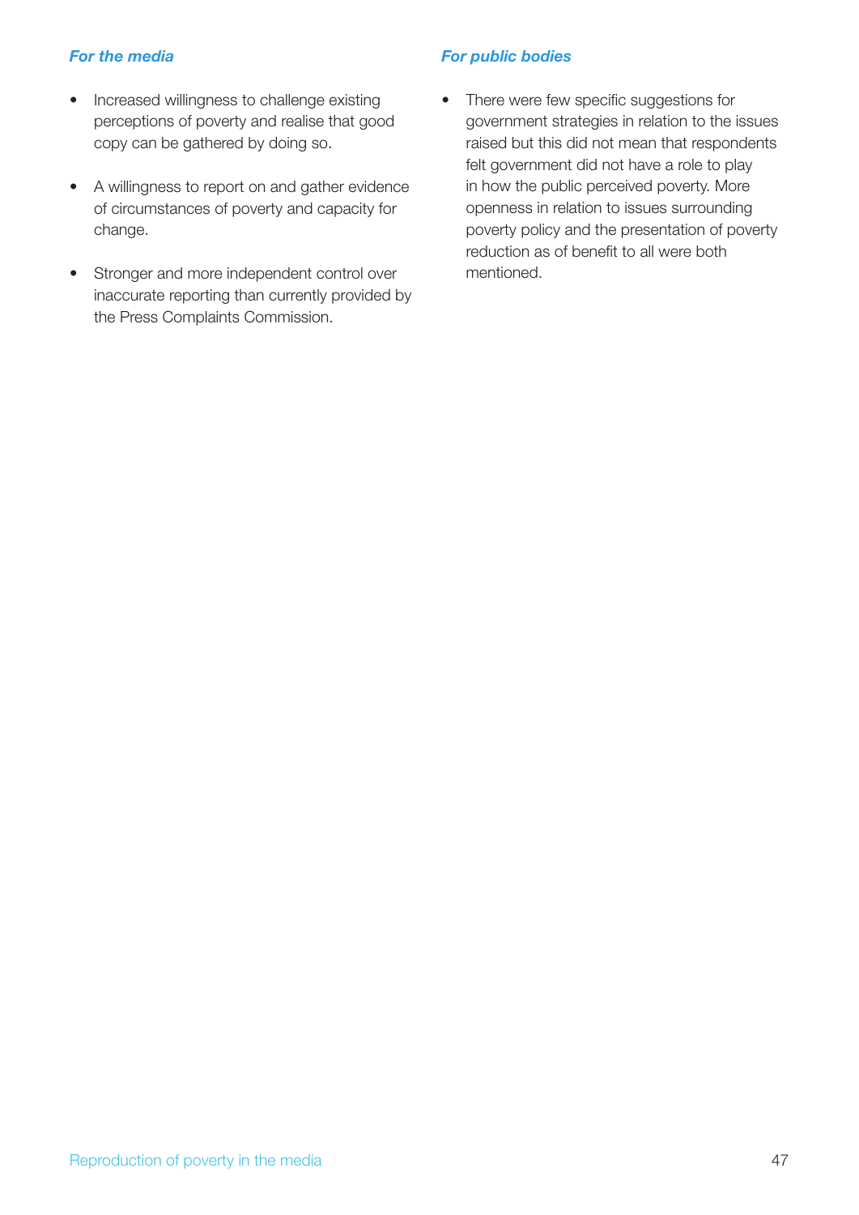### *For the media*

- Increased willingness to challenge existing perceptions of poverty and realise that good copy can be gathered by doing so.
- A willingness to report on and gather evidence of circumstances of poverty and capacity for change.
- Stronger and more independent control over inaccurate reporting than currently provided by the Press Complaints Commission.

### *For public bodies*

- There were few specific suggestions for government strategies in relation to the issues raised but this did not mean that respondents felt government did not have a role to play in how the public perceived poverty. More openness in relation to issues surrounding poverty policy and the presentation of poverty reduction as of benefit to all were both mentioned.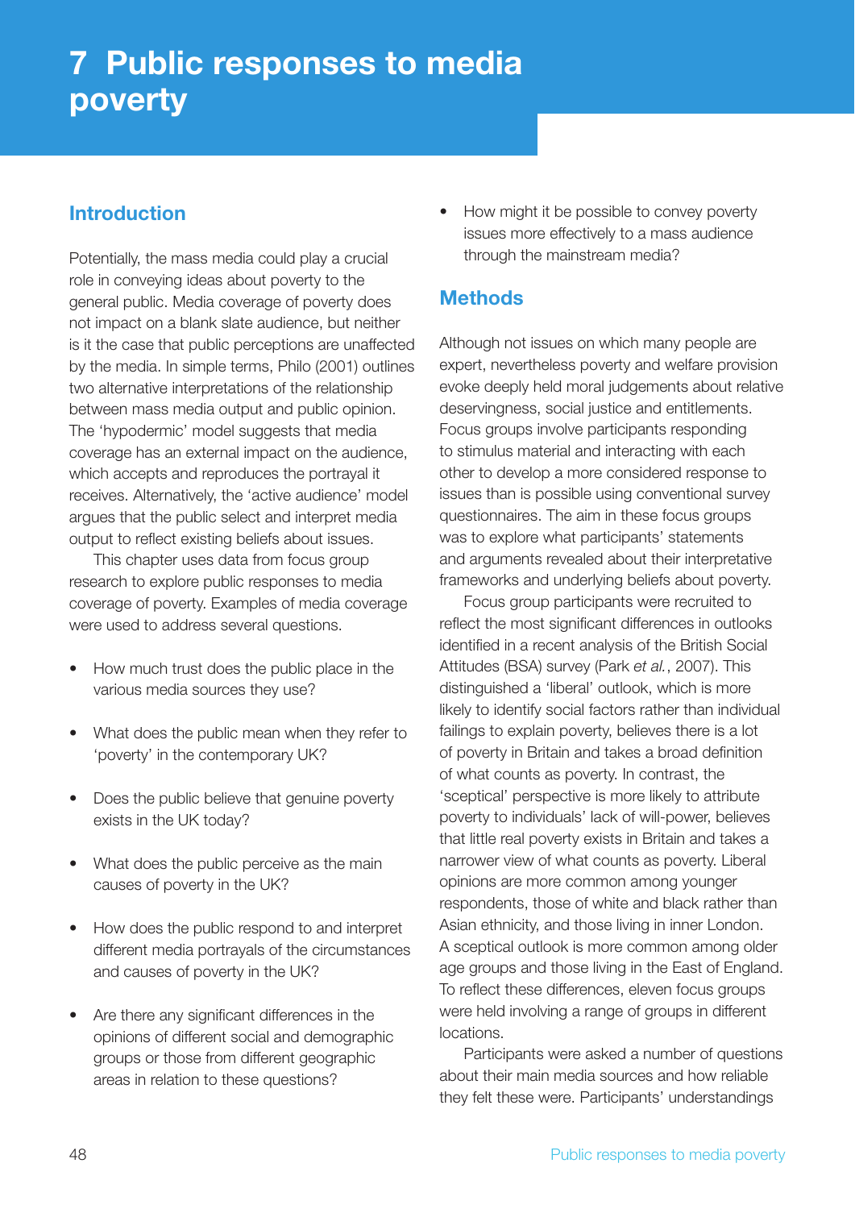# 7 Public responses to media poverty

## Introduction

Potentially, the mass media could play a crucial role in conveying ideas about poverty to the general public. Media coverage of poverty does not impact on a blank slate audience, but neither is it the case that public perceptions are unaffected by the media. In simple terms, Philo (2001) outlines two alternative interpretations of the relationship between mass media output and public opinion. The 'hypodermic' model suggests that media coverage has an external impact on the audience, which accepts and reproduces the portrayal it receives. Alternatively, the 'active audience' model argues that the public select and interpret media output to reflect existing beliefs about issues.

This chapter uses data from focus group research to explore public responses to media coverage of poverty. Examples of media coverage were used to address several questions.

- How much trust does the public place in the various media sources they use?
- What does the public mean when they refer to 'poverty' in the contemporary UK?
- Does the public believe that genuine poverty exists in the UK today?
- What does the public perceive as the main causes of poverty in the UK?
- How does the public respond to and interpret different media portrayals of the circumstances and causes of poverty in the UK?
- Are there any significant differences in the opinions of different social and demographic groups or those from different geographic areas in relation to these questions?
- How might it be possible to convey poverty issues more effectively to a mass audience through the mainstream media?

## Methods

Although not issues on which many people are expert, nevertheless poverty and welfare provision evoke deeply held moral judgements about relative deservingness, social justice and entitlements. Focus groups involve participants responding to stimulus material and interacting with each other to develop a more considered response to issues than is possible using conventional survey questionnaires. The aim in these focus groups was to explore what participants' statements and arguments revealed about their interpretative frameworks and underlying beliefs about poverty.

Focus group participants were recruited to reflect the most significant differences in outlooks identified in a recent analysis of the British Social Attitudes (BSA) survey (Park *et al.*, 2007). This distinguished a 'liberal' outlook, which is more likely to identify social factors rather than individual failings to explain poverty, believes there is a lot of poverty in Britain and takes a broad definition of what counts as poverty. In contrast, the 'sceptical' perspective is more likely to attribute poverty to individuals' lack of will-power, believes that little real poverty exists in Britain and takes a narrower view of what counts as poverty. Liberal opinions are more common among younger respondents, those of white and black rather than Asian ethnicity, and those living in inner London. A sceptical outlook is more common among older age groups and those living in the East of England. To reflect these differences, eleven focus groups were held involving a range of groups in different locations.

Participants were asked a number of questions about their main media sources and how reliable they felt these were. Participants' understandings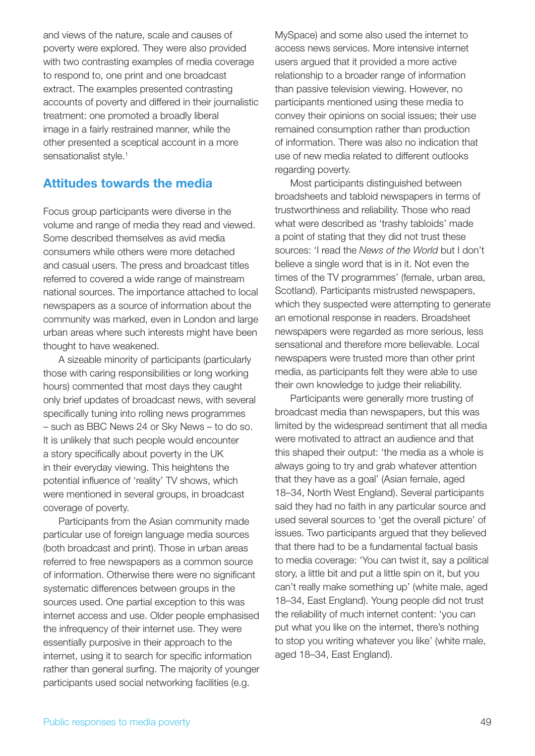and views of the nature, scale and causes of poverty were explored. They were also provided with two contrasting examples of media coverage to respond to, one print and one broadcast extract. The examples presented contrasting accounts of poverty and differed in their journalistic treatment: one promoted a broadly liberal image in a fairly restrained manner, while the other presented a sceptical account in a more sensationalist style.[1]

## Attitudes towards the media

Focus group participants were diverse in the volume and range of media they read and viewed. Some described themselves as avid media consumers while others were more detached and casual users. The press and broadcast titles referred to covered a wide range of mainstream national sources. The importance attached to local newspapers as a source of information about the community was marked, even in London and large urban areas where such interests might have been thought to have weakened.

A sizeable minority of participants (particularly those with caring responsibilities or long working hours) commented that most days they caught only brief updates of broadcast news, with several specifically tuning into rolling news programmes – such as BBC News 24 or Sky News – to do so. It is unlikely that such people would encounter a story specifically about poverty in the UK in their everyday viewing. This heightens the potential influence of 'reality' TV shows, which were mentioned in several groups, in broadcast coverage of poverty.

Participants from the Asian community made particular use of foreign language media sources (both broadcast and print). Those in urban areas referred to free newspapers as a common source of information. Otherwise there were no significant systematic differences between groups in the sources used. One partial exception to this was internet access and use. Older people emphasised the infrequency of their internet use. They were essentially purposive in their approach to the internet, using it to search for specific information rather than general surfing. The majority of younger participants used social networking facilities (e.g. MySpace) and some also used the internet to access news services. More intensive internet users argued that it provided a more active relationship to a broader range of information than passive television viewing. However, no participants mentioned using these media to convey their opinions on social issues; their use remained consumption rather than production of information. There was also no indication that use of new media related to different outlooks regarding poverty.

Most participants distinguished between broadsheets and tabloid newspapers in terms of trustworthiness and reliability. Those who read what were described as 'trashy tabloids' made a point of stating that they did not trust these sources: 'I read the *News of the World* but I don't believe a single word that is in it. Not even the times of the TV programmes' (female, urban area, Scotland). Participants mistrusted newspapers, which they suspected were attempting to generate an emotional response in readers. Broadsheet newspapers were regarded as more serious, less sensational and therefore more believable. Local newspapers were trusted more than other print media, as participants felt they were able to use their own knowledge to judge their reliability.

Participants were generally more trusting of broadcast media than newspapers, but this was limited by the widespread sentiment that all media were motivated to attract an audience and that this shaped their output: 'the media as a whole is always going to try and grab whatever attention that they have as a goal' (Asian female, aged 18–34, North West England). Several participants said they had no faith in any particular source and used several sources to 'get the overall picture' of issues. Two participants argued that they believed that there had to be a fundamental factual basis to media coverage: 'You can twist it, say a political story, a little bit and put a little spin on it, but you can't really make something up' (white male, aged 18–34, East England). Young people did not trust the reliability of much internet content: 'you can put what you like on the internet, there's nothing to stop you writing whatever you like' (white male, aged 18–34, East England).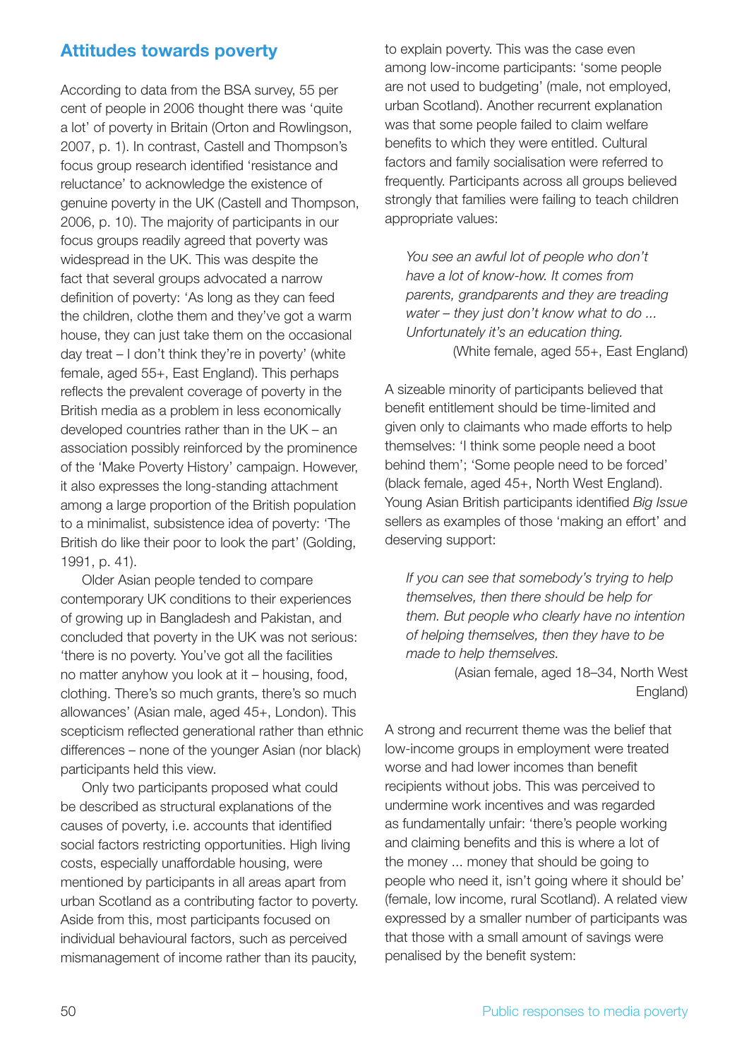## Attitudes towards poverty

According to data from the BSA survey, 55 per cent of people in 2006 thought there was 'quite a lot' of poverty in Britain (Orton and Rowlingson, 2007, p. 1). In contrast, Castell and Thompson's focus group research identified 'resistance and reluctance' to acknowledge the existence of genuine poverty in the UK (Castell and Thompson, 2006, p. 10). The majority of participants in our focus groups readily agreed that poverty was widespread in the UK. This was despite the fact that several groups advocated a narrow definition of poverty: 'As long as they can feed the children, clothe them and they've got a warm house, they can just take them on the occasional day treat – I don't think they're in poverty' (white female, aged 55+, East England). This perhaps reflects the prevalent coverage of poverty in the British media as a problem in less economically developed countries rather than in the UK – an association possibly reinforced by the prominence of the 'Make Poverty History' campaign. However, it also expresses the long-standing attachment among a large proportion of the British population to a minimalist, subsistence idea of poverty: 'The British do like their poor to look the part' (Golding, 1991, p. 41).

Older Asian people tended to compare contemporary UK conditions to their experiences of growing up in Bangladesh and Pakistan, and concluded that poverty in the UK was not serious: 'there is no poverty. You've got all the facilities no matter anyhow you look at it – housing, food, clothing. There's so much grants, there's so much allowances' (Asian male, aged 45+, London). This scepticism reflected generational rather than ethnic differences – none of the younger Asian (nor black) participants held this view.

Only two participants proposed what could be described as structural explanations of the causes of poverty, i.e. accounts that identified social factors restricting opportunities. High living costs, especially unaffordable housing, were mentioned by participants in all areas apart from urban Scotland as a contributing factor to poverty. Aside from this, most participants focused on individual behavioural factors, such as perceived mismanagement of income rather than its paucity, to explain poverty. This was the case even among low-income participants: 'some people are not used to budgeting' (male, not employed, urban Scotland). Another recurrent explanation was that some people failed to claim welfare benefits to which they were entitled. Cultural factors and family socialisation were referred to frequently. Participants across all groups believed strongly that families were failing to teach children appropriate values:

> *You see an awful lot of people who don't have a lot of know-how. It comes from parents, grandparents and they are treading water – they just don't know what to do ... Unfortunately it's an education thing.*
>
> (White female, aged 55+, East England)

A sizeable minority of participants believed that benefit entitlement should be time-limited and given only to claimants who made efforts to help themselves: 'I think some people need a boot behind them'; 'Some people need to be forced' (black female, aged 45+, North West England). Young Asian British participants identified *Big Issue* sellers as examples of those 'making an effort' and deserving support:

> *If you can see that somebody's trying to help themselves, then there should be help for them. But people who clearly have no intention of helping themselves, then they have to be made to help themselves.*
>
> (Asian female, aged 18–34, North West England)

A strong and recurrent theme was the belief that low-income groups in employment were treated worse and had lower incomes than benefit recipients without jobs. This was perceived to undermine work incentives and was regarded as fundamentally unfair: 'there's people working and claiming benefits and this is where a lot of the money ... money that should be going to people who need it, isn't going where it should be' (female, low income, rural Scotland). A related view expressed by a smaller number of participants was that those with a small amount of savings were penalised by the benefit system: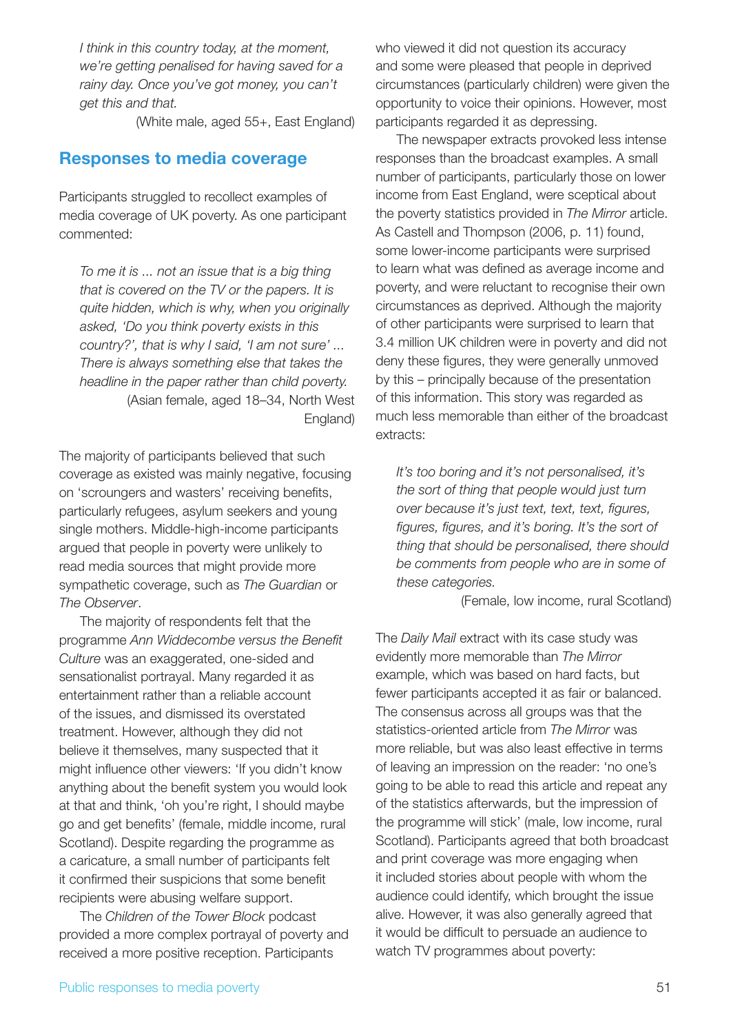*I think in this country today, at the moment, we're getting penalised for having saved for a rainy day. Once you've got money, you can't get this and that.*

(White male, aged 55+, East England)

## Responses to media coverage

Participants struggled to recollect examples of media coverage of UK poverty. As one participant commented:

*To me it is ... not an issue that is a big thing that is covered on the TV or the papers. It is quite hidden, which is why, when you originally asked, 'Do you think poverty exists in this country?', that is why I said, 'I am not sure' ... There is always something else that takes the headline in the paper rather than child poverty.*

(Asian female, aged 18–34, North West England)

The majority of participants believed that such coverage as existed was mainly negative, focusing on 'scroungers and wasters' receiving benefits, particularly refugees, asylum seekers and young single mothers. Middle-high-income participants argued that people in poverty were unlikely to read media sources that might provide more sympathetic coverage, such as *The Guardian* or *The Observer*.

The majority of respondents felt that the programme *Ann Widdecombe versus the Benefit Culture* was an exaggerated, one-sided and sensationalist portrayal. Many regarded it as entertainment rather than a reliable account of the issues, and dismissed its overstated treatment. However, although they did not believe it themselves, many suspected that it might influence other viewers: 'If you didn't know anything about the benefit system you would look at that and think, 'oh you're right, I should maybe go and get benefits' (female, middle income, rural Scotland). Despite regarding the programme as a caricature, a small number of participants felt it confirmed their suspicions that some benefit recipients were abusing welfare support.

The *Children of the Tower Block* podcast provided a more complex portrayal of poverty and received a more positive reception. Participants who viewed it did not question its accuracy and some were pleased that people in deprived circumstances (particularly children) were given the opportunity to voice their opinions. However, most participants regarded it as depressing.

The newspaper extracts provoked less intense responses than the broadcast examples. A small number of participants, particularly those on lower income from East England, were sceptical about the poverty statistics provided in *The Mirror* article. As Castell and Thompson (2006, p. 11) found, some lower-income participants were surprised to learn what was defined as average income and poverty, and were reluctant to recognise their own circumstances as deprived. Although the majority of other participants were surprised to learn that 3.4 million UK children were in poverty and did not deny these figures, they were generally unmoved by this – principally because of the presentation of this information. This story was regarded as much less memorable than either of the broadcast extracts:

*It's too boring and it's not personalised, it's the sort of thing that people would just turn over because it's just text, text, text, figures, figures, figures, and it's boring. It's the sort of thing that should be personalised, there should be comments from people who are in some of these categories.*

(Female, low income, rural Scotland)

The *Daily Mail* extract with its case study was evidently more memorable than *The Mirror* example, which was based on hard facts, but fewer participants accepted it as fair or balanced. The consensus across all groups was that the statistics-oriented article from *The Mirror* was more reliable, but was also least effective in terms of leaving an impression on the reader: 'no one's going to be able to read this article and repeat any of the statistics afterwards, but the impression of the programme will stick' (male, low income, rural Scotland). Participants agreed that both broadcast and print coverage was more engaging when it included stories about people with whom the audience could identify, which brought the issue alive. However, it was also generally agreed that it would be difficult to persuade an audience to watch TV programmes about poverty: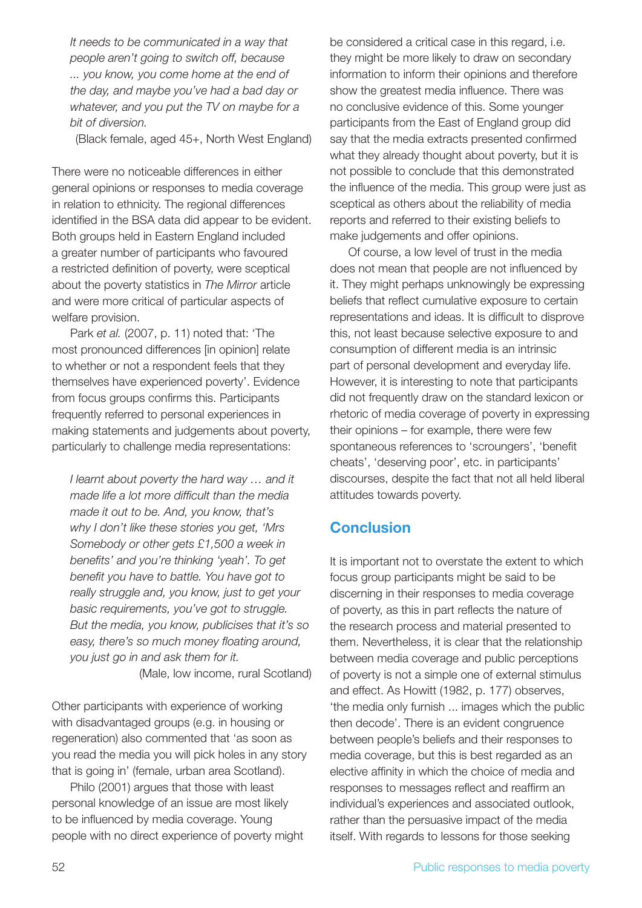*It needs to be communicated in a way that people aren't going to switch off, because ... you know, you come home at the end of the day, and maybe you've had a bad day or whatever, and you put the TV on maybe for a bit of diversion.*

(Black female, aged 45+, North West England)

There were no noticeable differences in either general opinions or responses to media coverage in relation to ethnicity. The regional differences identified in the BSA data did appear to be evident. Both groups held in Eastern England included a greater number of participants who favoured a restricted definition of poverty, were sceptical about the poverty statistics in *The Mirror* article and were more critical of particular aspects of welfare provision.

Park *et al.* (2007, p. 11) noted that: 'The most pronounced differences [in opinion] relate to whether or not a respondent feels that they themselves have experienced poverty'. Evidence from focus groups confirms this. Participants frequently referred to personal experiences in making statements and judgements about poverty, particularly to challenge media representations:

*I learnt about poverty the hard way … and it made life a lot more difficult than the media made it out to be. And, you know, that's why I don't like these stories you get, 'Mrs Somebody or other gets £1,500 a week in benefits' and you're thinking 'yeah'. To get benefit you have to battle. You have got to really struggle and, you know, just to get your basic requirements, you've got to struggle. But the media, you know, publicises that it's so easy, there's so much money floating around, you just go in and ask them for it.*

(Male, low income, rural Scotland)

Other participants with experience of working with disadvantaged groups (e.g. in housing or regeneration) also commented that 'as soon as you read the media you will pick holes in any story that is going in' (female, urban area Scotland).

Philo (2001) argues that those with least personal knowledge of an issue are most likely to be influenced by media coverage. Young people with no direct experience of poverty might be considered a critical case in this regard, i.e. they might be more likely to draw on secondary information to inform their opinions and therefore show the greatest media influence. There was no conclusive evidence of this. Some younger participants from the East of England group did say that the media extracts presented confirmed what they already thought about poverty, but it is not possible to conclude that this demonstrated the influence of the media. This group were just as sceptical as others about the reliability of media reports and referred to their existing beliefs to make judgements and offer opinions.

Of course, a low level of trust in the media does not mean that people are not influenced by it. They might perhaps unknowingly be expressing beliefs that reflect cumulative exposure to certain representations and ideas. It is difficult to disprove this, not least because selective exposure to and consumption of different media is an intrinsic part of personal development and everyday life. However, it is interesting to note that participants did not frequently draw on the standard lexicon or rhetoric of media coverage of poverty in expressing their opinions – for example, there were few spontaneous references to 'scroungers', 'benefit cheats', 'deserving poor', etc. in participants' discourses, despite the fact that not all held liberal attitudes towards poverty.

## Conclusion

It is important not to overstate the extent to which focus group participants might be said to be discerning in their responses to media coverage of poverty, as this in part reflects the nature of the research process and material presented to them. Nevertheless, it is clear that the relationship between media coverage and public perceptions of poverty is not a simple one of external stimulus and effect. As Howitt (1982, p. 177) observes, 'the media only furnish ... images which the public then decode'. There is an evident congruence between people's beliefs and their responses to media coverage, but this is best regarded as an elective affinity in which the choice of media and responses to messages reflect and reaffirm an individual's experiences and associated outlook, rather than the persuasive impact of the media itself. With regards to lessons for those seeking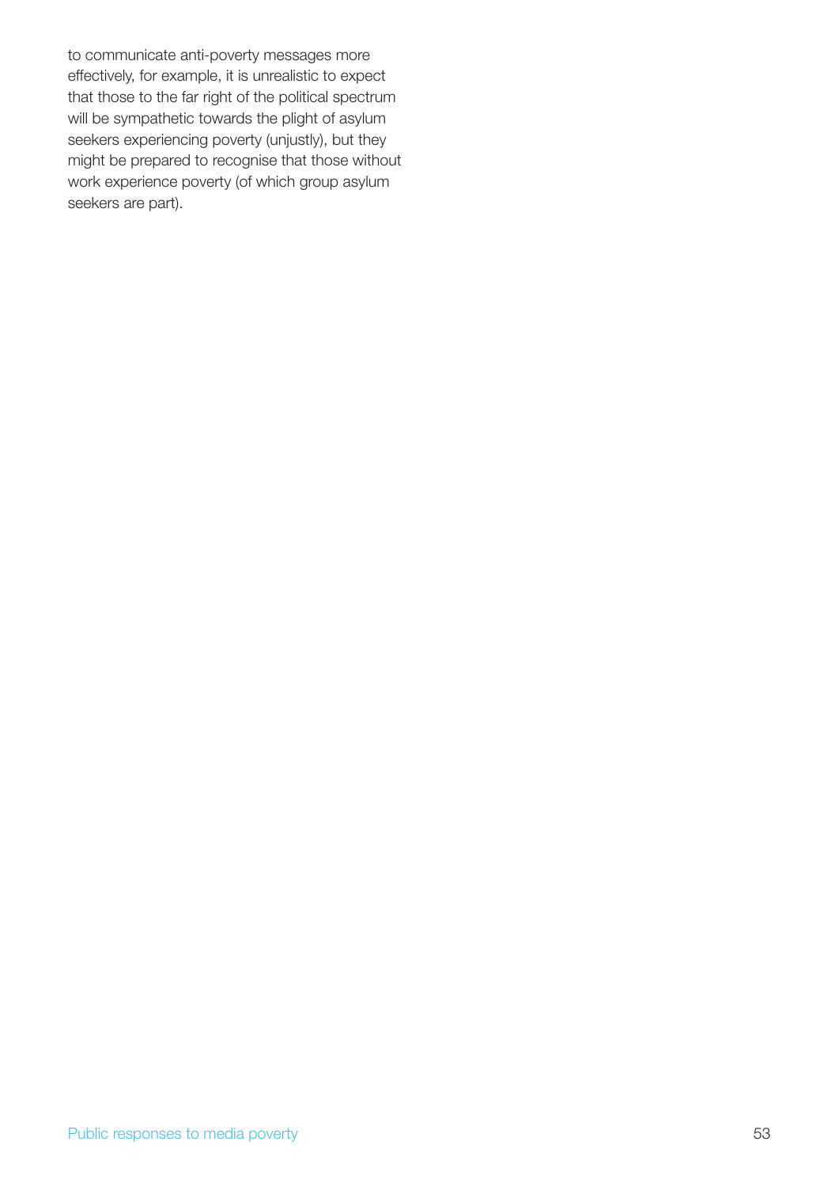to communicate anti-poverty messages more effectively, for example, it is unrealistic to expect that those to the far right of the political spectrum will be sympathetic towards the plight of asylum seekers experiencing poverty (unjustly), but they might be prepared to recognise that those without work experience poverty (of which group asylum seekers are part).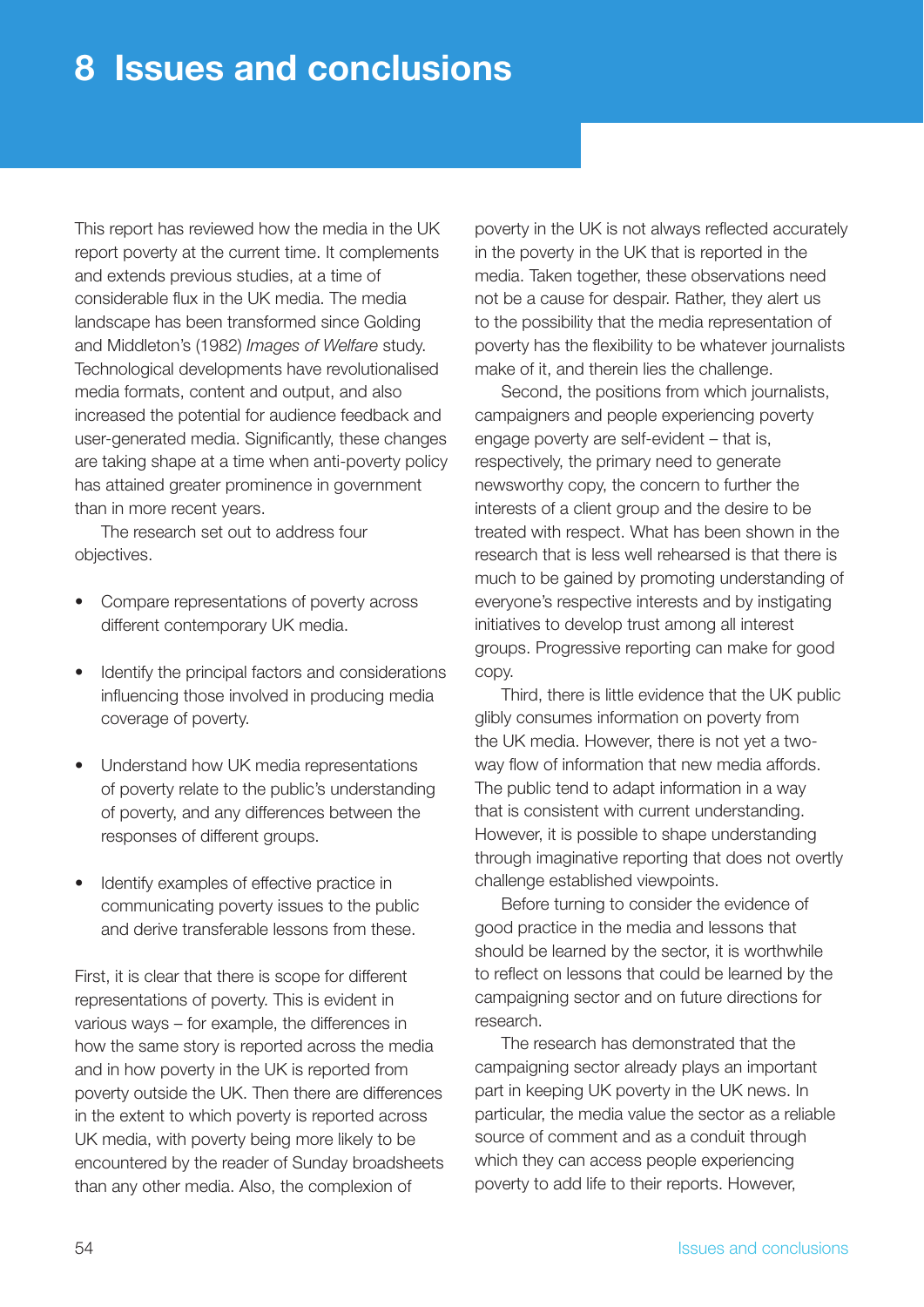# 8 Issues and conclusions

This report has reviewed how the media in the UK report poverty at the current time. It complements and extends previous studies, at a time of considerable flux in the UK media. The media landscape has been transformed since Golding and Middleton's (1982) *Images of Welfare* study. Technological developments have revolutionalised media formats, content and output, and also increased the potential for audience feedback and user-generated media. Significantly, these changes are taking shape at a time when anti-poverty policy has attained greater prominence in government than in more recent years.

The research set out to address four objectives.

- Compare representations of poverty across different contemporary UK media.
- Identify the principal factors and considerations influencing those involved in producing media coverage of poverty.
- Understand how UK media representations of poverty relate to the public's understanding of poverty, and any differences between the responses of different groups.
- Identify examples of effective practice in communicating poverty issues to the public and derive transferable lessons from these.

First, it is clear that there is scope for different representations of poverty. This is evident in various ways – for example, the differences in how the same story is reported across the media and in how poverty in the UK is reported from poverty outside the UK. Then there are differences in the extent to which poverty is reported across UK media, with poverty being more likely to be encountered by the reader of Sunday broadsheets than any other media. Also, the complexion of poverty in the UK is not always reflected accurately in the poverty in the UK that is reported in the media. Taken together, these observations need not be a cause for despair. Rather, they alert us to the possibility that the media representation of poverty has the flexibility to be whatever journalists make of it, and therein lies the challenge.

Second, the positions from which journalists, campaigners and people experiencing poverty engage poverty are self-evident – that is, respectively, the primary need to generate newsworthy copy, the concern to further the interests of a client group and the desire to be treated with respect. What has been shown in the research that is less well rehearsed is that there is much to be gained by promoting understanding of everyone's respective interests and by instigating initiatives to develop trust among all interest groups. Progressive reporting can make for good copy.

Third, there is little evidence that the UK public glibly consumes information on poverty from the UK media. However, there is not yet a two-way flow of information that new media affords. The public tend to adapt information in a way that is consistent with current understanding. However, it is possible to shape understanding through imaginative reporting that does not overtly challenge established viewpoints.

Before turning to consider the evidence of good practice in the media and lessons that should be learned by the sector, it is worthwhile to reflect on lessons that could be learned by the campaigning sector and on future directions for research.

The research has demonstrated that the campaigning sector already plays an important part in keeping UK poverty in the UK news. In particular, the media value the sector as a reliable source of comment and as a conduit through which they can access people experiencing poverty to add life to their reports. However,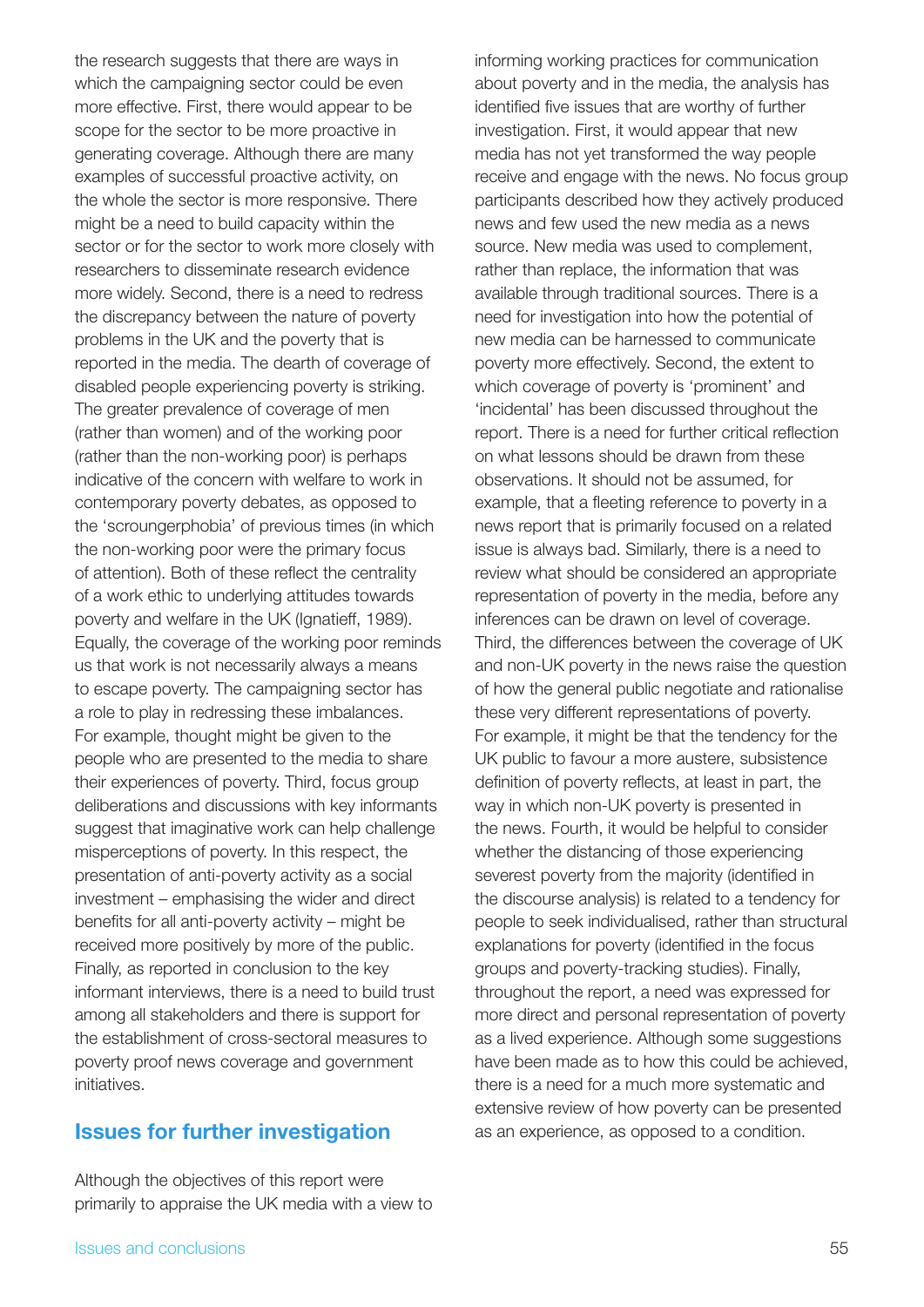the research suggests that there are ways in which the campaigning sector could be even more effective. First, there would appear to be scope for the sector to be more proactive in generating coverage. Although there are many examples of successful proactive activity, on the whole the sector is more responsive. There might be a need to build capacity within the sector or for the sector to work more closely with researchers to disseminate research evidence more widely. Second, there is a need to redress the discrepancy between the nature of poverty problems in the UK and the poverty that is reported in the media. The dearth of coverage of disabled people experiencing poverty is striking. The greater prevalence of coverage of men (rather than women) and of the working poor (rather than the non-working poor) is perhaps indicative of the concern with welfare to work in contemporary poverty debates, as opposed to the 'scroungerphobia' of previous times (in which the non-working poor were the primary focus of attention). Both of these reflect the centrality of a work ethic to underlying attitudes towards poverty and welfare in the UK (Ignatieff, 1989). Equally, the coverage of the working poor reminds us that work is not necessarily always a means to escape poverty. The campaigning sector has a role to play in redressing these imbalances. For example, thought might be given to the people who are presented to the media to share their experiences of poverty. Third, focus group deliberations and discussions with key informants suggest that imaginative work can help challenge misperceptions of poverty. In this respect, the presentation of anti-poverty activity as a social investment – emphasising the wider and direct benefits for all anti-poverty activity – might be received more positively by more of the public. Finally, as reported in conclusion to the key informant interviews, there is a need to build trust among all stakeholders and there is support for the establishment of cross-sectoral measures to poverty proof news coverage and government initiatives.

## Issues for further investigation

Although the objectives of this report were primarily to appraise the UK media with a view to informing working practices for communication about poverty and in the media, the analysis has identified five issues that are worthy of further investigation. First, it would appear that new media has not yet transformed the way people receive and engage with the news. No focus group participants described how they actively produced news and few used the new media as a news source. New media was used to complement, rather than replace, the information that was available through traditional sources. There is a need for investigation into how the potential of new media can be harnessed to communicate poverty more effectively. Second, the extent to which coverage of poverty is 'prominent' and 'incidental' has been discussed throughout the report. There is a need for further critical reflection on what lessons should be drawn from these observations. It should not be assumed, for example, that a fleeting reference to poverty in a news report that is primarily focused on a related issue is always bad. Similarly, there is a need to review what should be considered an appropriate representation of poverty in the media, before any inferences can be drawn on level of coverage. Third, the differences between the coverage of UK and non-UK poverty in the news raise the question of how the general public negotiate and rationalise these very different representations of poverty. For example, it might be that the tendency for the UK public to favour a more austere, subsistence definition of poverty reflects, at least in part, the way in which non-UK poverty is presented in the news. Fourth, it would be helpful to consider whether the distancing of those experiencing severest poverty from the majority (identified in the discourse analysis) is related to a tendency for people to seek individualised, rather than structural explanations for poverty (identified in the focus groups and poverty-tracking studies). Finally, throughout the report, a need was expressed for more direct and personal representation of poverty as a lived experience. Although some suggestions have been made as to how this could be achieved, there is a need for a much more systematic and extensive review of how poverty can be presented as an experience, as opposed to a condition.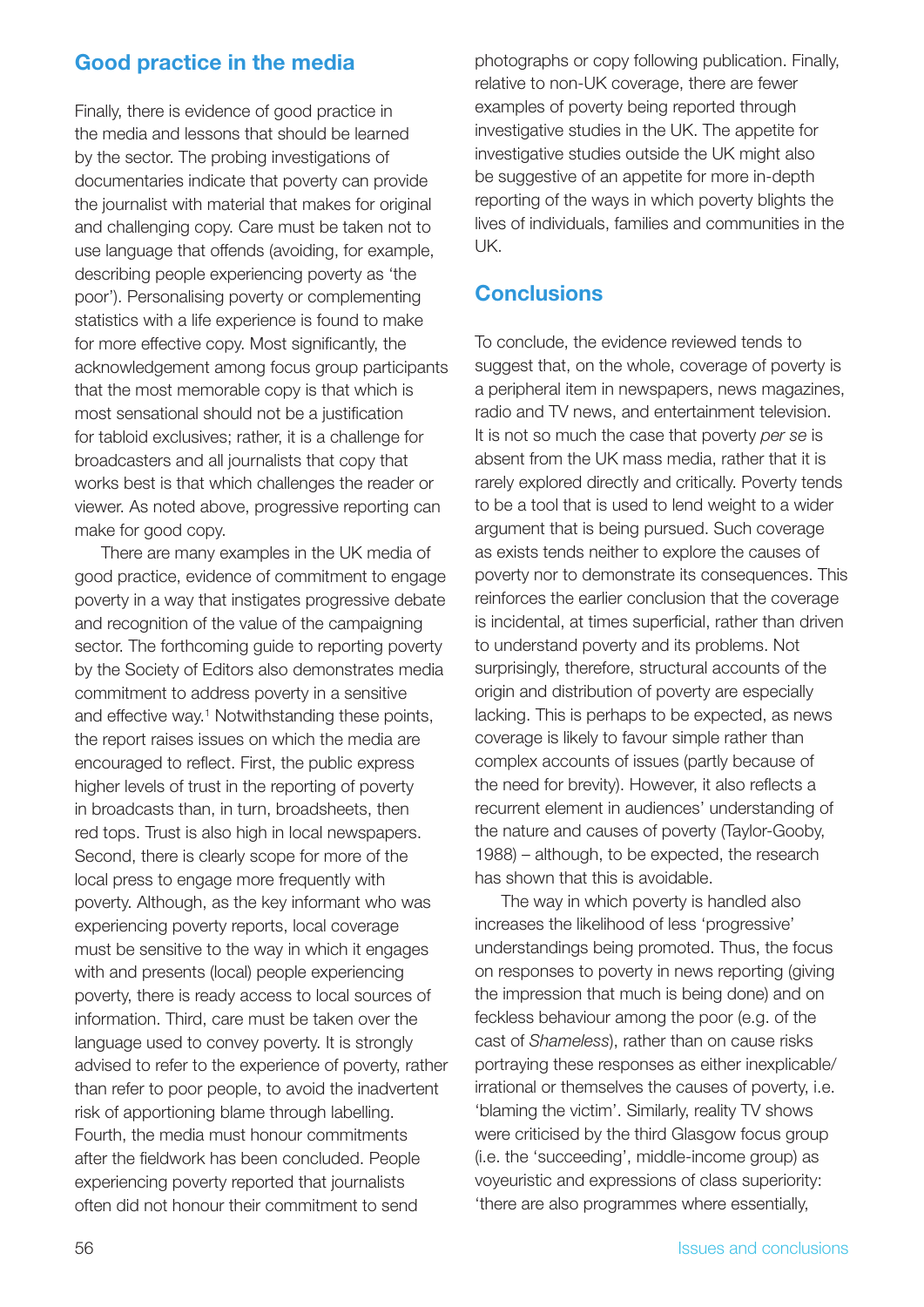## Good practice in the media

Finally, there is evidence of good practice in the media and lessons that should be learned by the sector. The probing investigations of documentaries indicate that poverty can provide the journalist with material that makes for original and challenging copy. Care must be taken not to use language that offends (avoiding, for example, describing people experiencing poverty as 'the poor'). Personalising poverty or complementing statistics with a life experience is found to make for more effective copy. Most significantly, the acknowledgement among focus group participants that the most memorable copy is that which is most sensational should not be a justification for tabloid exclusives; rather, it is a challenge for broadcasters and all journalists that copy that works best is that which challenges the reader or viewer. As noted above, progressive reporting can make for good copy.

There are many examples in the UK media of good practice, evidence of commitment to engage poverty in a way that instigates progressive debate and recognition of the value of the campaigning sector. The forthcoming guide to reporting poverty by the Society of Editors also demonstrates media commitment to address poverty in a sensitive and effective way.[1] Notwithstanding these points, the report raises issues on which the media are encouraged to reflect. First, the public express higher levels of trust in the reporting of poverty in broadcasts than, in turn, broadsheets, then red tops. Trust is also high in local newspapers. Second, there is clearly scope for more of the local press to engage more frequently with poverty. Although, as the key informant who was experiencing poverty reports, local coverage must be sensitive to the way in which it engages with and presents (local) people experiencing poverty, there is ready access to local sources of information. Third, care must be taken over the language used to convey poverty. It is strongly advised to refer to the experience of poverty, rather than refer to poor people, to avoid the inadvertent risk of apportioning blame through labelling. Fourth, the media must honour commitments after the fieldwork has been concluded. People experiencing poverty reported that journalists often did not honour their commitment to send photographs or copy following publication. Finally, relative to non-UK coverage, there are fewer examples of poverty being reported through investigative studies in the UK. The appetite for investigative studies outside the UK might also be suggestive of an appetite for more in-depth reporting of the ways in which poverty blights the lives of individuals, families and communities in the UK.

## Conclusions

To conclude, the evidence reviewed tends to suggest that, on the whole, coverage of poverty is a peripheral item in newspapers, news magazines, radio and TV news, and entertainment television. It is not so much the case that poverty *per se* is absent from the UK mass media, rather that it is rarely explored directly and critically. Poverty tends to be a tool that is used to lend weight to a wider argument that is being pursued. Such coverage as exists tends neither to explore the causes of poverty nor to demonstrate its consequences. This reinforces the earlier conclusion that the coverage is incidental, at times superficial, rather than driven to understand poverty and its problems. Not surprisingly, therefore, structural accounts of the origin and distribution of poverty are especially lacking. This is perhaps to be expected, as news coverage is likely to favour simple rather than complex accounts of issues (partly because of the need for brevity). However, it also reflects a recurrent element in audiences' understanding of the nature and causes of poverty (Taylor-Gooby, 1988) – although, to be expected, the research has shown that this is avoidable.

The way in which poverty is handled also increases the likelihood of less 'progressive' understandings being promoted. Thus, the focus on responses to poverty in news reporting (giving the impression that much is being done) and on feckless behaviour among the poor (e.g. of the cast of *Shameless*), rather than on cause risks portraying these responses as either inexplicable/irrational or themselves the causes of poverty, i.e. 'blaming the victim'. Similarly, reality TV shows were criticised by the third Glasgow focus group (i.e. the 'succeeding', middle-income group) as voyeuristic and expressions of class superiority: 'there are also programmes where essentially,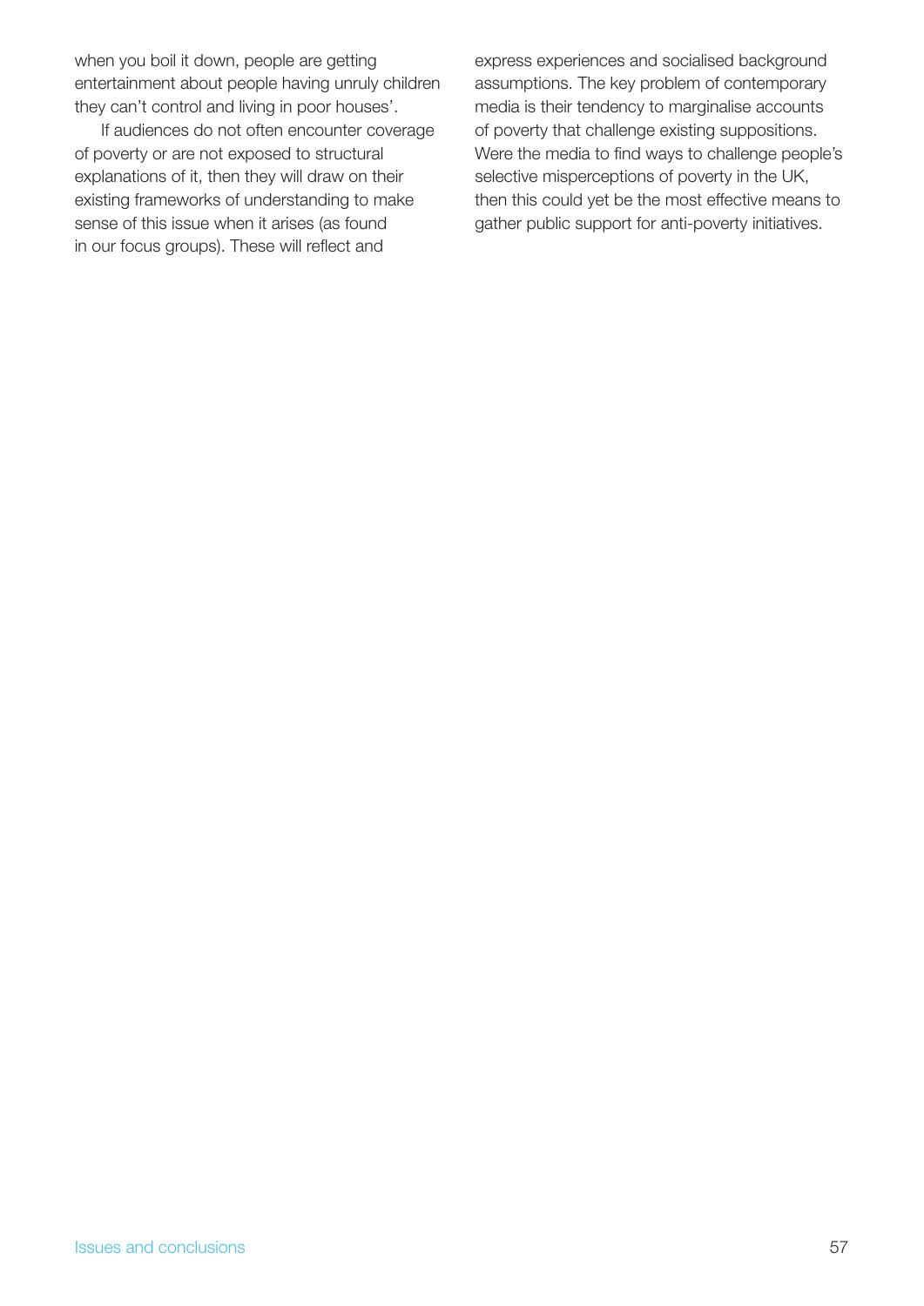when you boil it down, people are getting entertainment about people having unruly children they can't control and living in poor houses'.

If audiences do not often encounter coverage of poverty or are not exposed to structural explanations of it, then they will draw on their existing frameworks of understanding to make sense of this issue when it arises (as found in our focus groups). These will reflect and express experiences and socialised background assumptions. The key problem of contemporary media is their tendency to marginalise accounts of poverty that challenge existing suppositions. Were the media to find ways to challenge people's selective misperceptions of poverty in the UK, then this could yet be the most effective means to gather public support for anti-poverty initiatives.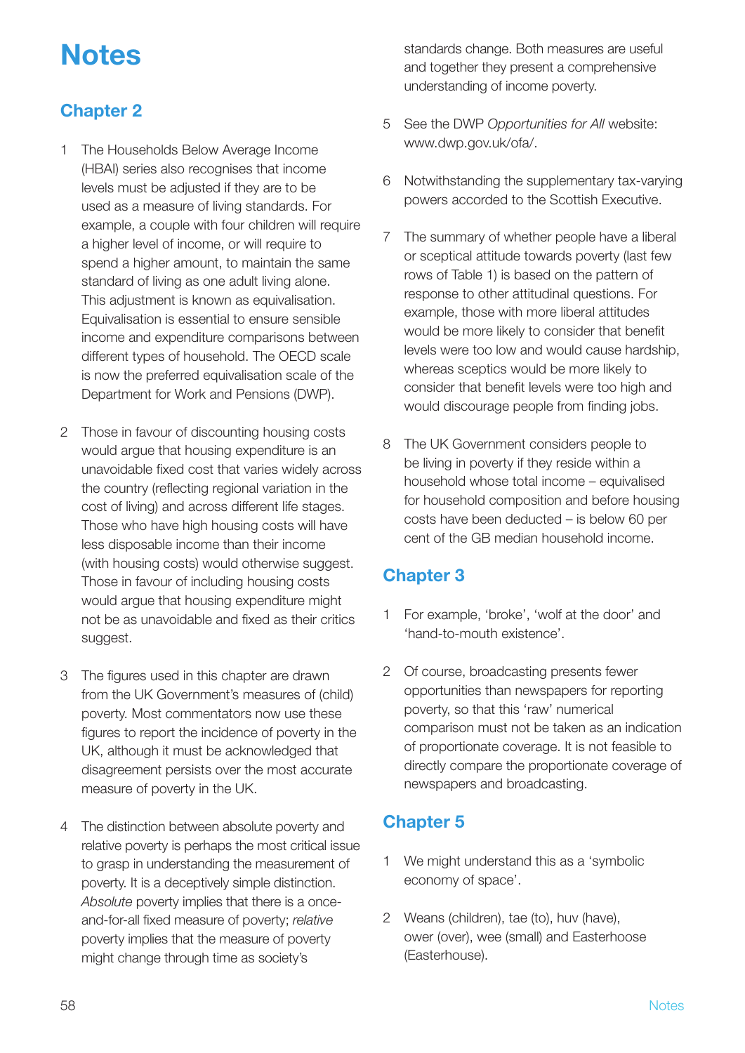# Notes

## Chapter 2

1 The Households Below Average Income (HBAI) series also recognises that income levels must be adjusted if they are to be used as a measure of living standards. For example, a couple with four children will require a higher level of income, or will require to spend a higher amount, to maintain the same standard of living as one adult living alone. This adjustment is known as equivalisation. Equivalisation is essential to ensure sensible income and expenditure comparisons between different types of household. The OECD scale is now the preferred equivalisation scale of the Department for Work and Pensions (DWP).

2 Those in favour of discounting housing costs would argue that housing expenditure is an unavoidable fixed cost that varies widely across the country (reflecting regional variation in the cost of living) and across different life stages. Those who have high housing costs will have less disposable income than their income (with housing costs) would otherwise suggest. Those in favour of including housing costs would argue that housing expenditure might not be as unavoidable and fixed as their critics suggest.

3 The figures used in this chapter are drawn from the UK Government's measures of (child) poverty. Most commentators now use these figures to report the incidence of poverty in the UK, although it must be acknowledged that disagreement persists over the most accurate measure of poverty in the UK.

4 The distinction between absolute poverty and relative poverty is perhaps the most critical issue to grasp in understanding the measurement of poverty. It is a deceptively simple distinction. *Absolute* poverty implies that there is a once-and-for-all fixed measure of poverty; *relative* poverty implies that the measure of poverty might change through time as society's standards change. Both measures are useful and together they present a comprehensive understanding of income poverty.

5 See the DWP *Opportunities for All* website: www.dwp.gov.uk/ofa/.

6 Notwithstanding the supplementary tax-varying powers accorded to the Scottish Executive.

7 The summary of whether people have a liberal or sceptical attitude towards poverty (last few rows of Table 1) is based on the pattern of response to other attitudinal questions. For example, those with more liberal attitudes would be more likely to consider that benefit levels were too low and would cause hardship, whereas sceptics would be more likely to consider that benefit levels were too high and would discourage people from finding jobs.

8 The UK Government considers people to be living in poverty if they reside within a household whose total income – equivalised for household composition and before housing costs have been deducted – is below 60 per cent of the GB median household income.

## Chapter 3

1 For example, 'broke', 'wolf at the door' and 'hand-to-mouth existence'.

2 Of course, broadcasting presents fewer opportunities than newspapers for reporting poverty, so that this 'raw' numerical comparison must not be taken as an indication of proportionate coverage. It is not feasible to directly compare the proportionate coverage of newspapers and broadcasting.

## Chapter 5

1 We might understand this as a 'symbolic economy of space'.

2 Weans (children), tae (to), huv (have), ower (over), wee (small) and Easterhoose (Easterhouse).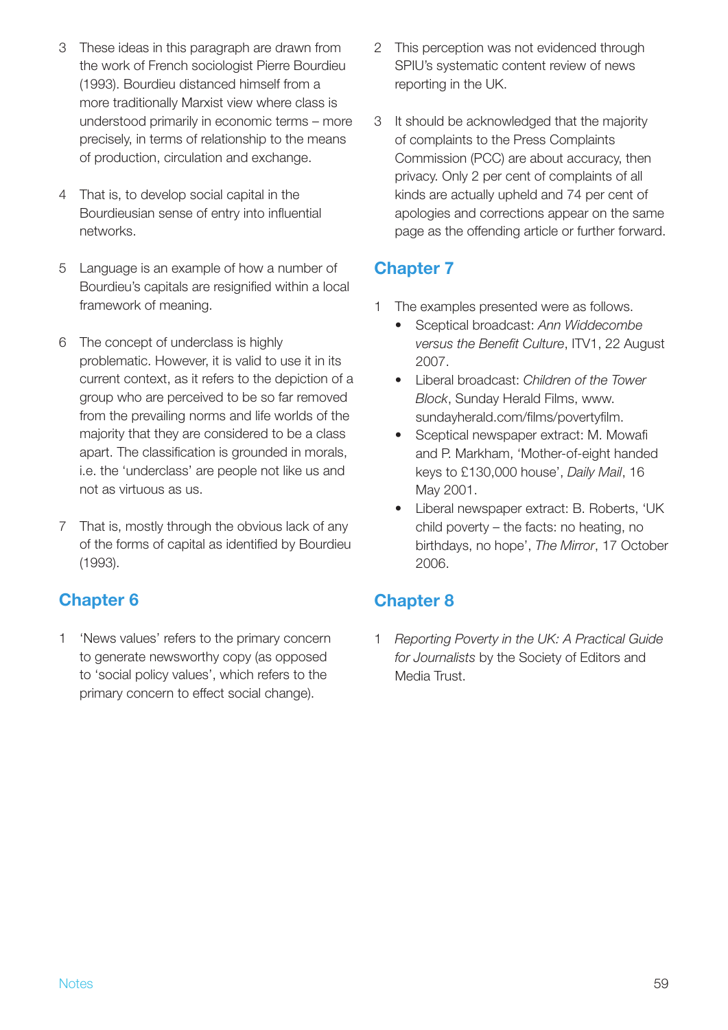3 These ideas in this paragraph are drawn from the work of French sociologist Pierre Bourdieu (1993). Bourdieu distanced himself from a more traditionally Marxist view where class is understood primarily in economic terms – more precisely, in terms of relationship to the means of production, circulation and exchange.

4 That is, to develop social capital in the Bourdieusian sense of entry into influential networks.

5 Language is an example of how a number of Bourdieu's capitals are resignified within a local framework of meaning.

6 The concept of underclass is highly problematic. However, it is valid to use it in its current context, as it refers to the depiction of a group who are perceived to be so far removed from the prevailing norms and life worlds of the majority that they are considered to be a class apart. The classification is grounded in morals, i.e. the 'underclass' are people not like us and not as virtuous as us.

7 That is, mostly through the obvious lack of any of the forms of capital as identified by Bourdieu (1993).

## Chapter 6

1 'News values' refers to the primary concern to generate newsworthy copy (as opposed to 'social policy values', which refers to the primary concern to effect social change).

2 This perception was not evidenced through SPIU's systematic content review of news reporting in the UK.

3 It should be acknowledged that the majority of complaints to the Press Complaints Commission (PCC) are about accuracy, then privacy. Only 2 per cent of complaints of all kinds are actually upheld and 74 per cent of apologies and corrections appear on the same page as the offending article or further forward.

## Chapter 7

1 The examples presented were as follows.
- Sceptical broadcast: *Ann Widdecombe versus the Benefit Culture*, ITV1, 22 August 2007.
- Liberal broadcast: *Children of the Tower Block*, Sunday Herald Films, www.sundayherald.com/films/povertyfilm.
- Sceptical newspaper extract: M. Mowafi and P. Markham, 'Mother-of-eight handed keys to £130,000 house', *Daily Mail*, 16 May 2001.
- Liberal newspaper extract: B. Roberts, 'UK child poverty – the facts: no heating, no birthdays, no hope', *The Mirror*, 17 October 2006.

## Chapter 8

1 *Reporting Poverty in the UK: A Practical Guide for Journalists* by the Society of Editors and Media Trust.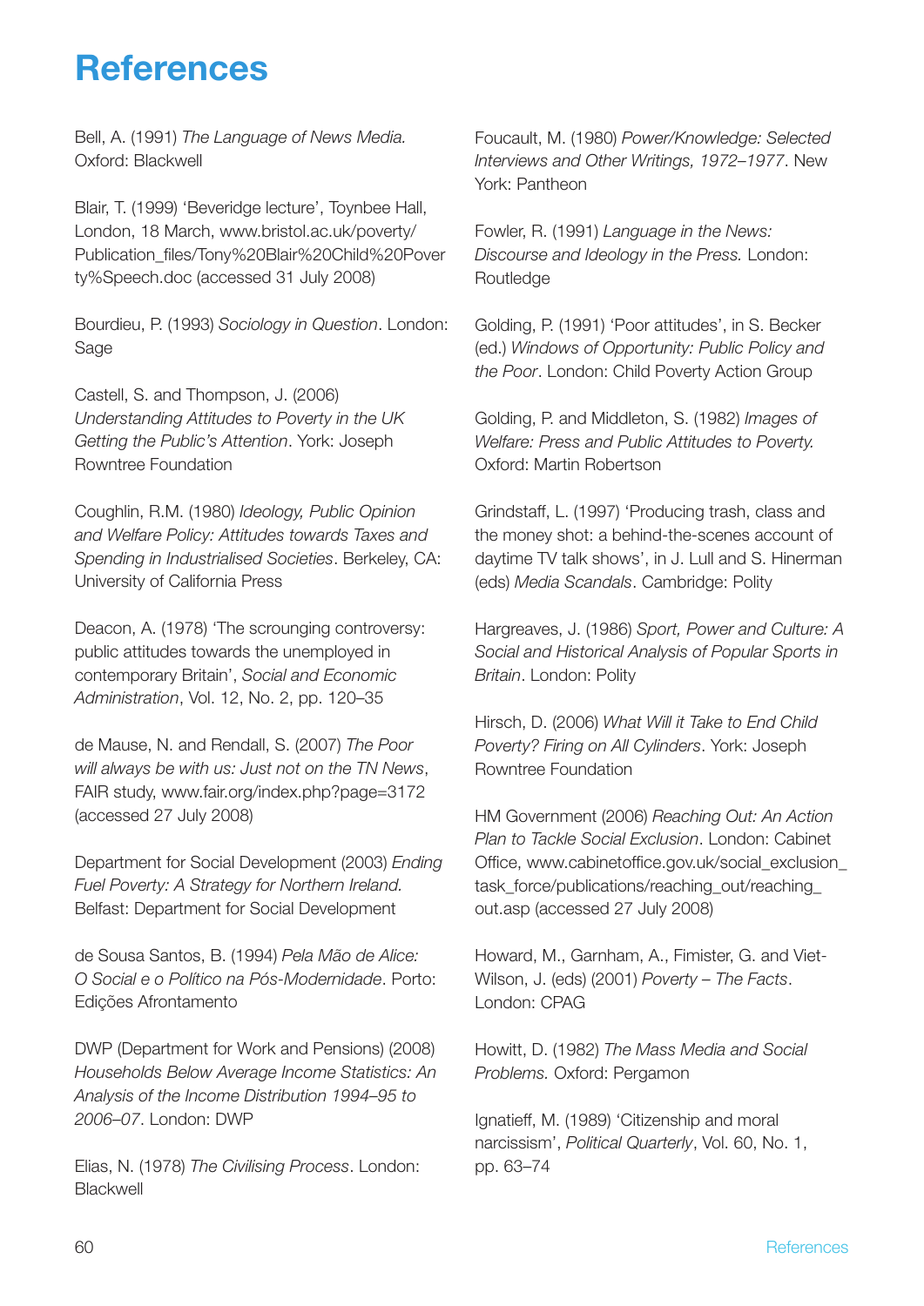# References

Bell, A. (1991) *The Language of News Media.* Oxford: Blackwell

Blair, T. (1999) 'Beveridge lecture', Toynbee Hall, London, 18 March, www.bristol.ac.uk/poverty/Publication_files/Tony%20Blair%20Child%20Poverty%Speech.doc (accessed 31 July 2008)

Bourdieu, P. (1993) *Sociology in Question*. London: Sage

Castell, S. and Thompson, J. (2006) *Understanding Attitudes to Poverty in the UK Getting the Public's Attention*. York: Joseph Rowntree Foundation

Coughlin, R.M. (1980) *Ideology, Public Opinion and Welfare Policy: Attitudes towards Taxes and Spending in Industrialised Societies*. Berkeley, CA: University of California Press

Deacon, A. (1978) 'The scrounging controversy: public attitudes towards the unemployed in contemporary Britain', *Social and Economic Administration*, Vol. 12, No. 2, pp. 120–35

de Mause, N. and Rendall, S. (2007) *The Poor will always be with us: Just not on the TN News*, FAIR study, www.fair.org/index.php?page=3172 (accessed 27 July 2008)

Department for Social Development (2003) *Ending Fuel Poverty: A Strategy for Northern Ireland.* Belfast: Department for Social Development

de Sousa Santos, B. (1994) *Pela Mão de Alice: O Social e o Político na Pós-Modernidade*. Porto: Edições Afrontamento

DWP (Department for Work and Pensions) (2008) *Households Below Average Income Statistics: An Analysis of the Income Distribution 1994–95 to 2006–07*. London: DWP

Elias, N. (1978) *The Civilising Process*. London: Blackwell

Foucault, M. (1980) *Power/Knowledge: Selected Interviews and Other Writings, 1972–1977*. New York: Pantheon

Fowler, R. (1991) *Language in the News: Discourse and Ideology in the Press.* London: Routledge

Golding, P. (1991) 'Poor attitudes', in S. Becker (ed.) *Windows of Opportunity: Public Policy and the Poor*. London: Child Poverty Action Group

Golding, P. and Middleton, S. (1982) *Images of Welfare: Press and Public Attitudes to Poverty.* Oxford: Martin Robertson

Grindstaff, L. (1997) 'Producing trash, class and the money shot: a behind-the-scenes account of daytime TV talk shows', in J. Lull and S. Hinerman (eds) *Media Scandals*. Cambridge: Polity

Hargreaves, J. (1986) *Sport, Power and Culture: A Social and Historical Analysis of Popular Sports in Britain*. London: Polity

Hirsch, D. (2006) *What Will it Take to End Child Poverty? Firing on All Cylinders*. York: Joseph Rowntree Foundation

HM Government (2006) *Reaching Out: An Action Plan to Tackle Social Exclusion*. London: Cabinet Office, www.cabinetoffice.gov.uk/social_exclusion_task_force/publications/reaching_out/reaching_out.asp (accessed 27 July 2008)

Howard, M., Garnham, A., Fimister, G. and Viet-Wilson, J. (eds) (2001) *Poverty – The Facts*. London: CPAG

Howitt, D. (1982) *The Mass Media and Social Problems.* Oxford: Pergamon

Ignatieff, M. (1989) 'Citizenship and moral narcissism', *Political Quarterly*, Vol. 60, No. 1, pp. 63–74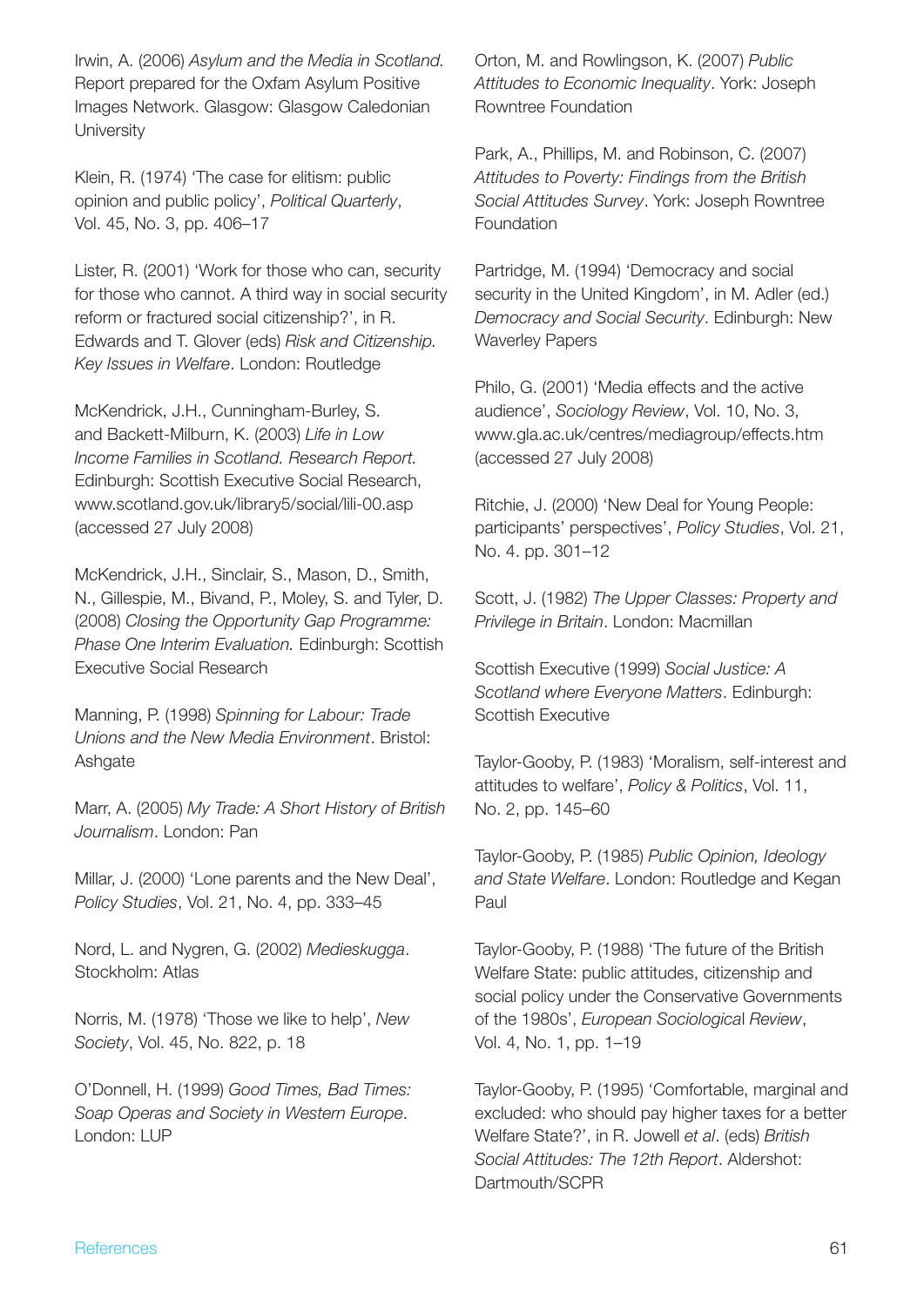Irwin, A. (2006) *Asylum and the Media in Scotland.* Report prepared for the Oxfam Asylum Positive Images Network. Glasgow: Glasgow Caledonian University

Klein, R. (1974) 'The case for elitism: public opinion and public policy', *Political Quarterly*, Vol. 45, No. 3, pp. 406–17

Lister, R. (2001) 'Work for those who can, security for those who cannot. A third way in social security reform or fractured social citizenship?', in R. Edwards and T. Glover (eds) *Risk and Citizenship. Key Issues in Welfare*. London: Routledge

McKendrick, J.H., Cunningham-Burley, S. and Backett-Milburn, K. (2003) *Life in Low Income Families in Scotland. Research Report.* Edinburgh: Scottish Executive Social Research, www.scotland.gov.uk/library5/social/lili-00.asp (accessed 27 July 2008)

McKendrick, J.H., Sinclair, S., Mason, D., Smith, N., Gillespie, M., Bivand, P., Moley, S. and Tyler, D. (2008) *Closing the Opportunity Gap Programme: Phase One Interim Evaluation.* Edinburgh: Scottish Executive Social Research

Manning, P. (1998) *Spinning for Labour: Trade Unions and the New Media Environment*. Bristol: Ashgate

Marr, A. (2005) *My Trade: A Short History of British Journalism*. London: Pan

Millar, J. (2000) 'Lone parents and the New Deal', *Policy Studies*, Vol. 21, No. 4, pp. 333–45

Nord, L. and Nygren, G. (2002) *Medieskugga*. Stockholm: Atlas

Norris, M. (1978) 'Those we like to help', *New Society*, Vol. 45, No. 822, p. 18

O'Donnell, H. (1999) *Good Times, Bad Times: Soap Operas and Society in Western Europe*. London: LUP

Orton, M. and Rowlingson, K. (2007) *Public Attitudes to Economic Inequality*. York: Joseph Rowntree Foundation

Park, A., Phillips, M. and Robinson, C. (2007) *Attitudes to Poverty: Findings from the British Social Attitudes Survey*. York: Joseph Rowntree Foundation

Partridge, M. (1994) 'Democracy and social security in the United Kingdom', in M. Adler (ed.) *Democracy and Social Security*. Edinburgh: New Waverley Papers

Philo, G. (2001) 'Media effects and the active audience', *Sociology Review*, Vol. 10, No. 3, www.gla.ac.uk/centres/mediagroup/effects.htm (accessed 27 July 2008)

Ritchie, J. (2000) 'New Deal for Young People: participants' perspectives', *Policy Studies*, Vol. 21, No. 4. pp. 301–12

Scott, J. (1982) *The Upper Classes: Property and Privilege in Britain*. London: Macmillan

Scottish Executive (1999) *Social Justice: A Scotland where Everyone Matters*. Edinburgh: Scottish Executive

Taylor-Gooby, P. (1983) 'Moralism, self-interest and attitudes to welfare', *Policy & Politics*, Vol. 11, No. 2, pp. 145–60

Taylor-Gooby, P. (1985) *Public Opinion, Ideology and State Welfare*. London: Routledge and Kegan Paul

Taylor-Gooby, P. (1988) 'The future of the British Welfare State: public attitudes, citizenship and social policy under the Conservative Governments of the 1980s', *European Sociological Review*, Vol. 4, No. 1, pp. 1–19

Taylor-Gooby, P. (1995) 'Comfortable, marginal and excluded: who should pay higher taxes for a better Welfare State?', in R. Jowell *et al*. (eds) *British Social Attitudes: The 12th Report*. Aldershot: Dartmouth/SCPR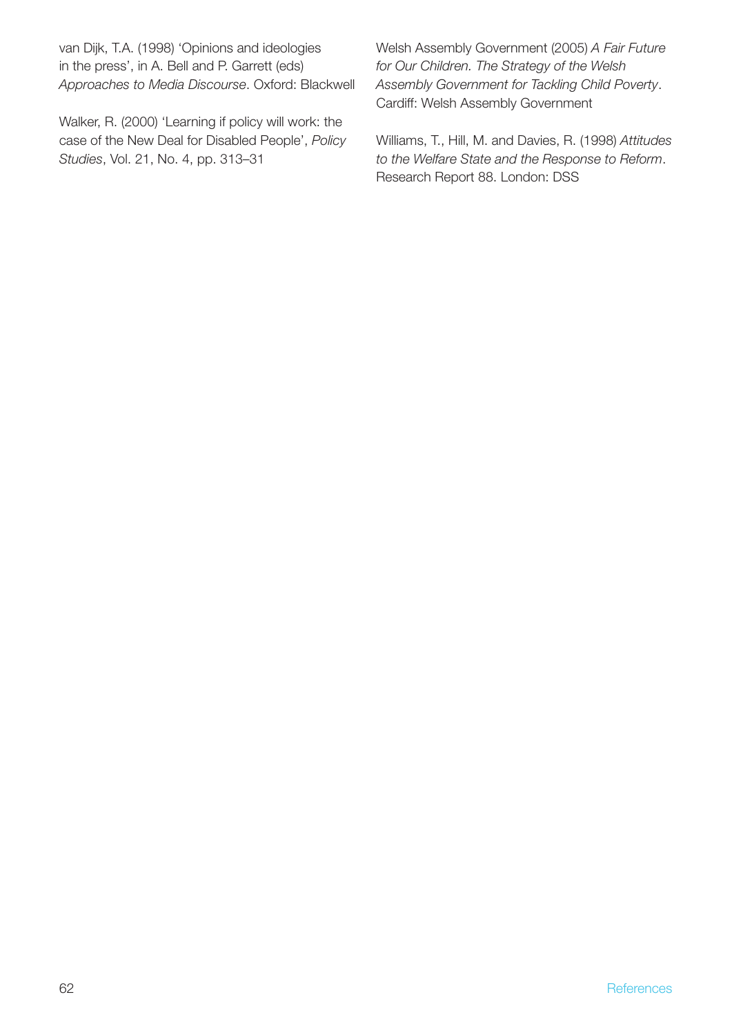van Dijk, T.A. (1998) 'Opinions and ideologies in the press', in A. Bell and P. Garrett (eds) *Approaches to Media Discourse*. Oxford: Blackwell

Walker, R. (2000) 'Learning if policy will work: the case of the New Deal for Disabled People', *Policy Studies*, Vol. 21, No. 4, pp. 313–31

Welsh Assembly Government (2005) *A Fair Future for Our Children. The Strategy of the Welsh Assembly Government for Tackling Child Poverty*. Cardiff: Welsh Assembly Government

Williams, T., Hill, M. and Davies, R. (1998) *Attitudes to the Welfare State and the Response to Reform*. Research Report 88. London: DSS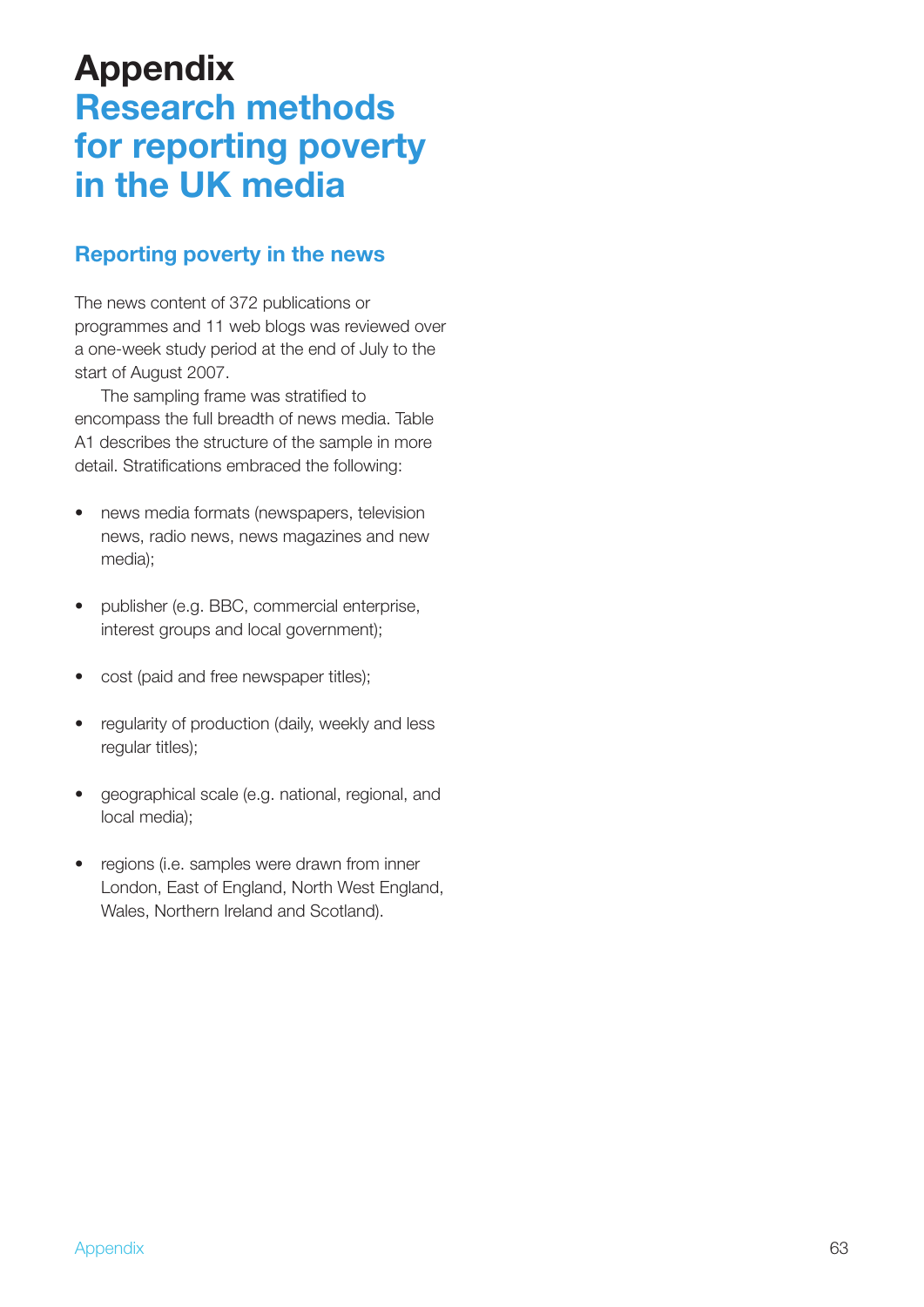# Appendix
# Research methods for reporting poverty in the UK media

## Reporting poverty in the news

The news content of 372 publications or programmes and 11 web blogs was reviewed over a one-week study period at the end of July to the start of August 2007.

The sampling frame was stratified to encompass the full breadth of news media. Table A1 describes the structure of the sample in more detail. Stratifications embraced the following:

- news media formats (newspapers, television news, radio news, news magazines and new media);
- publisher (e.g. BBC, commercial enterprise, interest groups and local government);
- cost (paid and free newspaper titles);
- regularity of production (daily, weekly and less regular titles);
- geographical scale (e.g. national, regional, and local media);
- regions (i.e. samples were drawn from inner London, East of England, North West England, Wales, Northern Ireland and Scotland).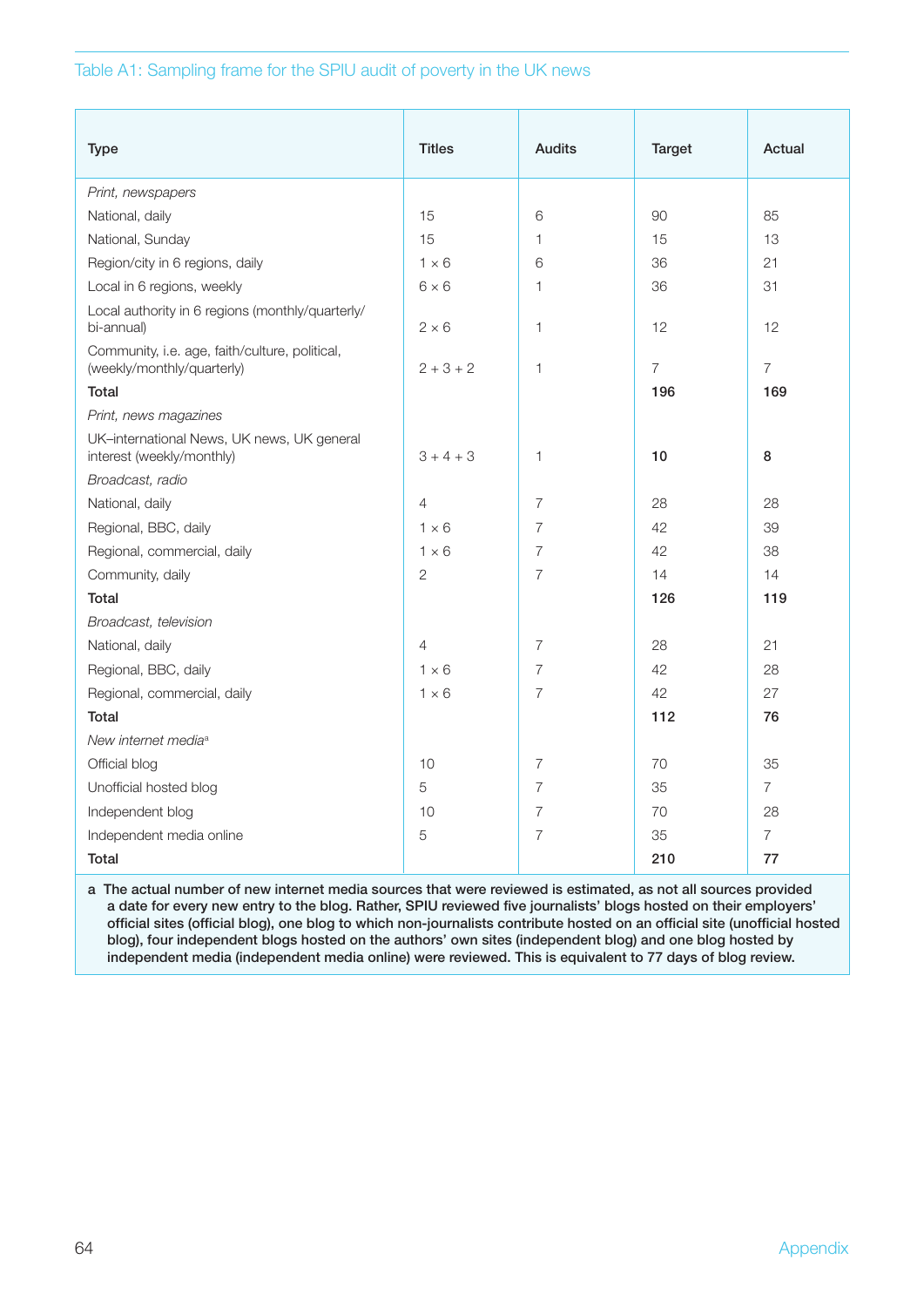Table A1: Sampling frame for the SPIU audit of poverty in the UK news

| Type | Titles | Audits | Target | Actual |
|---|---|---|---|---|
| *Print, newspapers* | | | | |
| National, daily | 15 | 6 | 90 | 85 |
| National, Sunday | 15 | 1 | 15 | 13 |
| Region/city in 6 regions, daily | 1 × 6 | 6 | 36 | 21 |
| Local in 6 regions, weekly | 6 × 6 | 1 | 36 | 31 |
| Local authority in 6 regions (monthly/quarterly/ bi-annual) | 2 × 6 | 1 | 12 | 12 |
| Community, i.e. age, faith/culture, political, (weekly/monthly/quarterly) | 2 + 3 + 2 | 1 | 7 | 7 |
| **Total** | | | **196** | **169** |
| *Print, news magazines* | | | | |
| UK–international News, UK news, UK general interest (weekly/monthly) | 3 + 4 + 3 | 1 | **10** | **8** |
| *Broadcast, radio* | | | | |
| National, daily | 4 | 7 | 28 | 28 |
| Regional, BBC, daily | 1 × 6 | 7 | 42 | 39 |
| Regional, commercial, daily | 1 × 6 | 7 | 42 | 38 |
| Community, daily | 2 | 7 | 14 | 14 |
| **Total** | | | **126** | **119** |
| *Broadcast, television* | | | | |
| National, daily | 4 | 7 | 28 | 21 |
| Regional, BBC, daily | 1 × 6 | 7 | 42 | 28 |
| Regional, commercial, daily | 1 × 6 | 7 | 42 | 27 |
| **Total** | | | **112** | **76** |
| *New internet media*[a] | | | | |
| Official blog | 10 | 7 | 70 | 35 |
| Unofficial hosted blog | 5 | 7 | 35 | 7 |
| Independent blog | 10 | 7 | 70 | 28 |
| Independent media online | 5 | 7 | 35 | 7 |
| **Total** | | | **210** | **77** |

a The actual number of new internet media sources that were reviewed is estimated, as not all sources provided a date for every new entry to the blog. Rather, SPIU reviewed five journalists' blogs hosted on their employers' official sites (official blog), one blog to which non-journalists contribute hosted on an official site (unofficial hosted blog), four independent blogs hosted on the authors' own sites (independent blog) and one blog hosted by independent media (independent media online) were reviewed. This is equivalent to 77 days of blog review.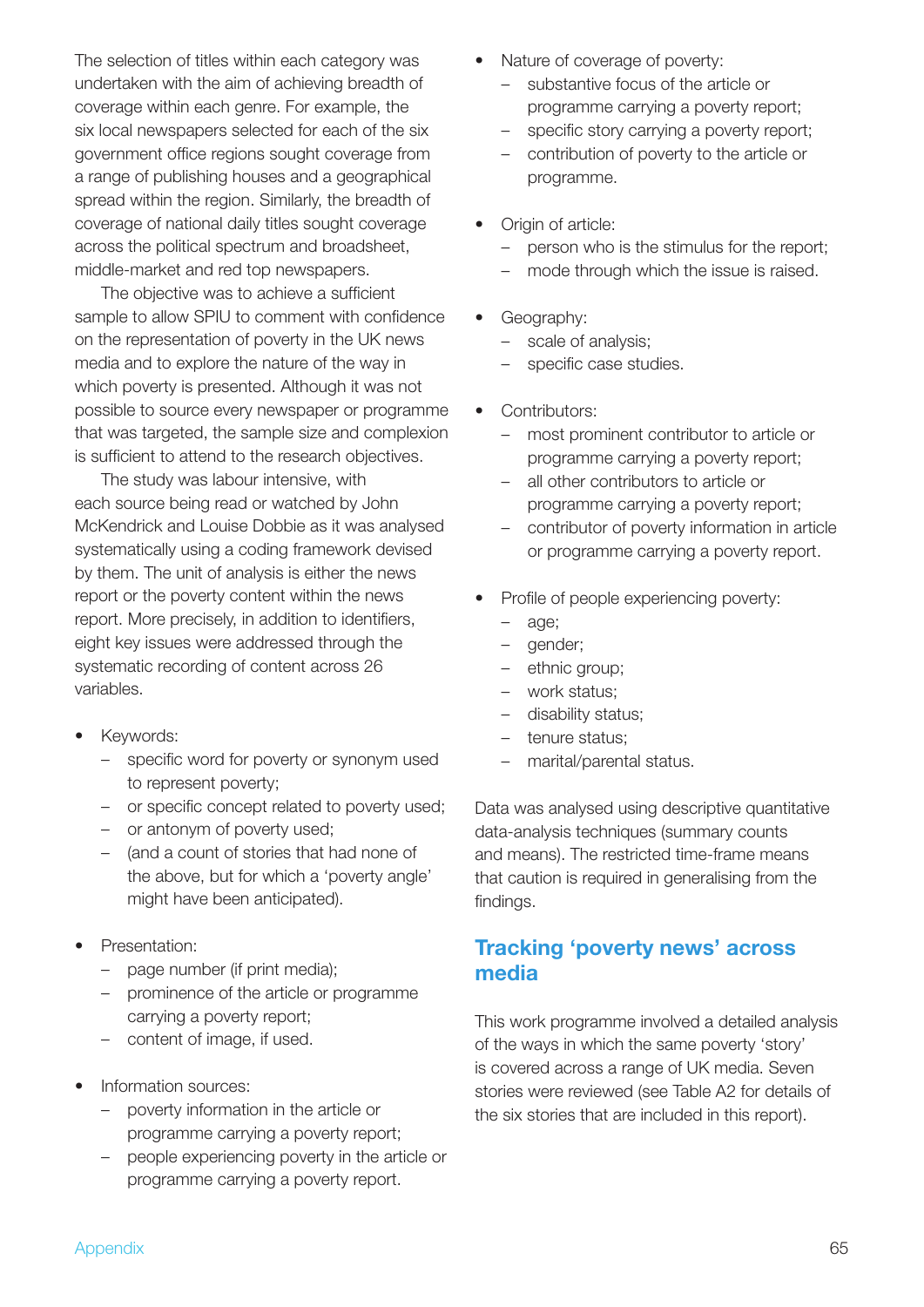The selection of titles within each category was undertaken with the aim of achieving breadth of coverage within each genre. For example, the six local newspapers selected for each of the six government office regions sought coverage from a range of publishing houses and a geographical spread within the region. Similarly, the breadth of coverage of national daily titles sought coverage across the political spectrum and broadsheet, middle-market and red top newspapers.

The objective was to achieve a sufficient sample to allow SPIU to comment with confidence on the representation of poverty in the UK news media and to explore the nature of the way in which poverty is presented. Although it was not possible to source every newspaper or programme that was targeted, the sample size and complexion is sufficient to attend to the research objectives.

The study was labour intensive, with each source being read or watched by John McKendrick and Louise Dobbie as it was analysed systematically using a coding framework devised by them. The unit of analysis is either the news report or the poverty content within the news report. More precisely, in addition to identifiers, eight key issues were addressed through the systematic recording of content across 26 variables.

- Keywords:
  - specific word for poverty or synonym used to represent poverty;
  - or specific concept related to poverty used;
  - or antonym of poverty used;
  - (and a count of stories that had none of the above, but for which a 'poverty angle' might have been anticipated).
- Presentation:
  - page number (if print media);
  - prominence of the article or programme carrying a poverty report;
  - content of image, if used.
- Information sources:
  - poverty information in the article or programme carrying a poverty report;
  - people experiencing poverty in the article or programme carrying a poverty report.
- Nature of coverage of poverty:
  - substantive focus of the article or programme carrying a poverty report;
  - specific story carrying a poverty report;
  - contribution of poverty to the article or programme.
- Origin of article:
  - person who is the stimulus for the report;
  - mode through which the issue is raised.
- Geography:
  - scale of analysis;
  - specific case studies.
- Contributors:
  - most prominent contributor to article or programme carrying a poverty report;
  - all other contributors to article or programme carrying a poverty report;
  - contributor of poverty information in article or programme carrying a poverty report.
- Profile of people experiencing poverty:
  - age;
  - gender;
  - ethnic group;
  - work status;
  - disability status;
  - tenure status;
  - marital/parental status.

Data was analysed using descriptive quantitative data-analysis techniques (summary counts and means). The restricted time-frame means that caution is required in generalising from the findings.

## Tracking 'poverty news' across media

This work programme involved a detailed analysis of the ways in which the same poverty 'story' is covered across a range of UK media. Seven stories were reviewed (see Table A2 for details of the six stories that are included in this report).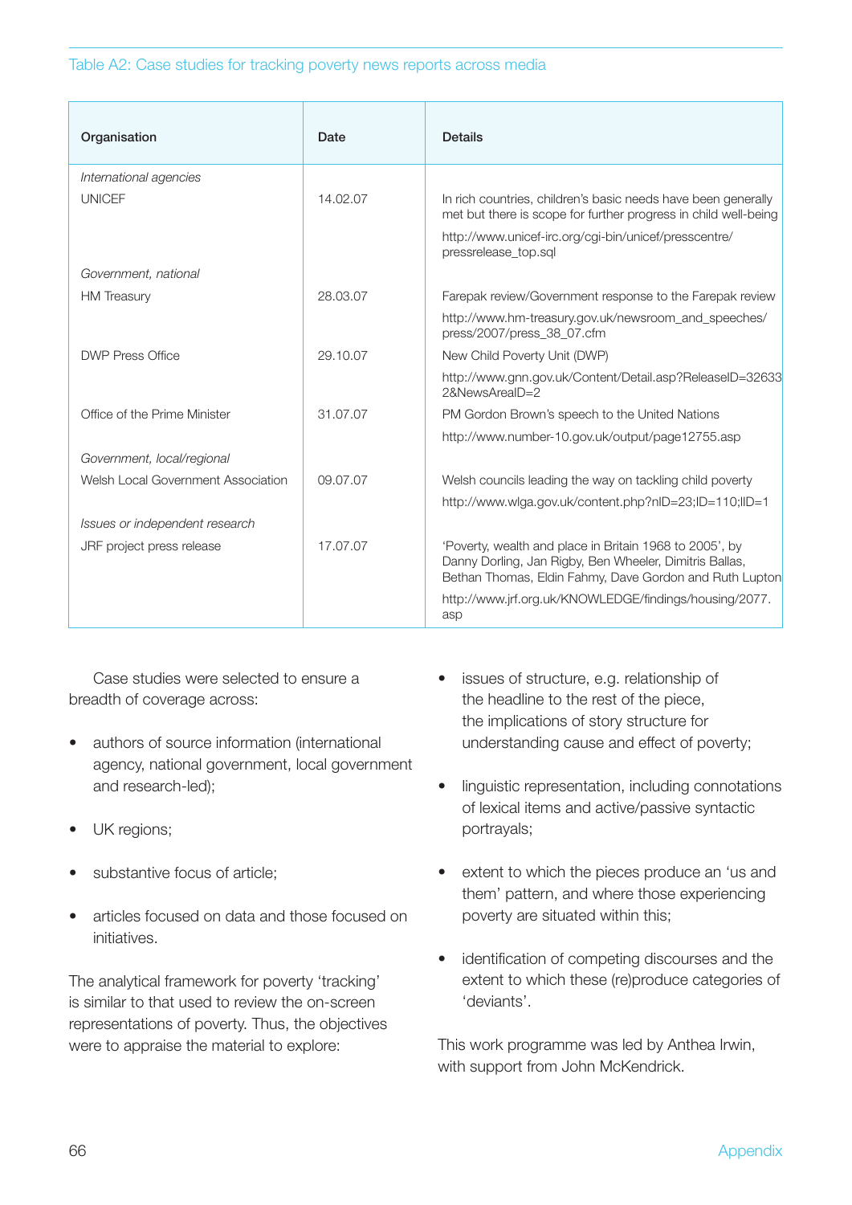Table A2: Case studies for tracking poverty news reports across media

| Organisation | Date | Details |
|---|---|---|
| *International agencies* | | |
| UNICEF | 14.02.07 | In rich countries, children's basic needs have been generally met but there is scope for further progress in child well-being<br>http://www.unicef-irc.org/cgi-bin/unicef/presscentre/pressrelease_top.sql |
| *Government, national* | | |
| HM Treasury | 28.03.07 | Farepak review/Government response to the Farepak review<br>http://www.hm-treasury.gov.uk/newsroom_and_speeches/press/2007/press_38_07.cfm |
| DWP Press Office | 29.10.07 | New Child Poverty Unit (DWP)<br>http://www.gnn.gov.uk/Content/Detail.asp?ReleaseID=326332&NewsAreaID=2 |
| Office of the Prime Minister | 31.07.07 | PM Gordon Brown's speech to the United Nations<br>http://www.number-10.gov.uk/output/page12755.asp |
| *Government, local/regional* | | |
| Welsh Local Government Association | 09.07.07 | Welsh councils leading the way on tackling child poverty<br>http://www.wlga.gov.uk/content.php?nID=23;ID=110;lID=1 |
| *Issues or independent research* | | |
| JRF project press release | 17.07.07 | 'Poverty, wealth and place in Britain 1968 to 2005', by Danny Dorling, Jan Rigby, Ben Wheeler, Dimitris Ballas, Bethan Thomas, Eldin Fahmy, Dave Gordon and Ruth Lupton<br>http://www.jrf.org.uk/KNOWLEDGE/findings/housing/2077.asp |

Case studies were selected to ensure a breadth of coverage across:

- authors of source information (international agency, national government, local government and research-led);
- UK regions;
- substantive focus of article;
- articles focused on data and those focused on initiatives.

The analytical framework for poverty 'tracking' is similar to that used to review the on-screen representations of poverty. Thus, the objectives were to appraise the material to explore:

- issues of structure, e.g. relationship of the headline to the rest of the piece, the implications of story structure for understanding cause and effect of poverty;
- linguistic representation, including connotations of lexical items and active/passive syntactic portrayals;
- extent to which the pieces produce an 'us and them' pattern, and where those experiencing poverty are situated within this;
- identification of competing discourses and the extent to which these (re)produce categories of 'deviants'.

This work programme was led by Anthea Irwin, with support from John McKendrick.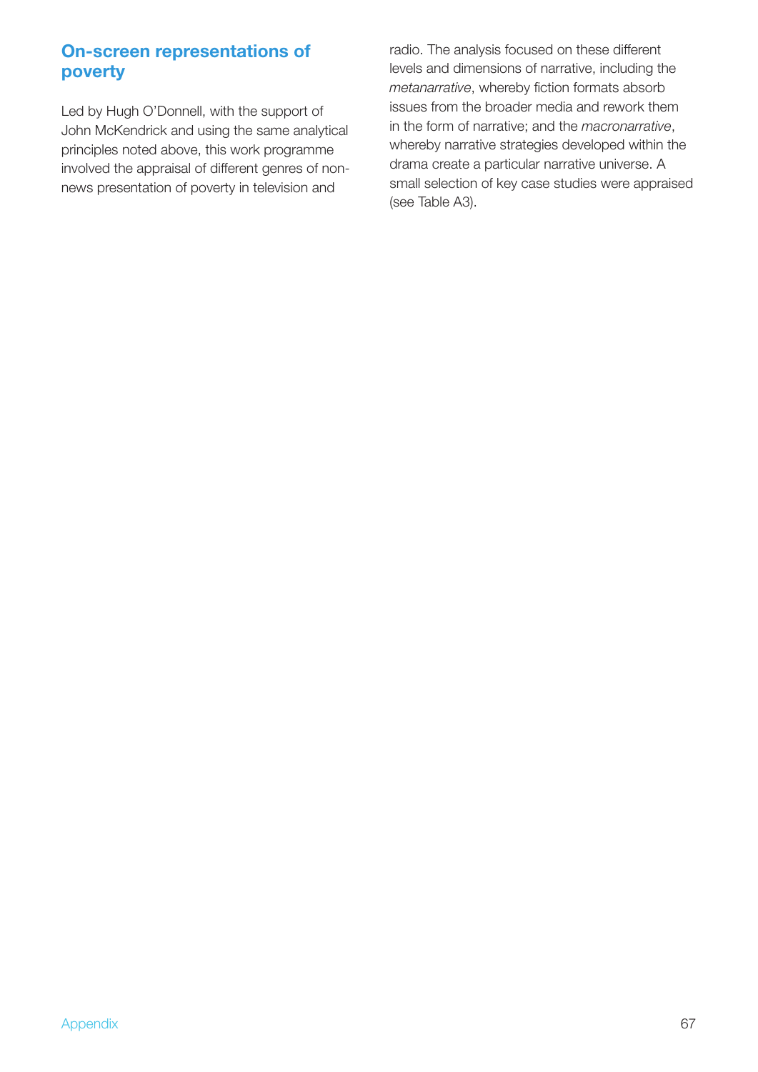## On-screen representations of poverty

Led by Hugh O'Donnell, with the support of John McKendrick and using the same analytical principles noted above, this work programme involved the appraisal of different genres of non-news presentation of poverty in television and radio. The analysis focused on these different levels and dimensions of narrative, including the *metanarrative*, whereby fiction formats absorb issues from the broader media and rework them in the form of narrative; and the *macronarrative*, whereby narrative strategies developed within the drama create a particular narrative universe. A small selection of key case studies were appraised (see Table A3).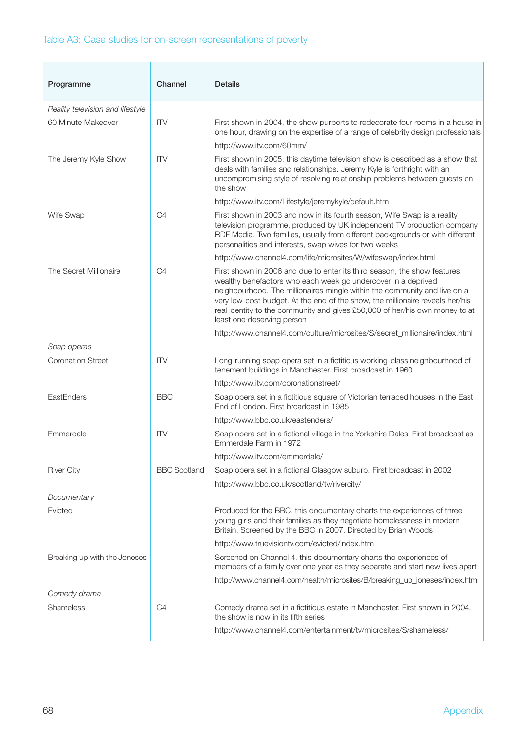Table A3: Case studies for on-screen representations of poverty

| Programme | Channel | Details |
|---|---|---|
| *Reality television and lifestyle* | | |
| 60 Minute Makeover | ITV | First shown in 2004, the show purports to redecorate four rooms in a house in one hour, drawing on the expertise of a range of celebrity design professionals<br>http://www.itv.com/60mm/ |
| The Jeremy Kyle Show | ITV | First shown in 2005, this daytime television show is described as a show that deals with families and relationships. Jeremy Kyle is forthright with an uncompromising style of resolving relationship problems between guests on the show<br>http://www.itv.com/Lifestyle/jeremykyle/default.htm |
| Wife Swap | C4 | First shown in 2003 and now in its fourth season, Wife Swap is a reality television programme, produced by UK independent TV production company RDF Media. Two families, usually from different backgrounds or with different personalities and interests, swap wives for two weeks<br>http://www.channel4.com/life/microsites/W/wifeswap/index.html |
| The Secret Millionaire | C4 | First shown in 2006 and due to enter its third season, the show features wealthy benefactors who each week go undercover in a deprived neighbourhood. The millionaires mingle within the community and live on a very low-cost budget. At the end of the show, the millionaire reveals her/his real identity to the community and gives £50,000 of her/his own money to at least one deserving person<br>http://www.channel4.com/culture/microsites/S/secret_millionaire/index.html |
| *Soap operas* | | |
| Coronation Street | ITV | Long-running soap opera set in a fictitious working-class neighbourhood of tenement buildings in Manchester. First broadcast in 1960<br>http://www.itv.com/coronationstreet/ |
| EastEnders | BBC | Soap opera set in a fictitious square of Victorian terraced houses in the East End of London. First broadcast in 1985<br>http://www.bbc.co.uk/eastenders/ |
| Emmerdale | ITV | Soap opera set in a fictional village in the Yorkshire Dales. First broadcast as Emmerdale Farm in 1972<br>http://www.itv.com/emmerdale/ |
| River City | BBC Scotland | Soap opera set in a fictional Glasgow suburb. First broadcast in 2002<br>http://www.bbc.co.uk/scotland/tv/rivercity/ |
| *Documentary* | | |
| Evicted | | Produced for the BBC, this documentary charts the experiences of three young girls and their families as they negotiate homelessness in modern Britain. Screened by the BBC in 2007. Directed by Brian Woods<br>http://www.truevisiontv.com/evicted/index.htm |
| Breaking up with the Joneses | | Screened on Channel 4, this documentary charts the experiences of members of a family over one year as they separate and start new lives apart<br>http://www.channel4.com/health/microsites/B/breaking_up_joneses/index.html |
| *Comedy drama* | | |
| Shameless | C4 | Comedy drama set in a fictitious estate in Manchester. First shown in 2004, the show is now in its fifth series<br>http://www.channel4.com/entertainment/tv/microsites/S/shameless/ |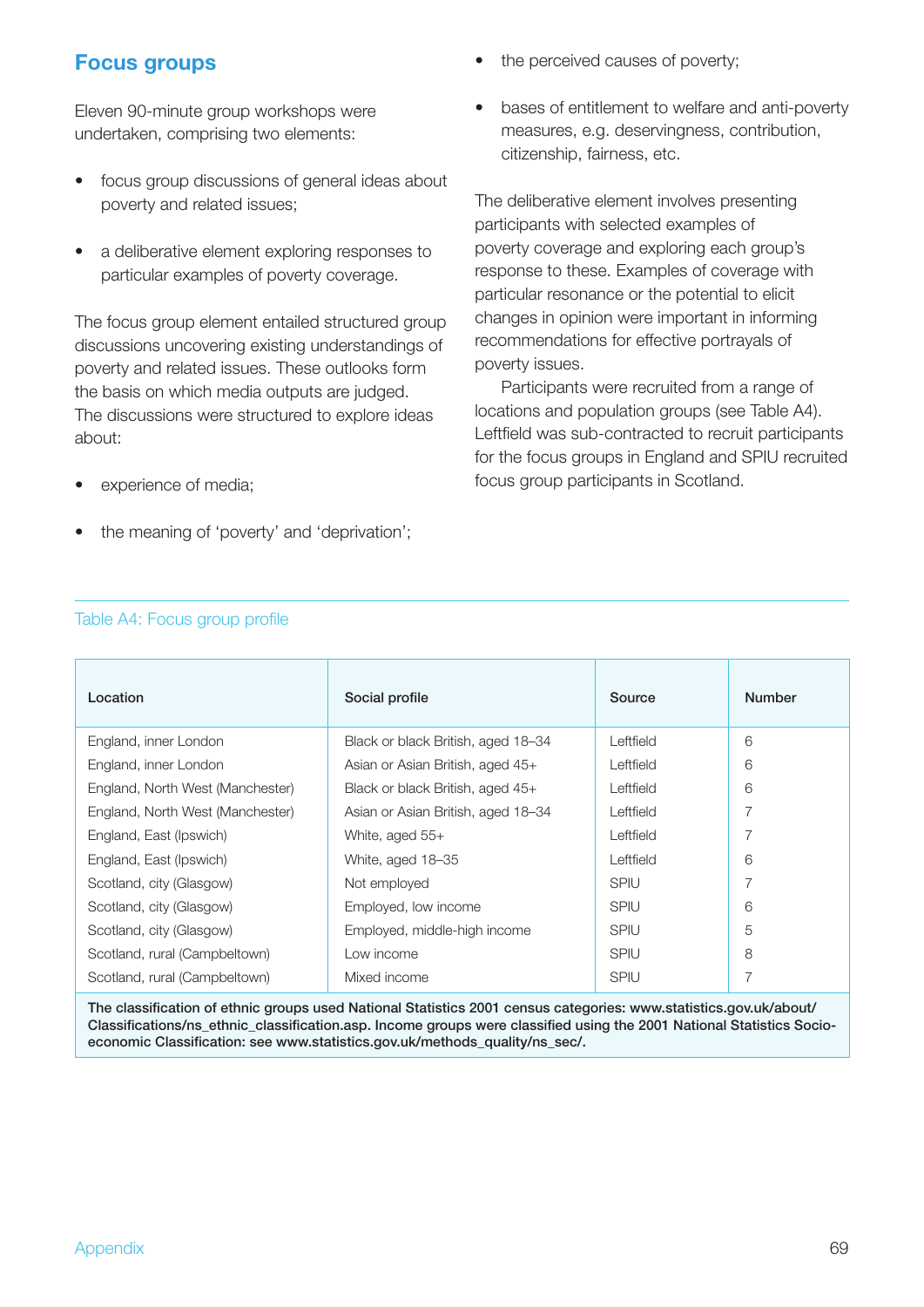## Focus groups

Eleven 90-minute group workshops were undertaken, comprising two elements:

- focus group discussions of general ideas about poverty and related issues;
- a deliberative element exploring responses to particular examples of poverty coverage.

The focus group element entailed structured group discussions uncovering existing understandings of poverty and related issues. These outlooks form the basis on which media outputs are judged. The discussions were structured to explore ideas about:

- experience of media;
- the meaning of 'poverty' and 'deprivation';
- the perceived causes of poverty;
- bases of entitlement to welfare and anti-poverty measures, e.g. deservingness, contribution, citizenship, fairness, etc.

The deliberative element involves presenting participants with selected examples of poverty coverage and exploring each group's response to these. Examples of coverage with particular resonance or the potential to elicit changes in opinion were important in informing recommendations for effective portrayals of poverty issues.

Participants were recruited from a range of locations and population groups (see Table A4). Leftfield was sub-contracted to recruit participants for the focus groups in England and SPIU recruited focus group participants in Scotland.

Table A4: Focus group profile

| Location | Social profile | Source | Number |
|---|---|---|---|
| England, inner London | Black or black British, aged 18–34 | Leftfield | 6 |
| England, inner London | Asian or Asian British, aged 45+ | Leftfield | 6 |
| England, North West (Manchester) | Black or black British, aged 45+ | Leftfield | 6 |
| England, North West (Manchester) | Asian or Asian British, aged 18–34 | Leftfield | 7 |
| England, East (Ipswich) | White, aged 55+ | Leftfield | 7 |
| England, East (Ipswich) | White, aged 18–35 | Leftfield | 6 |
| Scotland, city (Glasgow) | Not employed | SPIU | 7 |
| Scotland, city (Glasgow) | Employed, low income | SPIU | 6 |
| Scotland, city (Glasgow) | Employed, middle-high income | SPIU | 5 |
| Scotland, rural (Campbeltown) | Low income | SPIU | 8 |
| Scotland, rural (Campbeltown) | Mixed income | SPIU | 7 |

**The classification of ethnic groups used National Statistics 2001 census categories: www.statistics.gov.uk/about/Classifications/ns_ethnic_classification.asp. Income groups were classified using the 2001 National Statistics Socio-economic Classification: see www.statistics.gov.uk/methods_quality/ns_sec/.**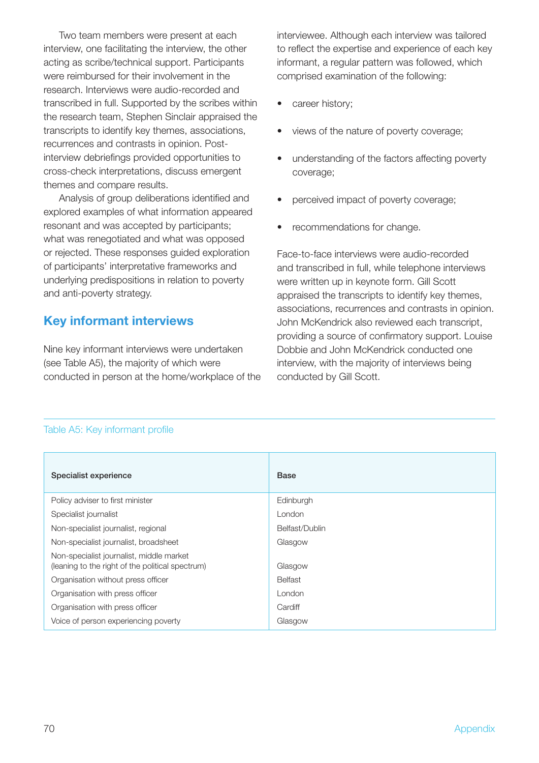Two team members were present at each interview, one facilitating the interview, the other acting as scribe/technical support. Participants were reimbursed for their involvement in the research. Interviews were audio-recorded and transcribed in full. Supported by the scribes within the research team, Stephen Sinclair appraised the transcripts to identify key themes, associations, recurrences and contrasts in opinion. Post-interview debriefings provided opportunities to cross-check interpretations, discuss emergent themes and compare results.

Analysis of group deliberations identified and explored examples of what information appeared resonant and was accepted by participants; what was renegotiated and what was opposed or rejected. These responses guided exploration of participants' interpretative frameworks and underlying predispositions in relation to poverty and anti-poverty strategy.

## Key informant interviews

Nine key informant interviews were undertaken (see Table A5), the majority of which were conducted in person at the home/workplace of the interviewee. Although each interview was tailored to reflect the expertise and experience of each key informant, a regular pattern was followed, which comprised examination of the following:

- career history;
- views of the nature of poverty coverage;
- understanding of the factors affecting poverty coverage;
- perceived impact of poverty coverage;
- recommendations for change.

Face-to-face interviews were audio-recorded and transcribed in full, while telephone interviews were written up in keynote form. Gill Scott appraised the transcripts to identify key themes, associations, recurrences and contrasts in opinion. John McKendrick also reviewed each transcript, providing a source of confirmatory support. Louise Dobbie and John McKendrick conducted one interview, with the majority of interviews being conducted by Gill Scott.

Table A5: Key informant profile

| Specialist experience | Base |
| --- | --- |
| Policy adviser to first minister | Edinburgh |
| Specialist journalist | London |
| Non-specialist journalist, regional | Belfast/Dublin |
| Non-specialist journalist, broadsheet | Glasgow |
| Non-specialist journalist, middle market (leaning to the right of the political spectrum) | Glasgow |
| Organisation without press officer | Belfast |
| Organisation with press officer | London |
| Organisation with press officer | Cardiff |
| Voice of person experiencing poverty | Glasgow |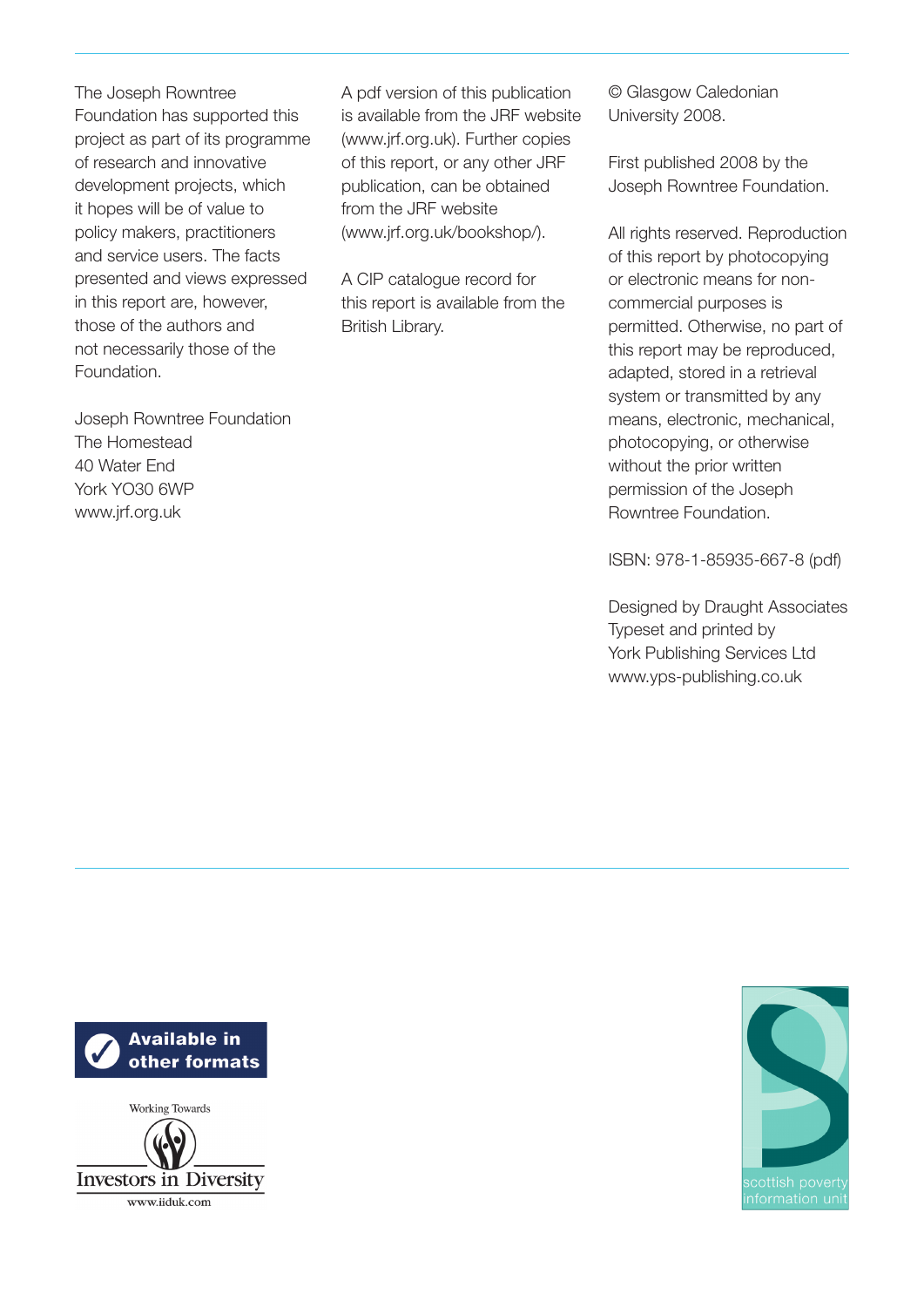The Joseph Rowntree Foundation has supported this project as part of its programme of research and innovative development projects, which it hopes will be of value to policy makers, practitioners and service users. The facts presented and views expressed in this report are, however, those of the authors and not necessarily those of the Foundation.

Joseph Rowntree Foundation
The Homestead
40 Water End
York YO30 6WP
www.jrf.org.uk

A pdf version of this publication is available from the JRF website (www.jrf.org.uk). Further copies of this report, or any other JRF publication, can be obtained from the JRF website (www.jrf.org.uk/bookshop/).

A CIP catalogue record for this report is available from the British Library.

© Glasgow Caledonian University 2008.

First published 2008 by the Joseph Rowntree Foundation.

All rights reserved. Reproduction of this report by photocopying or electronic means for non-commercial purposes is permitted. Otherwise, no part of this report may be reproduced, adapted, stored in a retrieval system or transmitted by any means, electronic, mechanical, photocopying, or otherwise without the prior written permission of the Joseph Rowntree Foundation.

ISBN: 978-1-85935-667-8 (pdf)

Designed by Draught Associates
Typeset and printed by
York Publishing Services Ltd
www.yps-publishing.co.uk

Available in other formats

Working Towards
Investors in Diversity
www.iiduk.com

scottish poverty information unit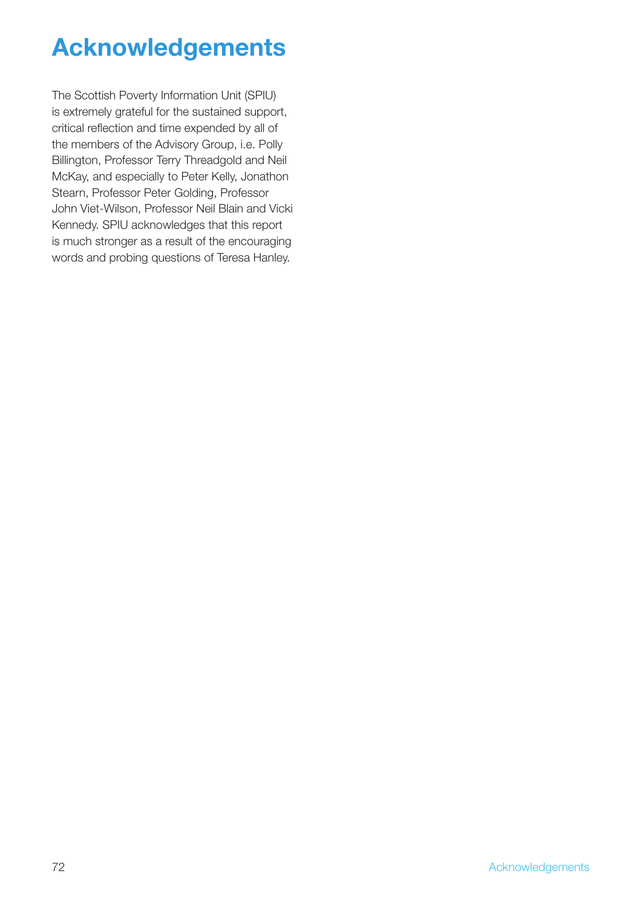# Acknowledgements

The Scottish Poverty Information Unit (SPIU) is extremely grateful for the sustained support, critical reflection and time expended by all of the members of the Advisory Group, i.e. Polly Billington, Professor Terry Threadgold and Neil McKay, and especially to Peter Kelly, Jonathon Stearn, Professor Peter Golding, Professor John Viet-Wilson, Professor Neil Blain and Vicki Kennedy. SPIU acknowledges that this report is much stronger as a result of the encouraging words and probing questions of Teresa Hanley.